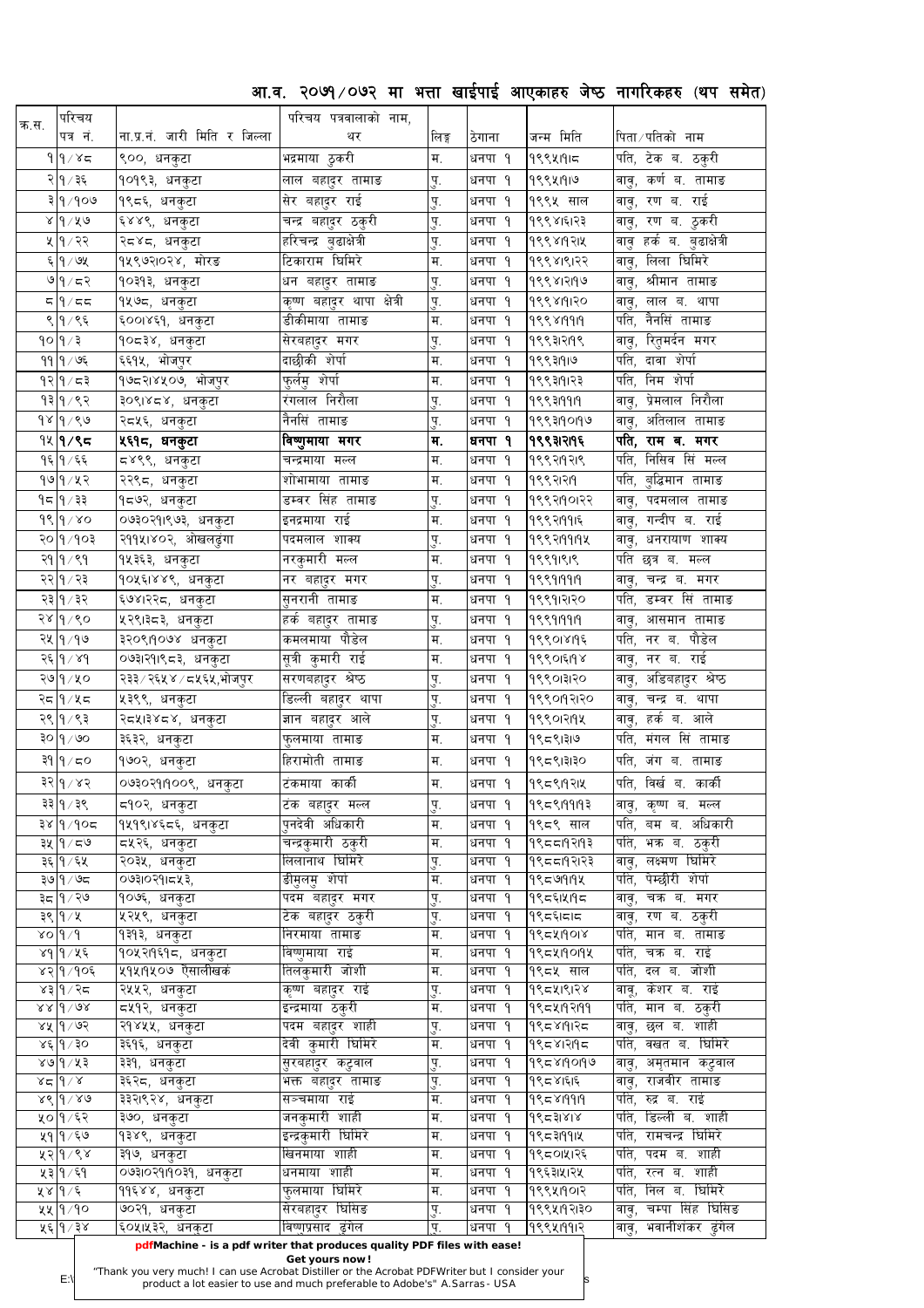## आ.व. २०७१/०७२ मा भत्ता खाईपाई आएकाहरु जेष्ठ नागरिकहरु (थप समेत)

| क्र.स. | परिचय पत्र नं. | ना.प्र.नं. जारी मिति र जिल्ला | परिचय पत्रवालाको नाम, थर | लिङ्ग | ठेगाना | जन्म मिति | पिता/पतिको नाम |
|---|---|---|---|---|---|---|---|
| १ | १/४८ | ९००, धनकुटा | भद्रमाया ठुकरी | म. | धनपा १ | १९९५।१।८ | पति, टेक ब. ठकुरी |
| २ | १/३६ | १०१९३, धनकुटा | लाल बहादुर तामाङ | पु. | धनपा १ | १९९५।१।७ | वावु, कर्ण ब. तामाङ |
| ३ | १/१०७ | १९८६, धनकुटा | सेर बहादुर राई | पु. | धनपा १ | १९९५ साल | वावु, रण ब. राई |
| ४ | १/५७ | ६४४९, धनकुटा | चन्द्र बहादुर ठकुरी | पु. | धनपा १ | १९९४।६।२३ | वावु, रण ब. ठकुरी |
| ५ | १/२२ | २८४८, धनकुटा | हरिचन्द्र बुढाक्षेत्री | पु. | धनपा १ | १९९४।१२।५ | वावु हर्क ब. बुढाक्षेत्री |
| ६ | १/७५ | १५९७२।०२४, मोरङ | टिकाराम घिमिरे | म. | धनपा १ | १९९४।९।२२ | वावु, लिला घिमिरे |
| ७ | १/८२ | १०३१३, धनकुटा | धन बहादुर तामाङ | पु. | धनपा १ | १९९४।२।१७ | वावु, श्रीमान तामाङ |
| ८ | १/८८ | १५७८, धनकुटा | कृष्ण बहादुर थापा क्षेत्री | पु. | धनपा १ | १९९४।१।२० | वावु, लाल ब. थापा |
| ९ | १/९६ | ६००।४६१, धनकुटा | डीकीमाया तामाङ | म. | धनपा १ | १९९४।११।१ | पति, नैनसिं तामाङ |
| १० | १/३ | १०८३४, धनकुटा | सेरबहादुर मगर | पु. | धनपा १ | १९९३।२।१९ | वावु, रितुमर्दन मगर |
| ११ | १/७६ | ६६१५, भोजपुर | दाछीकी शेर्पा | म. | धनपा १ | १९९३।१।७ | पति, दावा शेर्पा |
| १२ | १/८३ | १७८२।४५०७, भोजपुर | फुर्लमु शेर्पा | म. | धनपा १ | १९९३।१।२३ | पति, निम शेर्पा |
| १३ | १/९२ | ३०९।४८४, धनकुटा | रंगलाल निरौला | पु. | धनपा १ | १९९३।११।१ | वावु, प्रेमलाल निरौला |
| १४ | १/९७ | २८५६, धनकुटा | नैनसिं तामाङ | पु. | धनपा १ | १९९३।१०।१७ | वावु, अतिलाल तामाङ |
| **१५** | **१/९८** | **५६१८, धनकुटा** | **विष्णुमाया मगर** | **म.** | **धनपा १** | **१९९३।२।१६** | **पति, राम ब. मगर** |
| १६ | १/६६ | ८४९९, धनकुटा | चन्द्रमाया मल्ल | म. | धनपा १ | १९९२।१२।२९ | पति, निसिव सिं मल्ल |
| १७ | १/५२ | २२९८, धनकुटा | शोभामाया तामाङ | म. | धनपा १ | १९९२।२।१ | पति, बुद्धिमान तामाङ |
| १८ | १/३३ | १८७२, धनकुटा | डम्वर सिंह तामाङ | पु. | धनपा १ | १९९२।१०।२२ | वावु, पदमलाल तामाङ |
| १९ | १/४० | ०७३०२१।९७३, धनकुटा | इनद्रमाया राई | म. | धनपा १ | १९९२।११।६ | वावु, गन्दीप ब. राई |
| २० | १/१०३ | २११५।४०२, ओखलढुंगा | पदमलाल शाक्य | पु. | धनपा १ | १९९२।११।१५ | वावु, धनरायाण शाक्य |
| २१ | १/९१ | १५३६३, धनकुटा | नरकुमारी मल्ल | म. | धनपा १ | १९९१।९।९ | पति छत्र ब. मल्ल |
| २२ | १/२३ | १०५६।४४९, धनकुटा | नर बहादुर मगर | पु. | धनपा १ | १९९१।११।१ | वावु, चन्द्र ब. मगर |
| २३ | १/३२ | ६७४।२२८, धनकुटा | सुनरानी तामाङ | म. | धनपा १ | १९९१।२।२० | पति, डम्वर सिं तामाङ |
| २४ | १/९० | ५२९।३८३, धनकुटा | हर्क बहादुर तामाङ | पु. | धनपा १ | १९९१।११।१ | वावु, आसमान तामाङ |
| २५ | १/१७ | ३२०९।१०७४ धनकुटा | कमलमाया पौडेल | म. | धनपा १ | १९९०।४।१६ | पति, नर ब. पौडेल |
| २६ | १/४१ | ०७३।२१।९८३, धनकुटा | सूत्री कुमारी राई | म. | धनपा १ | १९९०।६।१४ | वावु, नर ब. राई |
| २७ | १/५० | २३३/२६५४/८५६५,भोजपुर | सरणबहादुर श्रेष्ठ | पु. | धनपा १ | १९९०।३।२० | वावु, अडिबहादुर श्रेष्ठ |
| २८ | १/५८ | ५३९९, धनकुटा | डिल्ली बहादुर थापा | पु. | धनपा १ | १९९०।१२।२० | वावु, चन्द्र ब. थापा |
| २९ | १/९३ | २८५।३४८४, धनकुटा | ज्ञान बहादुर आले | पु. | धनपा १ | १९९०।२।१५ | वावु, हर्क ब. आले |
| ३० | १/७० | ३६३२, धनकुटा | फुलमाया तामाङ | म. | धनपा १ | १९८९।३।७ | पति, मंगल सिं तामाङ |
| ३१ | १/८० | १७०२, धनकुटा | हिरामोती तामाङ | म. | धनपा १ | १९८९।३।३० | पति, जंग ब. तामाङ |
| ३२ | १/४२ | ०७३०२१।१००९, धनकुटा | टंकमाया कार्की | म. | धनपा १ | १९८९।१२।५ | पति, विर्ख ब. कार्की |
| ३३ | १/३९ | ८१०२, धनकुटा | टंक बहादुर मल्ल | पु. | धनपा १ | १९८९।११।१३ | वावु, कृष्ण ब. मल्ल |
| ३४ | १/१०८ | १५१९।४६८६, धनकुटा | पुनदेवी अधिकारी | म. | धनपा १ | १९८९ साल | पति, बम ब. अधिकारी |
| ३५ | १/८७ | ८५२६, धनकुटा | चन्द्रकुमारी ठकुरी | म. | धनपा १ | १९८८।१२।१३ | पति, भक्र ब. ठकुरी |
| ३६ | १/६५ | २०३५, धनकुटा | लिलानाथ घिमिरे | पु. | धनपा १ | १९८८।१२।२३ | वावु, लक्ष्मण घिमिरे |
| ३७ | १/७८ | ०७३।०२१।८५३, | डीमुलमु शेर्पा | म. | धनपा १ | १९८७।१।१५ | पति, पेम्छीरी शेर्पा |
| ३८ | १/२७ | १०७६, धनकुटा | पदम बहादुर मगर | पु. | धनपा १ | १९८६।५।१८ | वावु, चक्र ब. मगर |
| ३९ | १/५ | ५२५९, धनकुटा | टेक बहादुर ठकुरी | पु. | धनपा १ | १९८६।८।८ | वावु, रण ब. ठकुरी |
| ४० | १/१ | १३१३, धनकुटा | निरमाया तामाङ | म. | धनपा १ | १९८५।१०।४ | पति, मान ब. तामाङ |
| ४१ | १/५६ | १०५२।१६१८, धनकुटा | विष्णुमाया राई | म. | धनपा १ | १९८५।१०।१५ | पति, चक्र ब. राई |
| ४२ | १/१०६ | ५१५।१५०७ ऐसालीखर्क | तिलकुमारी जोशी | म. | धनपा १ | १९८५ साल | पति, दल ब. जोशी |
| ४३ | १/२८ | २५५२, धनकुटा | कृष्ण बहादुर राई | पु. | धनपा १ | १९८५।९।२४ | वावु, केशर ब. राई |
| ४४ | १/७४ | ८५१२, धनकुटा | इन्द्रमाया ठकुरी | म. | धनपा १ | १९८५।१२।११ | पति, मान ब. ठकुरी |
| ४५ | १/७२ | २१४५५, धनकुटा | पदम बहादुर शाही | पु. | धनपा १ | १९८४।१।२८ | वावु, छल ब. शाही |
| ४६ | १/३० | ३६१६, धनकुटा | देवी कुमारी घिमिरे | म. | धनपा १ | १९८४।२।१८ | पति, वखत ब. घिमिरे |
| ४७ | १/५३ | ३३१, धनकुटा | सुरबहादुर कटुवाल | पु. | धनपा १ | १९८४।१०।१७ | वावु, अमृतमान कटुवाल |
| ४८ | १/४ | ३६२८, धनकुटा | भक्त बहादुर तामाङ | पु. | धनपा १ | १९८४।६।६ | वावु, राजवीर तामाङ |
| ४९ | १/४७ | ३३२।९२४, धनकुटा | सञ्चमाया राई | म. | धनपा १ | १९८४।११।१ | पति, रुद्र ब. राई |
| ५० | १/६२ | ३७०, धनकुटा | जनकुमारी शाही | म. | धनपा १ | १९८३।४।४ | पति, डिल्ली ब. शाही |
| ५१ | १/६७ | १३४९, धनकुटा | इन्द्रकुमारी घिमिरे | म. | धनपा १ | १९८३।११।५ | पति, रामचन्द्र घिमिरे |
| ५२ | १/९४ | ३१७, धनकुटा | खिनमाया शाही | म. | धनपा १ | १९८०।५।२६ | पति, पदम ब. शाही |
| ५३ | १/६१ | ०७३।०२१।१०३१, धनकुटा | धनमाया शाही | म. | धनपा १ | १९६३।५।२५ | पति, रत्न ब. शाही |
| ५४ | १/६ | ११६४४, धनकुटा | फुलमाया घिमिरे | म. | धनपा १ | १९९५।१०।२ | पति, निल ब. घिमिरे |
| ५५ | १/१० | ७०२१, धनकुटा | सेरबहादुर घिसिङ | पु. | धनपा १ | १९९५।१२।३० | वावु, चम्पा सिंह घिसिङ |
| ५६ | १/३४ | ६०५।५३२, धनकुटा | विष्णुप्रसाद ढुंगेल | पु. | धनपा १ | १९९५।११।२ | वावु, भवानीशंकर ढुंगेल |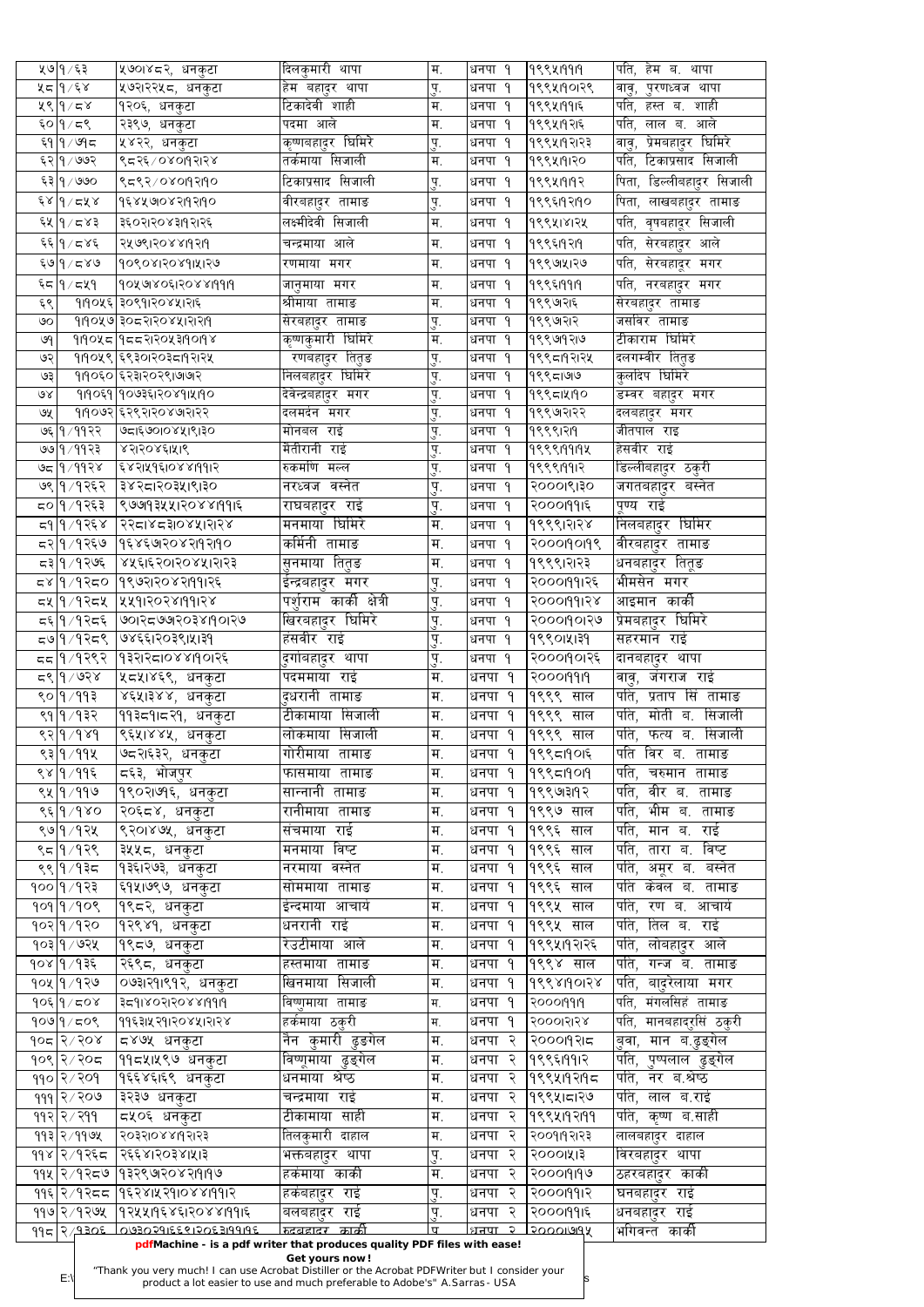| ५७ | १/६३ | ५७०१४८२, धनकुटा | दिलकुमारी थापा | म. | धनपा १ | १९९५।१।१ | पति, हेम ब. थापा |
|---|---|---|---|---|---|---|---|
| ५८ | १/६४ | ५७२१२२५८, धनकुटा | हेम बहादुर थापा | पु. | धनपा १ | १९९५।१०।२९ | वावु, पुरणध्वज थापा |
| ५९ | १/८४ | १२०६, धनकुटा | टिकादेवी शाही | म. | धनपा १ | १९९५।१।६ | पति, हस्त ब. शाही |
| ६० | १/८९ | २३९७, धनकुटा | पदमा आले | म. | धनपा १ | १९९५।१२।६ | पति, लाल ब. आले |
| ६१ | १/७१८ | ५४२२, धनकुटा | कृष्णबहादुर घिमिरे | पु. | धनपा १ | १९९५।१२।२३ | वावु, प्रेमबहादुर घिमिरे |
| ६२ | १/७७२ | ९८२६/०४०।१२।२४ | तर्कमाया सिजाली | म. | धनपा १ | १९९५।१।२० | पति, टिकाप्रसाद सिजाली |
| ६३ | १/७७० | ९८९२/०४०।१२।१० | टिकाप्रसाद सिजाली | पु. | धनपा १ | १९९५।१।१२ | पिता, डिल्लीबहादुर सिजाली |
| ६४ | १/८५४ | १६४५७।०४२।१२।१० | वीरबहादुर तामाङ | पु. | धनपा १ | १९९६।१२।१० | पिता, लाखबहादुर तामाङ |
| ६५ | १/८४३ | ३६०२।२०४३।१२।२६ | लक्ष्मीदेवी सिजाली | म. | धनपा १ | १९९५।४।२५ | पति, वृषबहादुर सिजाली |
| ६६ | १/८४६ | २५७९।२०४४।१२।१ | चन्द्रमाया आले | म. | धनपा १ | १९९६।१२।१ | पति, सेरबहादुर आले |
| ६७ | १/८४७ | १०९०४।२०४१।५।२७ | रणमाया मगर | म. | धनपा १ | १९९७।५।२७ | पति, सेरबहादुर मगर |
| ६८ | १/८५१ | १०५७४०६।२०४४।१।१ | जानुमाया मगर | म. | धनपा १ | १९९६।१।१ | पति, नरबहादुर मगर |
| ६९ | १।१०५६ | ३०९१।२०४५।२।६ | श्रीमाया तामाङ | म. | धनपा १ | १९९७।२।६ | सेरबहादुर तामाङ |
| ७० | १।१०५७ | ३०८२।२०४५।२।१ | सेरबहादुर तामाङ | पु. | धनपा १ | १९९७।२।२ | जसबिर तामाङ |
| ७१ | १।१०५८ | १८८२।२०५३।१।०।१४ | कृष्णकुमारी घिमिरे | म. | धनपा १ | १९९७।१२।७ | टीकाराम घिमिरे |
| ७२ | १।१०५९ | ६९३०।२०३८।१२।२५ | रणबहादुर तितुङ | पु. | धनपा १ | १९९८।१२।२५ | दलगम्बीर तितुङ |
| ७३ | १।१०६० | ६२३।२०२९।७।७२ | निलबहादुर घिमिरे | पु. | धनपा १ | १९९८।७।७ | कुलदिप घिमिरे |
| ७४ | १।१०६१ | १०७३६।२०४१।५।१० | देवेन्द्रबहादुर मगर | पु. | धनपा १ | १९९८।५।१० | डम्बर बहादुर मगर |
| ७५ | १।१०७२ | ६२९२।२०४७।२।२२ | दलमर्दन मगर | पु. | धनपा १ | १९९७।२।२२ | दलबहादुर मगर |
| ७६ | १/११२२ | ७८।६७०।०४५।९।३० | मोनबल राई | पु. | धनपा १ | १९९९।२।१ | जीतपाल राइ |
| ७७ | १/११२३ | ४२।२०४६।५।९ | मैतीरानी राई | पु. | धनपा १ | १९९९।११।१५ | हेसबीर राई |
| ७८ | १/११२४ | ६४२।५९६।०४४।१।१२ | रुकमांण मल्ल | पु. | धनपा १ | १९९९।११।२ | डिल्लीबहादुर ठकुरी |
| ७९ | १/१२६२ | ३४२८।२०३५।९।३० | नरध्वज वस्नेत | पु. | धनपा १ | २०००।९।३० | जगतबहादुर बस्नेत |
| ८० | १/१२६३ | ९७७१३५५।२०४४।१।१६ | राघबहादुर राई | पु. | धनपा १ | २०००।१।६ | पुण्य राई |
| ८१ | १/१२६४ | २२८।४८३।०४५।२।२४ | मनमाया घिमिरे | म. | धनपा १ | १९९९।२।२४ | निलबहादुर घिमिर |
| ८२ | १/१२६७ | १६४६७।२०४२।१२।१० | कर्मिनी तामाङ | म. | धनपा १ | २०००।१०।१९ | वीरबहादुर तामाङ |
| ८३ | १/१२७६ | ४५६।६२०।२०४५।२।२३ | सुनमाया तितुङ | म. | धनपा १ | १९९९।२।२३ | धनबहादुर तितुङ |
| ८४ | १/१२८० | १९७२।२०४२।११।२६ | ईन्द्रबहादुर मगर | पु. | धनपा १ | २०००।११।२६ | भीमसेन मगर |
| ८५ | १/१२८५ | ५५१।२०२४।११।२४ | पर्शुराम कार्की क्षेत्री | पु. | धनपा १ | २०००।११।२४ | आइमान कार्की |
| ८६ | १/१२८६ | ७०।२८७७।२०३४।१०।२७ | खिरबहादुर घिमिरे | पु. | धनपा १ | २०००।१०।२७ | प्रेमबहादुर घिमिरे |
| ८७ | १/१२८९ | ७४६६।२०३९।५।३१ | हंसबीर राई | पु. | धनपा १ | १९९०।५।३१ | सहरमान राई |
| ८८ | १/१२९२ | १३२।२८।०४४।१०।२६ | दुर्गाबहादुर थापा | पु. | धनपा १ | २०००।१०।२६ | दानबहादुर थापा |
| ८९ | १/७२४ | ५८५।४६९, धनकुटा | पदममाया राई | म. | धनपा १ | २०००।११।१ | वावु, जंगराज राई |
| ९० | १/११३ | ४६५।३४४, धनकुटा | दुधरानी तामाङ | म. | धनपा १ | १९९९ साल | पति, प्रताप सिं तामाङ |
| ९१ | १/१३२ | ११३८१।८२१, धनकुटा | टीकामाया सिजाली | म. | धनपा १ | १९९९ साल | पति, मोती ब. सिजाली |
| ९२ | १/१४१ | ९६५।४४५, धनकुटा | लोकमाया सिजाली | म. | धनपा १ | १९९९ साल | पति, फत्य ब. सिजाली |
| ९३ | १/११५ | ७८३।६३२, धनकुटा | गोरीमाया तामाङ | म. | धनपा १ | १९९८।१०।६ | पति विर ब. तामाङ |
| ९४ | १/११६ | ८६३, भोजपुर | फासमाया तामाङ | म. | धनपा १ | १९९८।१०।१ | पति, चरुमान तामाङ |
| ९५ | १/११७ | १९०२।७१६, धनकुटा | सान्नानी तामाङ | म. | धनपा १ | १९९७।३।१२ | पति, वीर ब. तामाङ |
| ९६ | १/१४० | २०६८४, धनकुटा | रानीमाया तामाङ | म. | धनपा १ | १९९७ साल | पति, भीम ब. तामाङ |
| ९७ | १/१२५ | ९२०।४७५, धनकुटा | संचमाया राई | म. | धनपा १ | १९९६ साल | पति, मान ब. राई |
| ९८ | १/१२९ | ३५५८, धनकुटा | मनमाया विष्ट | म. | धनपा १ | १९९६ साल | पति, तारा ब. विष्ट |
| ९९ | १/१३८ | १३६।२७३, धनकुटा | नरमाया वस्नेत | म. | धनपा १ | १९९६ साल | पति, असूर ब. वस्नेत |
| १०० | १/१२३ | ६१५।७९७, धनकुटा | सोममाया तामाङ | म. | धनपा १ | १९९६ साल | पति केवल ब. तामाङ |
| १०१ | १/१०९ | १९८२, धनकुटा | ईन्दमाया आचार्य | म. | धनपा १ | १९९५ साल | पति, रण ब. आचार्य |
| १०२ | १/१२० | १२९४१, धनकुटा | धनरानी राई | म. | धनपा १ | १९९५ साल | पति, तिल ब. राई |
| १०३ | १/७२५ | १९८७, धनकुटा | रेउटीमाया आले | म. | धनपा १ | १९९५।१२।२६ | पति, लोबहादुर आले |
| १०४ | १/१३६ | २६९८, धनकुटा | हस्तमाया तामाङ | म. | धनपा १ | १९९४ साल | पति, गन्ज ब. तामाङ |
| १०५ | १/१२७ | ०७३।२१।९१२, धनकुटा | खिनमाया सिजाली | म. | धनपा १ | १९९४।१०।२४ | पति, बादुरेलाया मगर |
| १०६ | १/८०४ | ३८१।४०२।२०४४।१।१ | विष्णुमाया तामाङ | म. | धनपा १ | २०००।१।१ | पति, मंगलसिहं तामाङ |
| १०७ | १/८०९ | ११६३।५२१।२०४५।२।२४ | हर्कमाया ठकुरी | म. | धनपा १ | २०००।२।२४ | पति, मानबहादुरसिं ठकुरी |
| १०८ | २/२०४ | ८४७५ धनकुटा | नैन कुमारी ढुङगेल | म. | धनपा २ | २०००।१२।८ | बुवा, मान ब.ढुङगेल |
| १०९ | २/२०८ | ११८५।५९७ धनकुटा | विष्णुमाया ढुङगेल | म. | धनपा २ | १९९६।११।२ | पति, पुष्पलाल ढुङगेल |
| ११० | २/२०१ | १६६४६।६९ धनकुटा | धनमाया श्रेष्ठ | म. | धनपा २ | १९९५।१२।१८ | पति, नर ब.श्रेष्ठ |
| १११ | २/२०७ | ३२३७ धनकुटा | चन्द्रमाया राई | म. | धनपा २ | १९९५।८।२७ | पति, लाल ब.राई |
| ११२ | २/२११ | ८५०६ धनकुटा | टीकामाया साही | म. | धनपा २ | १९९५।१२।११ | पति, कृष्ण ब.साही |
| ११३ | २/११७५ | २०३२।०४४।१२।२३ | तिलकुमारी दाहाल | म. | धनपा २ | २००१।१२।२३ | लालबहादुर दाहाल |
| ११४ | २/१२६८ | २६६४।२०३४।५।३ | भक्तबहादुर थापा | पु. | धनपा २ | २०००।५।३ | विरबहादुर थापा |
| ११५ | २/१२८७ | १३२९७।२०४२।१।१७ | हर्कमाया कार्की | म. | धनपा २ | २०००।१।१७ | ठहरबहादुर कार्की |
| ११६ | २/१२८८ | १६२४।५२१।०४४।११।२ | हर्कबहादुर राई | पु. | धनपा २ | २०००।११।२ | घनबहादुर राई |
| ११७ | २/१२७५ | १२५५।१६४६।२०४४।११।६ | बलबहादुर राई | पु. | धनपा २ | २०००।११।६ | धनबहादुर राई |
| ११८ | २/१३०६ | ०७३०२१।६६९।२०६३।११।१६ | रुद्रबहादुर कार्की | पु. | धनपा २ | २०००।७।१५ | भगिवन्त कार्की |

**pdfMachine - is a pdf writer that produces quality PDF files with ease!**

**Get yours now!**

"Thank you very much! I can use Acrobat Distiller or the Acrobat PDFWriter but I consider your product a lot easier to use and much preferable to Adobe's" A.Sarras - USA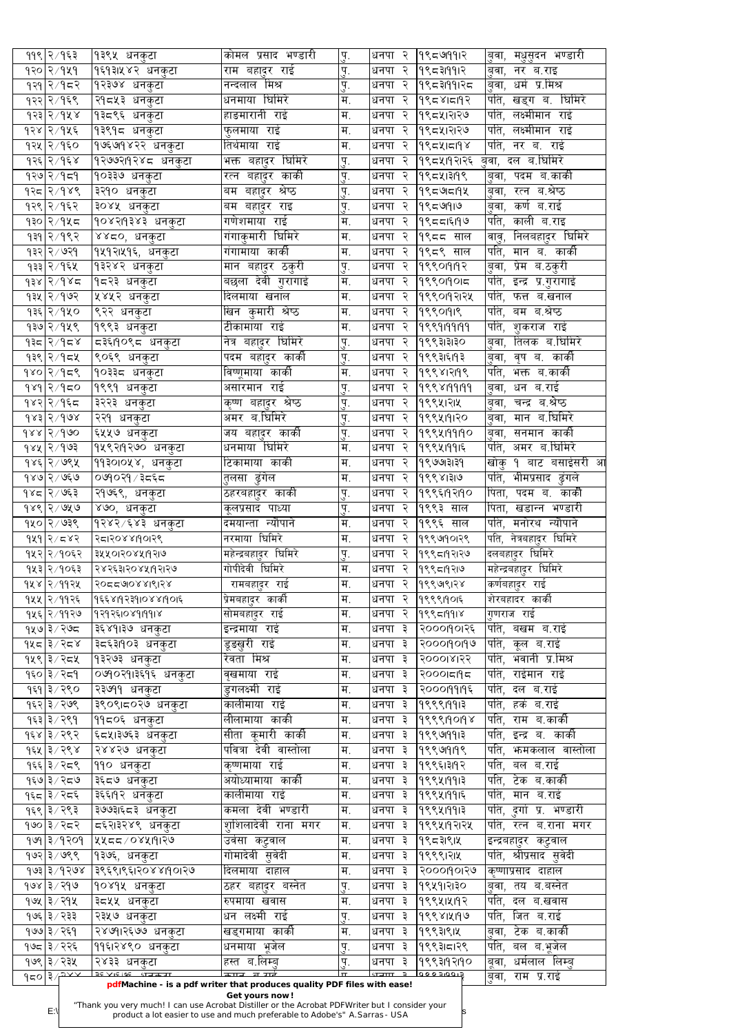| | | | | | | | |
|---|---|---|---|---|---|---|---|
| ११९ | २/१६३ | १३९५ धनकुटा | कोमल प्रसाद भण्डारी | पु. | धनपा २ | १९८७१११२ | बुवा, मधुसुदन भण्डारी |
| १२० | २/१५१ | १६१३।५४२ धनकुटा | राम बहादुर राई | पु. | धनपा २ | १९८३।११।२ | बुवा, नर ब.राइ |
| १२१ | २/१८२ | १२३७४ धनकुटा | नन्दलाल मिश्र | पु. | धनपा २ | १९८३।११।२८ | बुवा, धर्म प्र.मिश्र |
| १२२ | २/१६९ | २१८५३ धनकुटा | धनमाया घिमिरे | म. | धनपा २ | १९८४।८।१२ | पति, खड्ग ब. घिमिरे |
| १२३ | २/१५४ | १३८९६ धनकुटा | हाडमारानी राई | म. | धनपा २ | १९८५।२।२७ | पति, लक्ष्मीमान राई |
| १२४ | २/१५६ | १३९१८ धनकुटा | फुलमाया राई | म. | धनपा २ | १९८५।२।२७ | पति, लक्ष्मीमान राई |
| १२५ | २/१६० | १७६७११४२२ धनकुटा | तिर्थमाया राई | म. | धनपा २ | १९८५।८।१४ | पति, नर ब. राई |
| १२६ | २/१६४ | १२७७२११२४८ धनकुटा | भक्त बहादुर घिमिरे | पु. | धनपा २ | १९८५।१२।२६ | बुवा, दल ब.घिमिरे |
| १२७ | २/१८१ | १०३३७ धनकुटा | रत्न बहादुर कार्की | पु. | धनपा २ | १९८५।३।१९ | बुवा, पदम ब.कार्की |
| १२८ | २/१४९ | ३२१० धनकुटा | बम बहादुर श्रेष्ठ | पु. | धनपा २ | १९८७।८।१५ | बुवा, रत्न ब.श्रेष्ठ |
| १२९ | २/१६२ | ३०४५ धनकुटा | बम बहादुर राइ | पु. | धनपा २ | १९८७।१७ | बुवा, कर्ण ब.राई |
| १३० | २/१५८ | १०४२।१३४३ धनकुटा | गणेशमाया राई | म. | धनपा २ | १९८८।६।१७ | पति, काली ब.राइ |
| १३१ | २/१९२ | ४४८०, धनकुटा | गंगाकुमारी घिमिरे | म. | धनपा २ | १९८८ साल | वावु, निलबहादुर घिमिरे |
| १३२ | २/७२१ | १५१२।५१६, धनकुटा | गंगामाया कार्की | म. | धनपा २ | १९८९ साल | पति, मान ब. कार्की |
| १३३ | २/१६५ | १३२४२ धनकुटा | मान बहादुर ठकुरी | पु. | धनपा २ | १९९०।१।१२ | बुवा, प्रेम ब.ठकुरी |
| १३४ | २/१४८ | १८२३ धनकुटा | बछला देवी गुरागाई | म. | धनपा २ | १९९०।१०।८ | पति, इन्द्र प्र.गुरागाइ |
| १३५ | २/१७२ | ५४५२ धनकुटा | दिलमाया खनाल | म. | धनपा २ | १९९०।१२।२५ | पति, फत्त ब.खनाल |
| १३६ | २/१५० | ९२२ धनकुटा | खिन कुमारी श्रेष्ठ | म. | धनपा २ | १९९०।१।९ | पति, बम ब.श्रेष्ठ |
| १३७ | २/१५९ | १९९३ धनकुटा | टीकामाया राई | म. | धनपा २ | १९९१।११।११ | पति, शुकराज राई |
| १३८ | २/१८४ | ८३६।१०९८ धनकुटा | नेत्र बहादुर घिमिरे | पु. | धनपा २ | १९९३।३।३० | बुवा, तिलक ब.घिमिरे |
| १३९ | २/१८५ | ९०६९ धनकुटा | पदम बहादुर कार्की | पु. | धनपा २ | १९९३।६।१३ | बुवा, वृष ब. कार्की |
| १४० | २/१८९ | १०३३८ धनकुटा | विष्णुमाया कार्की | म. | धनपा २ | १९९४।२।१९ | पति, भक्त ब.कार्की |
| १४१ | २/१८० | १९९१ धनकुटा | असारमान राई | पु. | धनपा २ | १९९४।११।११ | बुवा, धन ब.राई |
| १४२ | २/१६८ | ३२२३ धनकुटा | कृष्ण बहादुर श्रेष्ठ | पु. | धनपा २ | १९९५।२।५ | बुवा, चन्द्र ब.श्रेष्ठ |
| १४३ | २/१७४ | २२१ धनकुटा | अमर ब.घिमिरे | पु. | धनपा २ | १९९५।१।२० | बुवा, मान ब.घिमिरे |
| १४४ | २/१७० | ६५५७ धनकुटा | जय बहादुर कार्की | पु. | धनपा २ | १९९५।११।१० | बुवा, सनमान कार्की |
| १४५ | २/१७३ | १५९२।१२७० धनकुटा | धनमाया घिमिरे | म. | धनपा २ | १९९५।११।६ | पति, अमर ब.घिमिरे |
| १४६ | २/७९५ | ११३०।०५४, धनकुटा | टिकामाया कार्की | म. | धनपा २ | १९७७।३।३१ | खोकु १ वाट बसाईसरी आ |
| १४७ | २/७६७ | ०७१०२१/३८६८ | तुलसा ढुंगेल | म. | धनपा २ | १९९४।३।७ | पति, भीमप्रसाद ढुंगले |
| १४८ | २/७६३ | २१७६९, धनकुटा | ठहरबहादुर कार्की | पु. | धनपा २ | १९९६।१२।१० | पिता, पदम ब. कार्की |
| १४९ | २/७५७ | ४७०, धनकुटा | कूलप्रसाद पाध्या | पु. | धनपा २ | १९९३ साल | पिता, खडान्न भण्डारी |
| १५० | २/७३९ | १२४२/६४३ धनकुटा | दमयान्ता न्यौपाने | म. | धनपा २ | १९९६ साल | पति, मनोरथ न्यौपाने |
| १५१ | २/८४२ | २८।२०४४।१०।२९ | नरमाया घिमिरे | म. | धनपा २ | १९९७।१०।२९ | पति, नेत्रबहादुर घिमिरे |
| १५२ | २/१०६२ | ३५५०।२०४५।१२।७ | महेन्द्रबहादुर घिमिरे | पु. | धनपा २ | १९९८।१२।२७ | दलबहादुर घिमिरे |
| १५३ | २/१०६३ | २४२६३।२०४५।१२।२७ | गोपीदेवी घिमिरे | म. | धनपा २ | १९९८।१२।७ | महेन्द्रबहादुर घिमिरे |
| १५४ | २/११२५ | २०८८७।०४४।९।२४ | रामबहादुर राई | म. | धनपा २ | १९९७।९।२४ | कर्णबहादुर राई |
| १५५ | २/११२६ | १६६४।१२३१।०४४।१०।६ | प्रेमबहादुर कार्की | म. | धनपा २ | १९९९।१०।६ | शेरबहादर कार्की |
| १५६ | २/११२७ | १२१२६।०४१।११।४ | सोमबहादुर राई | म. | धनपा २ | १९९८।११।४ | गुणराज राई |
| १५७ | ३/२७८ | ३६४१।३७ धनकुटा | इन्द्रमाया राई | म. | धनपा ३ | २०००।१०।२६ | पति, बखम ब.राई |
| १५८ | ३/२८४ | ३८६३।१०३ धनकुटा | डुडखुरी राई | म. | धनपा ३ | २०००।१०।१७ | पति, कूल ब.राई |
| १५९ | ३/२८५ | १३२७३ धनकुटा | रेवता मिश्र | म. | धनपा ३ | २०००।४।२२ | पति, भवानी प्र.मिश्र |
| १६० | ३/२८१ | ०७१०२१।३६१६ धनकुटा | वृखमाया राई | म. | धनपा ३ | २०००।८।१८ | पति, राइमान राई |
| १६१ | ३/२९० | २३७११ धनकुटा | डुगलक्ष्मी राई | म. | धनपा ३ | २०००।११।१६ | पति, दल ब.राई |
| १६२ | ३/२७९ | ३९०९।८०२७ धनकुटा | कालीमाया राई | म. | धनपा ३ | १९९९।११।३ | पति, हर्क ब.राई |
| १६३ | ३/२९१ | ११८०६ धनकुटा | लीलामाया कार्की | म. | धनपा ३ | १९९९।१०।१४ | पति, राम ब.कार्की |
| १६४ | ३/२९२ | ६८५।३७६३ धनकुटा | सीता कुमारी कार्की | म. | धनपा ३ | १९९७।११।३ | पति, इन्द्र ब. कार्की |
| १६५ | ३/२९४ | २४४२७ धनकुटा | पवित्रा देवी वास्तोला | म. | धनपा ३ | १९९७।१।९ | पति, भमकलाल वास्तोला |
| १६६ | ३/२८९ | ११० धनकुटा | कृष्णमाया राई | म. | धनपा ३ | १९९६।३।१२ | पति, बल ब.राई |
| १६७ | ३/२८७ | ३६८७ धनकुटा | अयोध्यामाया कार्की | म. | धनपा ३ | १९९५।११।३ | पति, टेक ब.कार्की |
| १६८ | ३/२८६ | ३६६।१२ धनकुटा | कालीमाया राई | म. | धनपा ३ | १९९५।११।६ | पति, मान ब.राई |
| १६९ | ३/२९३ | ३७७३।६८३ धनकुटा | कमला देवी भण्डारी | म. | धनपा ३ | १९९५।११।३ | पति, दुर्गा प्र. भण्डारी |
| १७० | ३/२८२ | ८६२।३२४९ धनकुटा | शशिलादेवी राना मगर | म. | धनपा ३ | १९९५।१२।२५ | पति, रत्न ब.राना मगर |
| १७१ | ३/१२०१ | ५५८८/०४५।१।२७ | उर्वसा कटुवाल | म. | धनपा ३ | १९८३।९।५ | इन्द्रबहादुर कटुवाल |
| १७२ | ३/७९९ | १३७६, धनकुटा | गोमादेवी सुवेदी | म. | धनपा ३ | १९९९।२।५ | पति, श्रीप्रसाद सुवेदी |
| १७३ | ३/१२७४ | ३९६९।९६।२०४४।१०।२७ | दिलमाया दाहाल | म. | धनपा ३ | २०००।१०।२७ | कृष्णाप्रसाद दाहाल |
| १७४ | ३/२१७ | १०४१५ धनकुटा | ठहर बहादुर बस्नेत | पु. | धनपा ३ | १९५१।२।३० | बुवा, तय ब.वस्नेत |
| १७५ | ३/२१५ | ३८५५ धनकुटा | रुपमाया खवास | म. | धनपा ३ | १९९५।५।१२ | पति, दल ब.खवास |
| १७६ | ३/२३३ | २३५७ धनकुटा | धन लक्ष्मी राई | पु. | धनपा ३ | १९९४।५।१७ | पति, जित ब.राई |
| १७७ | ३/२६१ | २४७१।२६७७ धनकुटा | खड्गमाया कार्की | म. | धनपा ३ | १९९३।९।५ | बुवा, टेक ब.कार्की |
| १७८ | ३/२२६ | ११६।२४९० धनकुटा | धनमाया भुजेल | पु. | धनपा ३ | १९९३।८।२९ | पति, बल ब.भुजेल |
| १७९ | ३/२३५ | २४३३ धनकुटा | हस्त ब.लिम्बु | पु. | धनपा ३ | १९९३।२।१० | बुवा, धर्मलाल लिम्बु |
| १८० | ३/२४४ | ३८४६।७६ धनकुटा | कमल ब.राई | पु. | धनपा ३ | १९९३।११।३ | बुवा, राम प्र.राई |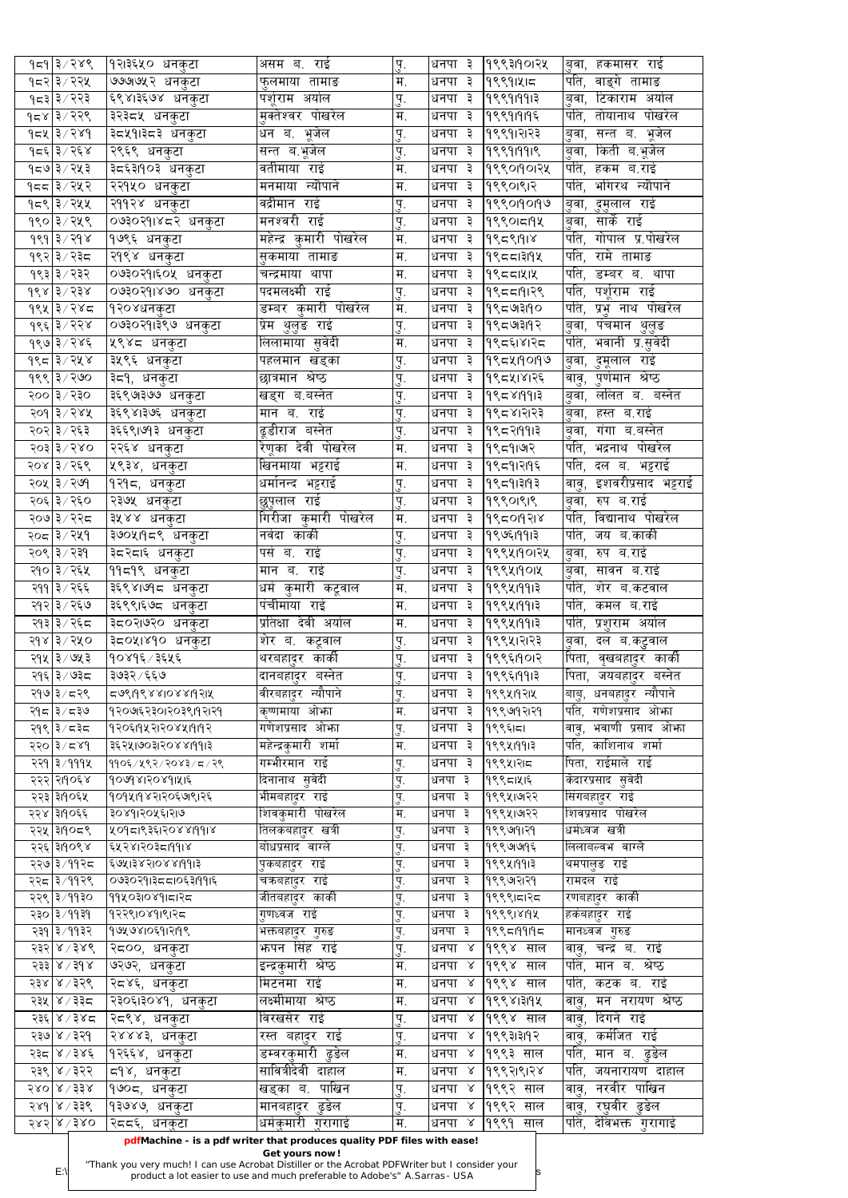| | | | | | | | |
|---|---|---|---|---|---|---|---|
| १८१ | ३/२४९ | १२।३६५० धनकुटा | असम ब. राई | पु. | धनपा ३ | १९९३।१०।२५ | बुवा, हकमासर राई |
| १८२ | ३/२२५ | ७७७७५२ धनकुटा | फुलमाया तामाङ | म. | धनपा ३ | १९९१।५।८ | पति, वाङ्गे तामाङ |
| १८३ | ३/२२३ | ६९४।३६७४ धनकुटा | पर्शुराम अर्याल | पु. | धनपा ३ | १९९१।११।३ | बुवा, टिकाराम अर्याल |
| १८४ | ३/२२९ | ३२३८५ धनकुटा | मुक्तेश्वर पोखरेल | म. | धनपा ३ | १९९१।१।१६ | पति, तोयानाथ पोखरेल |
| १८५ | ३/२४१ | ३८५१।३८३ धनकुटा | धन ब. भूजेल | पु. | धनपा ३ | १९९१।२।२३ | बुवा, सन्त ब. भूजेल |
| १८६ | ३/२६४ | २९६९ धनकुटा | सन्त ब.भूजेल | पु. | धनपा ३ | १९९१।११।९ | बुवा, किती ब.भूजेल |
| १८७ | ३/२५३ | ३८६३।१०३ धनकुटा | वतीमाया राई | म. | धनपा ३ | १९९०।१०।२५ | पति, हकम ब.राई |
| १८८ | ३/२५२ | २२१५० धनकुटा | मनमाया न्यौपाने | म. | धनपा ३ | १९९०।९।२ | पति, भगिरथ न्यौपाने |
| १८९ | ३/२५५ | २११२४ धनकुटा | वद्रीमान राई | पु. | धनपा ३ | १९९०।१०।१७ | बुवा, दुमुलाल राई |
| १९० | ३/२५९ | ०७३०२१।४८२ धनकुटा | मनश्वरी राई | पु. | धनपा ३ | १९९०।८।१५ | बुवा, सार्के राई |
| १९१ | ३/२१४ | १७९६ धनकुटा | महेन्द्र कुमारी पोखरेल | म. | धनपा ३ | १९८९।१।४ | पति, गोपाल प्र.पोखरेल |
| १९२ | ३/२३८ | २१९४ धनकुटा | सुकमाया तामाङ | म. | धनपा ३ | १९८८।३।१५ | पति, रामे तामाङ |
| १९३ | ३/२३२ | ०७३०२१।६०५ धनकुटा | चन्द्रमाया थापा | म. | धनपा ३ | १९८८।५।५ | पति, डम्बर ब. थापा |
| १९४ | ३/२३४ | ०७३०२१।४७० धनकुटा | पदमलक्ष्मी राई | पु. | धनपा ३ | १९८८।१।२९ | पति, पर्शुराम राई |
| १९५ | ३/२४८ | १२०४धनकुटा | डम्बर कुमारी पोखरेल | म. | धनपा ३ | १९८७।३।१० | पति, प्रभु नाथ पोखरेल |
| १९६ | ३/२२४ | ०७३०२१।३९७ धनकुटा | प्रेम थुलुङ राई | पु. | धनपा ३ | १९८७।३।१२ | बुवा, पंचमान थुलुङ |
| १९७ | ३/२४६ | ५९४८ धनकुटा | लिलामाया सुवेदी | म. | धनपा ३ | १९८६।४।२८ | पति, भवानी प्र.सुवेदी |
| १९८ | ३/२५४ | ३५९६ धनकुटा | पहलमान खड्का | पु. | धनपा ३ | १९८५।१०।१७ | बुवा, दुमुलाल राई |
| १९९ | ३/२७० | ३८१, धनकुटा | छात्रमान श्रेष्ठ | पु. | धनपा ३ | १९८५।४।२६ | बावु, पुर्णमान श्रेष्ठ |
| २०० | ३/२३० | ३६९७।३७७ धनकुटा | खड्ग ब.बस्नेत | पु. | धनपा ३ | १९८४।११।३ | बुवा, ललित ब. बस्नेत |
| २०१ | ३/२४५ | ३६९४।३७६ धनकुटा | मान ब. राई | पु. | धनपा ३ | १९८४।२।२३ | बुवा, हस्त ब.राई |
| २०२ | ३/२६३ | ३६६९।७१३ धनकुटा | ढुडीराज बस्नेत | पु. | धनपा ३ | १९८२।११।३ | बुवा, गंगा ब.बस्नेत |
| २०३ | ३/२४० | २२६४ धनकुटा | रेणुका देवी पोखरेल | म. | धनपा ३ | १९८१।७२ | पति, भद्रनाथ पोखरेल |
| २०४ | ३/२६९ | ५९३४, धनकुटा | खिनमाया भट्टराई | म. | धनपा ३ | १९८१।२।१६ | पति, दल ब. भट्टराई |
| २०५ | ३/२७१ | १२१८, धनकुटा | धर्मानन्द भट्टराई | पु. | धनपा ३ | १९८१।३।१३ | वावु, इशवरीप्रसाद भट्टराई |
| २०६ | ३/२६० | २३७५ धनकुटा | छुपुलाल राई | पु. | धनपा ३ | १९९०।९।९ | बुवा, रुप ब.राई |
| २०७ | ३/२२८ | ३५४४ धनकुटा | गिरीजा कुमारी पोखरेल | म. | धनपा ३ | १९८०।१२।४ | पति, विद्यानाथ पोखरेल |
| २०८ | ३/२५१ | ३७०५।१८९ धनकुटा | नवंदा कार्की | पु. | धनपा ३ | १९७६।११।३ | पति, जय ब.काकी |
| २०९ | ३/२३१ | ३८२८।६ धनकुटा | पर्स ब. राई | पु. | धनपा ३ | १९९५।१०।२५ | बुवा, रुप ब.राई |
| २१० | ३/२६५ | ११८१९ धनकुटा | मान ब. राई | पु. | धनपा ३ | १९९५।१०।५ | बुवा, सावन ब.राई |
| २११ | ३/२६६ | ३६९४।७१८ धनकुटा | धर्म कुमारी कटुवाल | म. | धनपा ३ | १९९५।११।३ | पति, शेर ब.कटवाल |
| २१२ | ३/२६७ | ३६९९।६७८ धनकुटा | पंचीमाया राई | म. | धनपा ३ | १९९५।११।३ | पति, कमल ब.राई |
| २१३ | ३/२६८ | ३८०२।७२० धनकुटा | प्रतिक्षा देवी अर्याल | म. | धनपा ३ | १९९५।११।३ | पति, प्रशुराम अर्याल |
| २१४ | ३/२५० | ३८०५।४१० धनकुटा | शेर ब. कटुवाल | पु. | धनपा ३ | १९९५।२।२३ | बुवा, दल ब.कटुवाल |
| २१५ | ३/७५३ | १०४१६/३६५६ | थरबहादुर कार्की | पु. | धनपा ३ | १९९६।१०।२ | पिता, वृखबहादुर कार्की |
| २१६ | ३/७३८ | ३७३२/६६७ | दानबहादुर बस्नेत | पु. | धनपा ३ | १९९६।११।३ | पिता, जयबहादुर बस्नेत |
| २१७ | ३/८२९ | ८७९।९४४।०४४।१।२५ | वीरबहादुर न्यौपाने | पु. | धनपा ३ | १९९५।१।२५ | बाबु, धनबहादुर न्यौपाने |
| २१८ | ३/८३७ | १२०७६२३०।२०३९।१।२१ | कृष्णमाया ओझा | म. | धनपा ३ | १९९७।१।२१ | पति, गणेशप्रसाद ओझा |
| २१९ | ३/८३८ | १२०६।१५२।२०४५।१।१२ | गणेशप्रसाद ओझा | पु. | धनपा ३ | १९९६।८। | वावु, भवाणी प्रसाद ओझा |
| २२० | ३/८४१ | ३६२५।७०३।२०४४।११।३ | महेन्द्रकुमारी शर्मा | म. | धनपा ३ | १९९५।११।३ | पति, काशिनाथ शर्मा |
| २२१ | ३/१११५ | ११०६/५९२/२०४३/८/२९ | गम्भीरमान राई | पु. | धनपा ३ | १९९५।२।८ | पिता, राईमाले राई |
| २२२ | ३।१०६४ | १०७१४।२०४१।५।६ | दिनानाथ सुवेदी | पु. | धनपा ३ | १९९८।५।६ | केदारप्रसाद सुवेदी |
| २२३ | ३।१०६५ | १०१५।१४२।२०६७।९।२६ | भीमबहादुर राई | पु. | धनपा ३ | १९९५।७।२२ | सिंगबहादुर राई |
| २२४ | ३।१०६६ | ३०४१।२०५६।२।७ | शिवकुमारी पोखरेल | म. | धनपा ३ | १९९५।७।२२ | शिवप्रसाद पोखरेल |
| २२५ | ३।१०८९ | ५०१८।९३६।२०४४।११।४ | तिलकबहादुर खत्री | पु. | धनपा ३ | १९९७।१।२१ | धर्मध्वज खत्री |
| २२६ | ३।१०९४ | ६५२४।२०३८।११।४ | बोधप्रसाद वाग्ले | पु. | धनपा ३ | १९९७।७।१६ | लिलावल्लभ वाग्ले |
| २२७ | ३/११२८ | ६७५।३४२।२०४४।११।३ | पुकबहादुर राई | पु. | धनपा ३ | १९९५।११।३ | थमपालुङ राई |
| २२८ | ३/११२९ | ०७३०२१।३८८।०६३।११।६ | चक्रबहादुर राई | पु. | धनपा ३ | १९९७।२।२१ | रामदल राई |
| २२९ | ३/११३० | ११५०३।०४१।८।१२८ | जीतबहादुर कार्की | पु. | धनपा ३ | १९९९।८।२८ | रणबहादुर कार्की |
| २३० | ३/११३१ | १२२९।०४१।९।२८ | गुणध्वज राई | पु. | धनपा ३ | १९९९।४।१५ | हर्कबहादुर राई |
| २३१ | ३/११३२ | १७५७४।०६१।२।१९ | भक्तबहादुर गुरुङ | पु. | धनपा ३ | १९९८।११।१८ | मानध्वज गुरुङ |
| २३२ | ४/३४९ | २८००, धनकुटा | फपन सिंह राई | पु. | धनपा ४ | १९९४ साल | वावु, चन्द्र ब. राई |
| २३३ | ४/३१४ | ७२७२, धनकुटा | इन्द्रकुमारी श्रेष्ठ | म. | धनपा ४ | १९९४ साल | पति, मान ब. श्रेष्ठ |
| २३४ | ४/३२९ | २८४६, धनकुटा | मिटनमा राई | म. | धनपा ४ | १९९४ साल | पति, कटक ब. राई |
| २३५ | ४/३३८ | २३०६।३०४१, धनकुटा | लक्ष्मीमाया श्रेष्ठ | म. | धनपा ४ | १९९४।३।१५ | वावु, मन नरायण श्रेष्ठ |
| २३६ | ४/३४८ | २८९४, धनकुटा | विरखसेर राई | पु. | धनपा ४ | १९९४ साल | वावु, दिगने राई |
| २३७ | ४/३२१ | २४४४३, धनकुटा | रस्त बहादुर राई | पु. | धनपा ४ | १९९३।३।१२ | वावु, कर्मजित राई |
| २३८ | ४/३४६ | १२६६४, धनकुटा | डम्बरकुमारी ढुङेल | म. | धनपा ४ | १९९३ साल | पति, मान ब. ढुङेल |
| २३९ | ४/३२२ | ८१४, धनकुटा | सावित्रीदेवी दाहाल | म. | धनपा ४ | १९९२।९।२४ | पति, जयनारायण दाहाल |
| २४० | ४/३३४ | १७०८, धनकुटा | खड्का ब. पाखिन | पु. | धनपा ४ | १९९२ साल | वावु, नरवीर पाखिन |
| २४१ | ४/३३९ | १३७४७, धनकुटा | मानबहादुर ढुङेल | पु. | धनपा ४ | १९९२ साल | वावु, रघुवीर ढुङेल |
| २४२ | ४/३४० | २८८६, धनकुटा | धर्मकुमारी गुरागाई | म. | धनपा ४ | १९९१ साल | पति, देविभक्त गुरागाई |

**pdfMachine - is a pdf writer that produces quality PDF files with ease!**
**Get yours now!**
"Thank you very much! I can use Acrobat Distiller or the Acrobat PDFWriter but I consider your product a lot easier to use and much preferable to Adobe's" A.Sarras - USA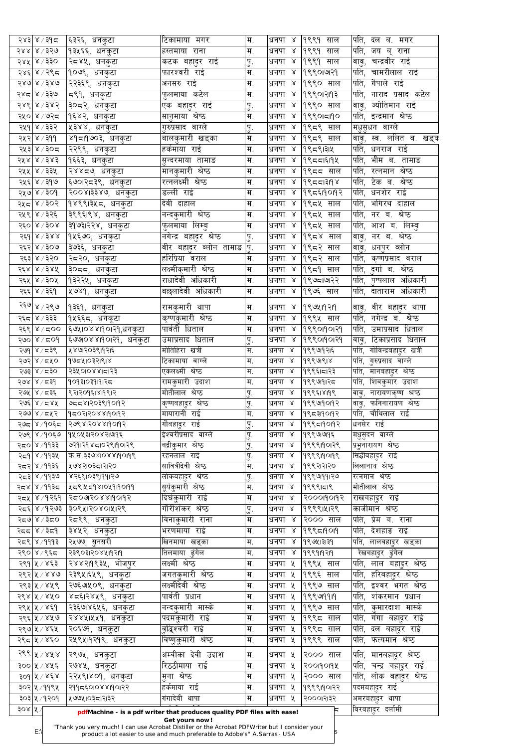| | | | | | | | |
|---|---|---|---|---|---|---|---|
| २४३ | ४/३१८ | ६३२६, धनकुटा | टिकामाया मगर | म. | धनपा ४ | १९९१ साल | पति, दल ब. मगर |
| २४४ | ४/३२७ | १३५६६, धनकुटा | हस्तमाया राना | म. | धनपा ४ | १९९१ साल | पति, जय ब् राना |
| २४५ | ४/३३० | २८४५, धनकुटा | कटक बहादुर राइ | पु. | धनपा ४ | १९९१ साल | वावु, चन्द्रवीर राइ |
| २४६ | ४/२९८ | १०७९, धनकुटा | फारश्वरी राइ | म. | धनपा ४ | १९९०।७।२१ | पति, चामरीलाल राइ |
| २४७ | ४/३४७ | २२३६९, धनकुटा | अनसरु राइ | म. | धनपा ४ | १९९० साल | पति, गैंपाले राइ |
| २४८ | ४/३३७ | ८९१, धनकुटा | फुलमाया कटेल | म. | धनपा ४ | १९९०।२।१३ | पति, नाराद प्रसाद कटेल |
| २४९ | ४/३४२ | ३०८२, धनकुटा | एक बहादुर राइ | पु. | धनपा ४ | १९९० साल | वावु, ज्योतिमान राइ |
| २५० | ४/७२८ | १६४२, धनकुटा | सानुमाया श्रेष्ठ | म. | धनपा ४ | १९९०।८।१० | पति, इन्द्रमान श्रेष्ठ |
| २५१ | ४/३३२ | ५३४४, धनकुटा | गुरुप्रसाद वाग्ले | पु. | धनपा ४ | १९८९ साल | मधुसुधन वाग्ले |
| २५२ | ४/३११ | ४१८।१७०३, धनकुटा | वालकुमारी खड्का | म. | धनपा ४ | १९८९ साल | वावु, स्व. ललित ब. खड्क |
| २५३ | ४/३०८ | २२९९, धनकुटा | हर्कमाया राई | म. | धनपा ४ | १९८९।३।५ | पति, धनराज राई |
| २५४ | ४/३४३ | १६६३, धनकुटा | सुन्दरमाया तामाङ | म. | धनपा ४ | १९८८।६।१५ | पति, भीम ब. तामाङ |
| २५५ | ४/३३५ | २४४८७, धनकुटा | मानकुमारी श्रेष्ठ | म. | धनपा ४ | १९८८ साल | पति, रत्नमान श्रेष्ठ |
| २५६ | ४/३१७ | ६७०।२८३९, धनकुटा | रत्नलक्ष्मी श्रेष्ठ | म. | धनपा ४ | १९८८।३।१४ | पति, टेक ब. श्रेष्ठ |
| २५७ | ४/३०१ | २००४।३३४७, धनकुटा | डल्ली राई | म. | धनपा ४ | १९८६।१०।१२ | पति, धनशेर राई |
| २५८ | ४/३०२ | १४९९।३५८, धनकुटा | देवी दाहाल | म. | धनपा ४ | १९८५ साल | पति, भगिरथ दाहाल |
| २५९ | ४/३२६ | ३९९६।९४, धनकुटा | नन्दकुमारी श्रेष्ठ | म. | धनपा ४ | १९८५ साल | पति, नर ब. श्रेष्ठ |
| २६० | ४/३०४ | ३१७३।२२४, धनकुटा | फुलमाया लिम्बु | म. | धनपा ४ | १९८५ साल | पति, आश ब. लिम्बु |
| २६१ | ४/३४४ | १५६७०, धनकुटा | नगेन्द्र बहादुर श्रेष्ठ | पु. | धनपा ४ | १९८४ साल | वावु, नर ब. श्रेष्ठ |
| २६२ | ४/३०७ | ३७३६, धनकुटा | वीर बहादुर ब्लोन तामाङ | पु. | धनपा ४ | १९८२ साल | वावु, धनपुर ब्लोन |
| २६३ | ४/३२० | २८२०, धनकुटा | हरिप्रिया वराल | म. | धनपा ४ | १९८२ साल | पति, कृष्णप्रसाद वराल |
| २६४ | ४/३४५ | ३०८८, धनकुटा | लक्ष्मीकुमारी श्रेष्ठ | म. | धनपा ४ | १९८१ साल | पति, दुर्गा ब. श्रेष्ठ |
| २६५ | ४/३०५ | १३२२५, धनकुटा | राधादेवी अधिकारी | म. | धनपा ४ | १९७८।७।२२ | पति, पुष्पलाल अधिकारी |
| २६६ | ४/३६१ | ५७४१, धनकुटा | बछलादेवी अधिकारी | म. | धनपा ४ | १९७६ साल | पति, दाताराम अधिकारी |
| २६७ | ४/२९७ | १३६१, धनकुटा | रामकुमारी थापा | म. | धनपा ४ | १९७५।१२।१ | वावु, वीर बहादुर थापा |
| २६८ | ४/३३३ | १५६६८, धनकुटा | कृष्णकुमारी श्रेष्ठ | म. | धनपा ४ | १९९५ साल | पति, नगेन्द्र ब. श्रेष्ठ |
| २६९ | ४/८०० | ६७५।०४४।१०।२१,धनकुटा | पार्वती धिताल | म. | धनपा ४ | १९९०।१०।२१ | पति, उमाप्रसाद धिताल |
| २७० | ४/८०१ | ६७७।०४४।१०।२१, धनकुटा | उमाप्रसाद धिताल | पु. | धनपा ४ | १९९०।१०।२१ | वावु, टिकाप्रसाद धिताल |
| २७१ | ४/८३९ | ५४७।२०३९।१।२६ | मोतिहिरा खत्री | म. | धनपा ४ | १९९७।१२६ | पति, गोविन्द्रबहादुर खत्री |
| २७२ | ४/८५० | १७८५।०३२।९।४ | टिकामाया वाग्ले | म. | धनपा ४ | १९९७।९।४ | पति, गुरुप्रसाद वाग्ले |
| २७३ | ४/८३० | २३५०।०४४।८।२३ | एकलक्ष्मी श्रेष्ठ | म. | धनपा ४ | १९९६।८।२३ | पति, मानबहादुर श्रेष्ठ |
| २७४ | ४/८३१ | १०१३।०३१।१।२८ | रामकुमारी उदाश | म. | धनपा ४ | १९९७।१।२८ | पति, शिवकुमार उदाश |
| २७५ | ४/८३६ | ९२।२०१६।४।१९।२ | मोतीलाल श्रेष्ठ | पु. | धनपा ४ | १९९६।४।१९ | वावु, नारायणकृष्ण श्रेष्ठ |
| २७६ | ४/८४५ | ७८८४।२०३९।१०।१२ | कृष्णबहादुर श्रेष्ठ | पु. | धनपा ४ | १९९७।१०।१२ | वावु, फनिनारायण श्रेष्ठ |
| २७७ | ४/८५२ | १८०२।२०४४।१०।१२ | मायारानी राई | म. | धनपा ४ | १९८३।१०।१२ | पति, चौथिलाल राई |
| २७८ | ४/१०६८ | २७९४।२०४४।१०।१२ | गौबहादुर राई | पु. | धनपा ४ | १९९८।१०।१२ | धनसेर राई |
| २७९ | ४/१०६७ | १५०५३।२०४४।७।१६ | ईश्वरीप्रसाद वाग्ले | पु. | धनपा ४ | १९९७।७।१६ | मधुसुदन वाग्ले |
| २८० | ४/११३३ | ७२१।२१४८।०२९।१०।२९ | बद्रीकुमार श्रेष्ठ | पु. | धनपा ४ | १९९९।१०।२९ | प्रभुनारायण श्रेष्ठ |
| २८१ | ४/११३५ | क.स.३३७४।०४४।१०।१९ | रहनलाल राई | पु. | धनपा ४ | १९९९।१०।१९ | सिद्धीबहादुर राई |
| २८२ | ४/११३६ | ५७४२।०३८।२।२० | सावित्रीदेवी श्रेष्ठ | म. | धनपा ४ | १९९२।२।२० | लिलानाथ श्रेष्ठ |
| २८३ | ४/११३७ | ४२६९।०३९।११।२७ | लोकबहादुर श्रेष्ठ | पु. | धनपा ४ | १९९७।११।२७ | रत्नमान श्रेष्ठ |
| २८४ | ४/११३८ | ५८९।५८१४।०५१।१०।११ | सूर्यकुमारी श्रेष्ठ | म. | धनपा ४ | १९९९।८।९ | मोतीलाल श्रेष्ठ |
| २८५ | ४/१२६१ | २८०७।२०४४।१०।१२ | दिर्घकुमारी राई | म. | धनपा ४ | २०००।१०।१२ | राखबहादुर राई |
| २८६ | ४/१२७३ | ३०९५।२०४०।५।२९ | गौरीशंकर श्रेष्ठ | पु. | धनपा ४ | १९९९।५।२९ | काजीमान श्रेष्ठ |
| २८७ | ४/३८० | २८९९, धनकुटा | विनाकुमारी राना | म. | धनपा ४ | २००० साल | पति, प्रेम ब. राना |
| २८८ | ४/३८१ | ३४५२, धनकुटा | भरणमाया राइ | म. | धनपा ४ | १९९८।१०।१ | पति, देशहाङ राइ |
| २८९ | ४/१११३ | २५७७, सुनसरी | खिनमाया खड्का | म. | धनपा ४ | १९७५।३।३१ | पति, लालबहादुर खड्का |
| २९० | ४/९६८ | २३९०३।२०४५।१२।१ | तिलमाया ढुंगेल | म. | धनपा ४ | १९९१।१२।१ | रेखबहादुर ढुंगेल |
| २९१ | ५/४६३ | २४४२।१९३५, भोजपुर | लक्ष्मी श्रेष्ठ | म. | धनपा ५ | १९९५ साल | पति, लाल बहादुर श्रेष्ठ |
| २९२ | ५/४४७ | २३९५।६५९, धनकुटा | जगतकुमारी श्रेष्ठ | म. | धनपा ५ | १९९६ साल | पति, हरिबहादुर श्रेष्ठ |
| २९३ | ५/४५९ | २७६७।५०९, धनकुटा | लक्ष्मीदेवी श्रेष्ठ | म. | धनपा ५ | १९९७ साल | पति, इश्वर भगत श्रेष्ठ |
| २९४ | ५/४५० | ४८६।२४५९, धनकुटा | पार्वती प्रधान | म. | धनपा ५ | १९९७।११।१ | पति, शंकरमान प्रधान |
| २९५ | ५/४६१ | २३६७।४६५६, धनकुटा | नन्दकुमारी मास्के | म. | धनपा ५ | १९९७ साल | पति, कुमारदाश मास्के |
| २९६ | ५/४५७ | २४४५।५५१, धनकुटा | पदमकुमारी राई | म. | धनपा ५ | १९९८ साल | पति, गंगा बहादुर राई |
| २९७ | ५/४६५ | २०६७१, धनकुटा | बुद्धिश्वरी राई | म. | धनपा ५ | १९९८ साल | पति, दल बहादुर राई |
| २९८ | ५/४६० | २५९५।१२१९, धनकुटा | विष्णुकुमारी श्रेष्ठ | म. | धनपा ५ | १९९९ साल | पति, फत्यमान श्रेष्ठ |
| २९९ | ५/४५४ | २९७५, धनकुटा | अम्वीका देवी उदाश | म. | धनपा ५ | २००० साल | पति, मानबहादुर श्रेष्ठ |
| ३०० | ५/४५६ | २७४५, धनकुटा | रिठ्ठीमाया राई | म. | धनपा ५ | २००।१०।१५ | पति, चन्द्र बहादुर राई |
| ३०१ | ५/४६४ | २२५९।४०१, धनकुटा | मुना श्रेष्ठ | म. | धनपा ५ | २००० साल | पति, लोक बहादुर श्रेष्ठ |
| ३०२ | ५/११९५ | २११८६०।०४४।१०।२२ | हर्कमाया राई | म. | धनपा ५ | १९९९।१०।२२ | पदमबहादुर राई |
| ३०३ | ५/१२०१ | ५७७५।०३८।२।३२ | गंगादेवी थापा | म. | धनपा ५ | २०००।२।३२ | अमरबहादुर थापा |
| ३०४ | ५/ | | | | | ८ | विरबहादुर दर्लामी |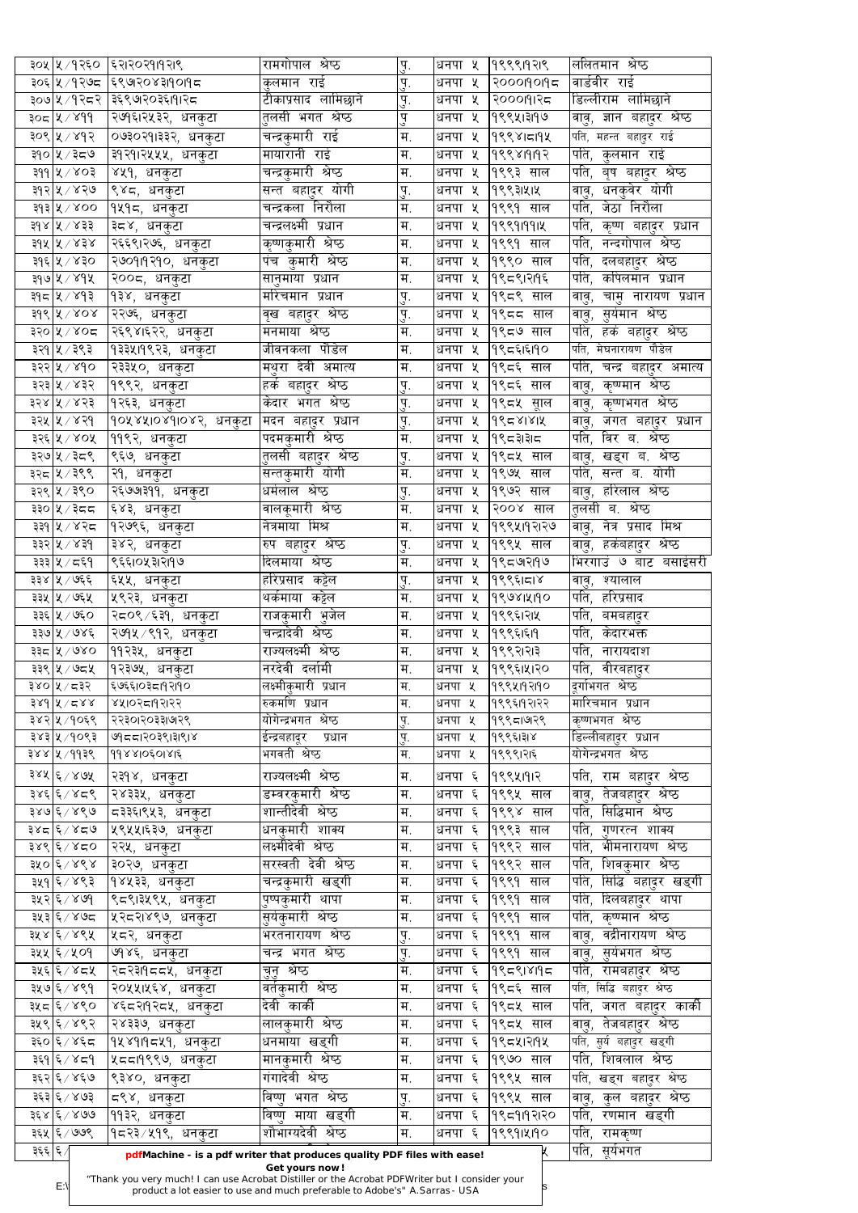| ३०५ | ५/१२६० | ६२।२०२१।१२।९ | रामगोपाल श्रेष्ठ | पु. | धनपा ५ | १९९९।१२।९ | ललितमान श्रेष्ठ |
|---|---|---|---|---|---|---|---|
| ३०६ | ५/१२७८ | ६९७२०४३।१०।१८ | कुलमान राई | पु. | धनपा ५ | २०००।१०।१८ | वार्डवीर राई |
| ३०७ | ५/१२८२ | ३६९७२०३६।१।२८ | टीकाप्रसाद लामिछाने | पु. | धनपा ५ | २०००।१।२८ | डिल्लीराम लामिछाने |
| ३०८ | ५/४११ | २७१६।२५३२, धनकुटा | तुलसी भगत श्रेष्ठ | पु | धनपा ५ | १९९५।३।१७ | वावु, ज्ञान बहादुर श्रेष्ठ |
| ३०९ | ५/४१२ | ०७३०२१।३३२, धनकुटा | चन्द्रकुमारी राई | म. | धनपा ५ | १९९४।८।१५ | पति, महन्त बहादुर राई |
| ३१० | ५/३८७ | ३१२१।२५५५, धनकुटा | मायारानी राई | म. | धनपा ५ | १९९४।१।१२ | पति, कुलमान राई |
| ३११ | ५/४०३ | ४५१, धनकुटा | चन्द्रकुमारी श्रेष्ठ | म. | धनपा ५ | १९९३ साल | पति, बृष बहादुर श्रेष्ठ |
| ३१२ | ५/४२७ | ९४८, धनकुटा | सन्त बहादुर योगी | पु. | धनपा ५ | १९९३।५।५ | वावु, धनकुवेर योगी |
| ३१३ | ५/४०० | १५१८, धनकुटा | चन्द्रकला निरौला | म. | धनपा ५ | १९९१ साल | पति, जेठा निरौला |
| ३१४ | ५/४३३ | ३८४, धनकुटा | चन्द्रलक्ष्मी प्रधान | म. | धनपा ५ | १९९१।११।५ | पति, कृष्ण बहादुर प्रधान |
| ३१५ | ५/४३४ | २६६९।२७६, धनकुटा | कृष्णकुमारी श्रेष्ठ | म. | धनपा ५ | १९९१ साल | पति, नन्दगोपाल श्रेष्ठ |
| ३१६ | ५/४३० | २७०१।१२१०, धनकुटा | पंच कुमारी श्रेष्ठ | म. | धनपा ५ | १९९० साल | पति, दलबहादुर श्रेष्ठ |
| ३१७ | ५/४१५ | २००८, धनकुटा | सानुमाया प्रधान | म. | धनपा ५ | १९८९।२।१६ | पति, कपिलमान प्रधान |
| ३१८ | ५/४१३ | १३४, धनकुटा | मरिचमान प्रधान | पु. | धनपा ५ | १९८९ साल | वावु, चासु नारायण प्रधान |
| ३१९ | ५/४०४ | २२७६, धनकुटा | वृख बहादुर श्रेष्ठ | पु. | धनपा ५ | १९८८ साल | वावु, सुर्यमान श्रेष्ठ |
| ३२० | ५/४०८ | २६९४।६२२, धनकुटा | मनमाया श्रेष्ठ | म. | धनपा ५ | १९८७ साल | पति, हर्क बहादुर श्रेष्ठ |
| ३२१ | ५/३९३ | १३३५।१९२३, धनकुटा | जीवनकला पौडेल | म. | धनपा ५ | १९८६।६।१० | पति, मेघनारायण पौडेल |
| ३२२ | ५/४१० | २३३५०, धनकुटा | मथुरा देवी अमात्य | म. | धनपा ५ | १९८६ साल | पति, चन्द्र बहादुर अमात्य |
| ३२३ | ५/४३२ | १९९२, धनकुटा | हर्क बहादुर श्रेष्ठ | पु. | धनपा ५ | १९८६ साल | वावु, कृष्मान श्रेष्ठ |
| ३२४ | ५/४२३ | १२६३, धनकुटा | केदार भगत श्रेष्ठ | पु. | धनपा ५ | १९८५ साल | वावु, कृष्णभगत श्रेष्ठ |
| ३२५ | ५/४२१ | १०५४५।०४१।०४२, धनकुटा | मदन बहादुर प्रधान | पु. | धनपा ५ | १९८४।४।५ | वावु, जगत बहादुर प्रधान |
| ३२६ | ५/४०५ | ११९२, धनकुटा | पदमकुमारी श्रेष्ठ | म. | धनपा ५ | १९८३।३।८ | पति, विर ब. श्रेष्ठ |
| ३२७ | ५/३८९ | ९६७, धनकुटा | तुलसी बहादुर श्रेष्ठ | पु. | धनपा ५ | १९८५ साल | वावु, खड्ग ब. श्रेष्ठ |
| ३२८ | ५/३९९ | २१, धनकुटा | सन्तकुमारी योगी | म. | धनपा ५ | १९७५ साल | पति, सन्त ब. योगी |
| ३२९ | ५/३९० | २६७७।३११, धनकुटा | धर्मलाल श्रेष्ठ | पु. | धनपा ५ | १९७२ साल | वावु, हरिलाल श्रेष्ठ |
| ३३० | ५/३८८ | ६४३, धनकुटा | वालकुमारी श्रेष्ठ | म. | धनपा ५ | २००४ साल | तुलसी ब. श्रेष्ठ |
| ३३१ | ५/४२८ | १२७९६, धनकुटा | नेत्रमाया मिश्र | म. | धनपा ५ | १९९५।१२।२७ | वावु, नेत्र प्रसाद मिश्र |
| ३३२ | ५/४३१ | ३४२, धनकुटा | रुप बहादुर श्रेष्ठ | पु. | धनपा ५ | १९९५ साल | वावु, हर्कबहादुर श्रेष्ठ |
| ३३३ | ५/८६१ | ९६६।०५३।२।१७ | दिलमाया श्रेष्ठ | म. | धनपा ५ | १९८७।२।१७ | भिरगाउं ७ बाट बसाईसरी |
| ३३४ | ५/७६६ | ६५५, धनकुटा | हरिप्रसाद कट्टेल | पु. | धनपा ५ | १९९६।८।४ | वावु, श्यालाल |
| ३३५ | ५/७६५ | ५९२३, धनकुटा | थर्कमाया कट्टेल | म. | धनपा ५ | १९७४।५।१० | पति, हरिप्रसाद |
| ३३६ | ५/७६० | २८०९/६३१, धनकुटा | राजकुमारी भुजेल | म. | धनपा ५ | १९९६।२।५ | पति, बमबहादुर |
| ३३७ | ५/७४६ | २७१५/९१२, धनकुटा | चन्द्रादेवी श्रेष्ठ | म. | धनपा ५ | १९९६।६।१ | पति, केदारभक्त |
| ३३८ | ५/७४० | ११२३५, धनकुटा | राज्यलक्ष्मी श्रेष्ठ | म. | धनपा ५ | १९९२।२।३ | पति, नारायदाश |
| ३३९ | ५/७८५ | १२३७५, धनकुटा | नरदेवी दर्लामी | म. | धनपा ५ | १९९६।५।२० | पति, वीरबहादुर |
| ३४० | ५/८३२ | ६७६६।०३८।१२।१० | लक्ष्मीकुमारी प्रधान | म. | धनपा ५ | १९९५।१२।१० | दुर्गाभगत श्रेष्ठ |
| ३४१ | ५/८४४ | ४५।०२८।१२।२२ | रुकमणि प्रधान | म. | धनपा ५ | १९९६।१२।२२ | मारिचमान प्रधान |
| ३४२ | ५/१०६९ | २२३०।२०३३।७।२९ | योगेन्द्रभगत श्रेष्ठ | पु. | धनपा ५ | १९९८।७।२९ | कृष्णभगत श्रेष्ठ |
| ३४३ | ५/१०९३ | ७१८८।२०३९।३।९।४ | ईन्द्रबहादुर प्रधान | पु. | धनपा ५ | १९९६।३।४ | डिल्लीबहादुर प्रधान |
| ३४४ | ५/११३९ | ११४४।०६०।४।६ | भगवती श्रेष्ठ | म. | धनपा ५ | १९९९।२।६ | योगेन्द्रभगत श्रेष्ठ |
| ३४५ | ६/४७५ | २३१४, धनकुटा | राज्यलक्ष्मी श्रेष्ठ | म. | धनपा ६ | १९९५।१।२ | पति, राम बहादुर श्रेष्ठ |
| ३४६ | ६/४८९ | २४३३५, धनकुटा | डम्बरकुमारी श्रेष्ठ | म. | धनपा ६ | १९९५ साल | पति, तेजबहादुर श्रेष्ठ |
| ३४७ | ६/४९७ | ८३३६।९५३, धनकुटा | शान्तीदेवी श्रेष्ठ | म. | धनपा ६ | १९९४ साल | पति, सिद्धिमान श्रेष्ठ |
| ३४८ | ६/४८७ | ५९५५।६३७, धनकुटा | धनकुमारी शाक्य | म. | धनपा ६ | १९९३ साल | पति, गुणरत्न शाक्य |
| ३४९ | ६/४८० | २२५, धनकुटा | लक्ष्मीदेवी श्रेष्ठ | म. | धनपा ६ | १९९२ साल | पति, भीमनारायण श्रेष्ठ |
| ३५० | ६/४९४ | ३०२७, धनकुटा | सरस्वती देवी श्रेष्ठ | म. | धनपा ६ | १९९२ साल | पति, शिवकुमार श्रेष्ठ |
| ३५१ | ६/४९३ | १४५३३, धनकुटा | चन्द्रकुमारी खड्गी | म. | धनपा ६ | १९९१ साल | पति, सिद्धि बहादुर खड्गी |
| ३५२ | ६/४७१ | ९८९।३५९५, धनकुटा | पुष्पकुमारी थापा | म. | धनपा ६ | १९९१ साल | पति, दिलबहादुर थापा |
| ३५३ | ६/४७८ | ५२८२।४९७, धनकुटा | सुर्यकुमारी श्रेष्ठ | म. | धनपा ६ | १९९१ साल | पति, कृष्णमान श्रेष्ठ |
| ३५४ | ६/४९५ | ५८२, धनकुटा | भरतनारायण श्रेष्ठ | पु. | धनपा ६ | १९९१ साल | वावु, बद्रीनारायण श्रेष्ठ |
| ३५५ | ६/५०१ | ७१४६, धनकुटा | चन्द्र भगत श्रेष्ठ | पु. | धनपा ६ | १९९१ साल | वावु, सुर्यभगत श्रेष्ठ |
| ३५६ | ६/४८५ | २८२३।१८८५, धनकुटा | चुनु श्रेष्ठ | म. | धनपा ६ | १९८९।४।१८ | पति, रामबहादुर श्रेष्ठ |
| ३५७ | ६/४९१ | २०५५।५६४, धनकुटा | वर्तकुमारी श्रेष्ठ | म. | धनपा ६ | १९८६ साल | पति, सिद्धि बहादुर श्रेष्ठ |
| ३५८ | ६/४९० | ४६८२।१२८५, धनकुटा | देवी कार्की | म. | धनपा ६ | १९८५ साल | पति, जगत बहादुर कार्की |
| ३५९ | ६/४९२ | २४३३७, धनकुटा | लालकुमारी श्रेष्ठ | म. | धनपा ६ | १९८५ साल | वावु, तेजबहादुर श्रेष्ठ |
| ३६० | ६/४६८ | १५४१।१८५१, धनकुटा | धनमाया खड्गी | म. | धनपा ६ | १९८५।२।१५ | पति, सुर्य बहादुर खड्गी |
| ३६१ | ६/४८१ | ५८८।१९९७, धनकुटा | मानकुमारी श्रेष्ठ | म. | धनपा ६ | १९७० साल | पति, शिवलाल श्रेष्ठ |
| ३६२ | ६/४६७ | ९३४०, धनकुटा | गंगादेवी श्रेष्ठ | म. | धनपा ६ | १९९५ साल | पति, खड्ग बहादुर श्रेष्ठ |
| ३६३ | ६/४७३ | ८९४, धनकुटा | विष्णु भगत श्रेष्ठ | पु. | धनपा ६ | १९९५ साल | वावु, कुल बहादुर श्रेष्ठ |
| ३६४ | ६/४७७ | ११३२, धनकुटा | विष्णु माया खड्गी | म. | धनपा ६ | १९८१।१२।२० | पति, रणमान खड्गी |
| ३६५ | ६/७७९ | १८२३/५१९, धनकुटा | शौभाग्यदेवी श्रेष्ठ | म. | धनपा ६ | १९९१।५।१० | पति, रामकृष्ण |
| ३६६ | ६/ | | | | | ५ | पति, सूर्यभगत |

**pdfMachine - is a pdf writer that produces quality PDF files with ease!**
**Get yours now!**
"Thank you very much! I can use Acrobat Distiller or the Acrobat PDFWriter but I consider your product a lot easier to use and much preferable to Adobe's" A.Sarras - USA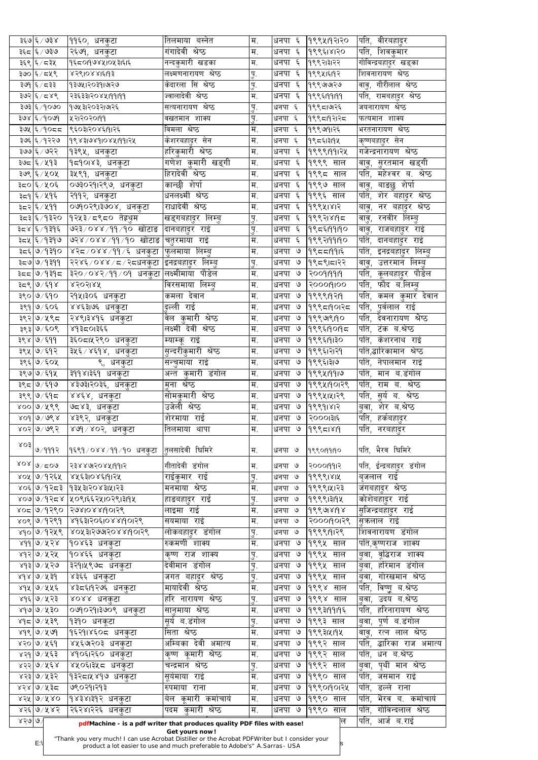| | | | | | | | |
|---|---|---|---|---|---|---|---|
| ३६७ | ६/७३४ | ११६०, धनकुटा | तिलमाया बस्नेत | म. | धनपा ६ | १९९५।१२।२० | पति, वीरबहादुर |
| ३६८ | ६/७३७ | २६७१, धनकुटा | गंगादेवी श्रेष्ठ | म. | धनपा ६ | १९९६।४।२० | पति, शिवकुमार |
| ३६९ | ६/८३५ | १६८०।१७४५।०५३।६।६ | नन्दकुमारी खडका | म. | धनपा ६ | १९९२।३।२२ | गोविन्द्रबहादुर खड्का |
| ३७० | ६/८५९ | ४२९।०४४।६।१२ | लक्ष्मणनारायण श्रेष्ठ | पु. | धनपा ६ | १९९५।६।१२ | शिवनारायण श्रेष्ठ |
| ३७१ | ६/८३३ | १३७५।२०३१।७।२७ | केदारला सिं श्रेष्ठ | पु. | धनपा ६ | १९९७।७।२७ | बाबु, गौरीलाल श्रेष्ठ |
| ३७२ | ६/८४९ | २३६३३।२०४५।११।११ | ज्वालादेवी श्रेष्ठ | म. | धनपा ६ | १९९६।११।११ | पति, रामबहादुर श्रेष्ठ |
| ३७३ | ६/१०७० | १७५३।२०३२।७।२६ | सत्यनारायण श्रेष्ठ | पु. | धनपा ६ | १९९८।७।२६ | जयनारायण श्रेष्ठ |
| ३७४ | ६/१०७१ | ५२।२०२०।११ | बखतमान शाक्य | पु. | धनपा ६ | १९९८।१२।२८ | फत्यमान शाक्य |
| ३७५ | ६/१०८८ | ९६०३।२०४६।१।२६ | विमला श्रेष्ठ | म. | धनपा ६ | १९९७।१।२६ | भरतनारायण श्रेष्ठ |
| ३७६ | ६/१२२७ | १९४३।७४१।०४५।११।२५ | केशरबहादुर सेन | म. | धनपा ६ | १९८६।३।१५ | कृष्णबहादुर सेन |
| ३७७ | ६/७२२ | १३९५, धनकुटा | हरिकुमारी श्रेष्ठ | म. | धनपा ६ | १९९९।११।२५ | गजेन्द्रनारायण श्रेष्ठ |
| ३७८ | ६/५१३ | १८१।०४३, धनकुटा | गणेश कुमारी खड्गी | म. | धनपा ६ | १९९९ साल | बाबु, सुरतमान खड्गी |
| ३७९ | ६/५०५ | ३५९१, धनकुटा | हिरादेवी श्रेष्ठ | म. | धनपा ६ | १९९८ साल | पति, महेश्वर ब. श्रेष्ठ |
| ३८० | ६/५०६ | ०७३०२१।२९७, धनकुटा | कान्छी शेर्पा | म. | धनपा ६ | १९९७ साल | बाबु, बाङछु शेर्पा |
| ३८१ | ६/५१६ | २११२, धनकुटा | धनलक्ष्मी श्रेष्ठ | म. | धनपा ६ | १९९६ साल | पति, शेर बहादुर श्रेष्ठ |
| ३८२ | ६/५११ | ०७१०२९।३७०४, धनकुटा | राधादेवी श्रेष्ठ | म. | धनपा ६ | १९९५।४।२ | बाबु, नर बहादुर श्रेष्ठ |
| ३८३ | ६/१३२० | १२५३/८९८० तेह्रथुम | खड्गबहादुर लिम्बु | पु. | धनपा ६ | १९९२।४।१८ | बाबु, रनवीर लिम्बु |
| ३८४ | ६/१३१६ | ७२३/०४४/११/१० खोटाङ | दानबहादुर राई | पु. | धनपा ६ | १९८६।११।१० | बाबु, राजबहादुर राई |
| ३८५ | ६/१३१७ | ७२४/०४४/११/१० खोटाङ | चतुरमाया राई | म. | धनपा ६ | १९९२।११।१० | पति, दानबहादुर राई |
| ३८६ | ७/१३१० | ४२८/०४४/११/६ धनकुटा | फुलमाया लिम्बु | म. | धनपा ७ | १९८८।११।६ | पति, इनद्रबहादुर लिम्बु |
| ३८७ | ७/१३११ | २२४६/०४४/८/२८धनकुटा | इनद्रबहादुर लिम्बु | पु. | धनपा ७ | १९८९।८।२२ | बाबु, उत्तरमान लिम्बु |
| ३८८ | ७/१३१८ | ३२०/०४२/११/०१ धनकुटा | लक्ष्मीमाया पौडेल | म. | धनपा ७ | २००१।११।१ | पति, कुलबहादुर पौडेल |
| ३८९ | ७/६१४ | ४२०२।४५ | विरसमाया लिम्बु | म. | धनपा ७ | २०००।१।०० | पति, फौद ब.लिम्बु |
| ३९० | ७/६१० | २१५।३०६ धनकुटा | कमला देवान | म. | धनपा ७ | १९९९।१२।१ | पति, कमल कुमार देवान |
| ३९१ | ७/६०६ | ४४६३।७६ धनकुटा | दुल्ली राई | म. | धनपा ७ | १९९८।१०।२८ | पति, पुर्वलाल राई |
| ३९२ | ७/५९८ | २४९।३४१६ धनकुटा | वेल कुमारी श्रेष्ठ | म. | धनपा ७ | १९९७।९।१० | पति, देवनारायण श्रेष्ठ |
| ३९३ | ७/६०९ | ४१३८०।३६६ | लक्ष्मी देवी श्रेष्ठ | म. | धनपा ७ | १९९६।१०।१८ | पति, टंक ब.श्रेष्ठ |
| ३९४ | ७/६११ | ३६०८।५२९० धनकुटा | म्याम्कू राई | म. | धनपा ७ | १९९६।१।३० | पति, केशरनाथ राई |
| ३९५ | ७/६१२ | ३५६/४६१४, धनकुटा | सुन्दरीकुमारी श्रेष्ठ | म. | धनपा ७ | १९९६।२।२१ | पति,द्वारिकामान श्रेष्ठ |
| ३९६ | ७/६०५ | ९, धनकुटा | सन्चुमाया राई | म. | धनपा ७ | १९९६।३।७ | पति, नेपालमान राई |
| ३९७ | ७/६१५ | ३११४।३६१ धनकुटा | अन्त कुमारी डंगोल | म. | धनपा ७ | १९९५।११।७ | पति, मान ब.डंगोल |
| ३९८ | ७/६१७ | ४३७३।२०३६, धनकुटा | मुना श्रेष्ठ | म. | धनपा ७ | १९९५।१०।२९ | पति, राम ब. श्रेष्ठ |
| ३९९ | ७/६१८ | ४४६४, धनकुटा | सोमकुमारी श्रेष्ठ | म. | धनपा ७ | १९९५।५।२९ | पति, सुर्य ब. श्रेष्ठ |
| ४०० | ७/५९९ | ७८४३, धनकुटा | उजेली श्रेष्ठ | म. | धनपा ७ | १९९१।४।२ | बुवा, शेर ब.श्रेष्ठ |
| ४०१ | ७/७९४ | ४३९२, धनकुटा | शेरमाया राई | म. | धनपा ७ | २०००।३।६ | पति, हर्कबहादुर |
| ४०२ | ७/७९२ | ४७१/४०२, धनकुटा | तिलमाया थापा | म. | धनपा ७ | १९९८।४।१ | पति, नरबहादुर |
| ४०३ | ७/१११२ | १६९१/०४४/११/१० धनकुटा | तुलसादेवी घिमिरे | म. | धनपा ७ | १९९०।११।१० | पति, भैरव घिमिरे |
| ४०४ | ७/८०७ | २३४४७।२०४५।११।२ | गीतादेवी डंगोल | म. | धनपा ७ | २०००।११।२ | पति, ईन्द्रबहादुर डंगोल |
| ४०५ | ७/१२६५ | ४५६३।०४६।१।२५ | राईकुमार राई | पु. | धनपा ७ | १९९९।४।५ | बृजलाल राई |
| ४०६ | ७/१२८३ | १३५३।२०४३।५।२३ | मनमाया श्रेष्ठ | म. | धनपा ७ | १९९९।५।२३ | जंगबहादुर श्रेष्ठ |
| ४०७ | ७/१२८४ | ५०९।६६२५।०२९।३।१५ | हाडबहादुर राई | पु. | धनपा ७ | १९९९।३।१५ | कोशेबहादुर राई |
| ४०८ | ७/१२९० | २७४।०४४।१०।२९ | लाइमा राई | म. | धनपा ७ | १९९७।४।१४ | सुजिन्द्रबहादुर राई |
| ४०९ | ७/१२९१ | ४१६३।२०६।०४४।१०।२९ | सयमाया राई | म. | धनपा ७ | २०००।१०।२९ | सुक्रलाल राई |
| ४१० | ७/१२५९ | ४०५३।२७७।२०४४।१०।२९ | लोकबहादुर डंगोल | पु. | धनपा ७ | १९९९।१।२९ | शिवनारायण डंगोल |
| ४११ | ७/५२४ | १०४६३ धनकुटा | रुकमणी शाक्य | म. | धनपा ७ | १९९५ साल | पति,कृष्णराज शाक्य |
| ४१२ | ७/५२५ | १०४६६ धनकुटा | कृष्ण राज शाक्य | पु. | धनपा ७ | १९९५ साल | बुवा, वृद्धिराज शाक्य |
| ४१३ | ७/५२७ | ३२१।५९७८ धनकुटा | देवीमान डंगोल | पु. | धनपा ७ | १९९५ साल | बुवा, हरिमान डंगोल |
| ४१४ | ७/५३१ | ४३६६ धनकुटा | जगत बहादुर श्रेष्ठ | पु. | धनपा ७ | १९९५ साल | बुवा, गोरखमान श्रेष्ठ |
| ४१५ | ७/५५६ | ४३८६।१२७६ धनकुटा | मायादेवी श्रेष्ठ | म. | धनपा ७ | १९९४ साल | पति, विष्णु ब.श्रेष्ठ |
| ४१६ | ७/५२३ | ४०४४ धनकुटा | हरि नारायण श्रेष्ठ | पु. | धनपा ७ | १९९४ साल | बुवा, उदय ब.श्रेष्ठ |
| ४१७ | ७/५३० | ०७१०२१।३७०९ धनकुटा | सानुमाया श्रेष्ठ | म. | धनपा ७ | १९९३।११।१६ | पति, हरिनारायण श्रेष्ठ |
| ४१८ | ७/५३९ | १३१० धनकुटा | सूर्य ब.डंगोल | पु. | धनपा ७ | १९९३ साल | बुवा, पूर्ण ब.डंगोल |
| ४१९ | ७/५७१ | १६२१।४६०८ धनकुटा | सिता श्रेष्ठ | म. | धनपा ७ | १९९३।५।१५ | बाबु, रत्न लाल श्रेष्ठ |
| ४२० | ७/५६१ | ४५६७।२०३ धनकुटा | अम्बिका देवी अमात्य | म. | धनपा ७ | १९९२ साल | पति, द्वारिका राज अमात्य |
| ४२१ | ७/५६३ | ४१०६।२६० धनकुटा | कृष्ण कुमारी श्रेष्ठ | म. | धनपा ७ | १९९२ साल | पति, धन ब.श्रेष्ठ |
| ४२२ | ७/५६४ | ४५०६।३५८ धनकुटा | चन्द्रमान श्रेष्ठ | पु. | धनपा ७ | १९९२ साल | बुवा, पृथी मान श्रेष्ठ |
| ४२३ | ७/५३२ | १३२८।५४१७ धनकुटा | सूर्यमाया राई | म. | धनपा ७ | १९९० साल | पति, जसमान राई |
| ४२४ | ७/५३८ | ७९०२१।२१३ | रुपमाया राना | म. | धनपा ७ | १९९०।१०।२५ | पति, डल्ले राना |
| ४२५ | ७/५४० | १४३४।३१२ धनकुटा | बेल कुमारी कर्माचार्य | म. | धनपा ७ | १९९० साल | पति, भैरव ब. कर्माचार्य |
| ४२६ | ७/५४२ | २६२४।२२६ धनकुटा | पदम कुमारी श्रेष्ठ | म. | धनपा ७ | १९९० साल | पति, गोविन्दलाल श्रेष्ठ |
| ४२७ | ७/ | | | | | ल | पति, आर्ज ब.राई |

pdfMachine - is a pdf writer that produces quality PDF files with ease!
Get yours now!
"Thank you very much! I can use Acrobat Distiller or the Acrobat PDFWriter but I consider your product a lot easier to use and much preferable to Adobe's" A.Sarras - USA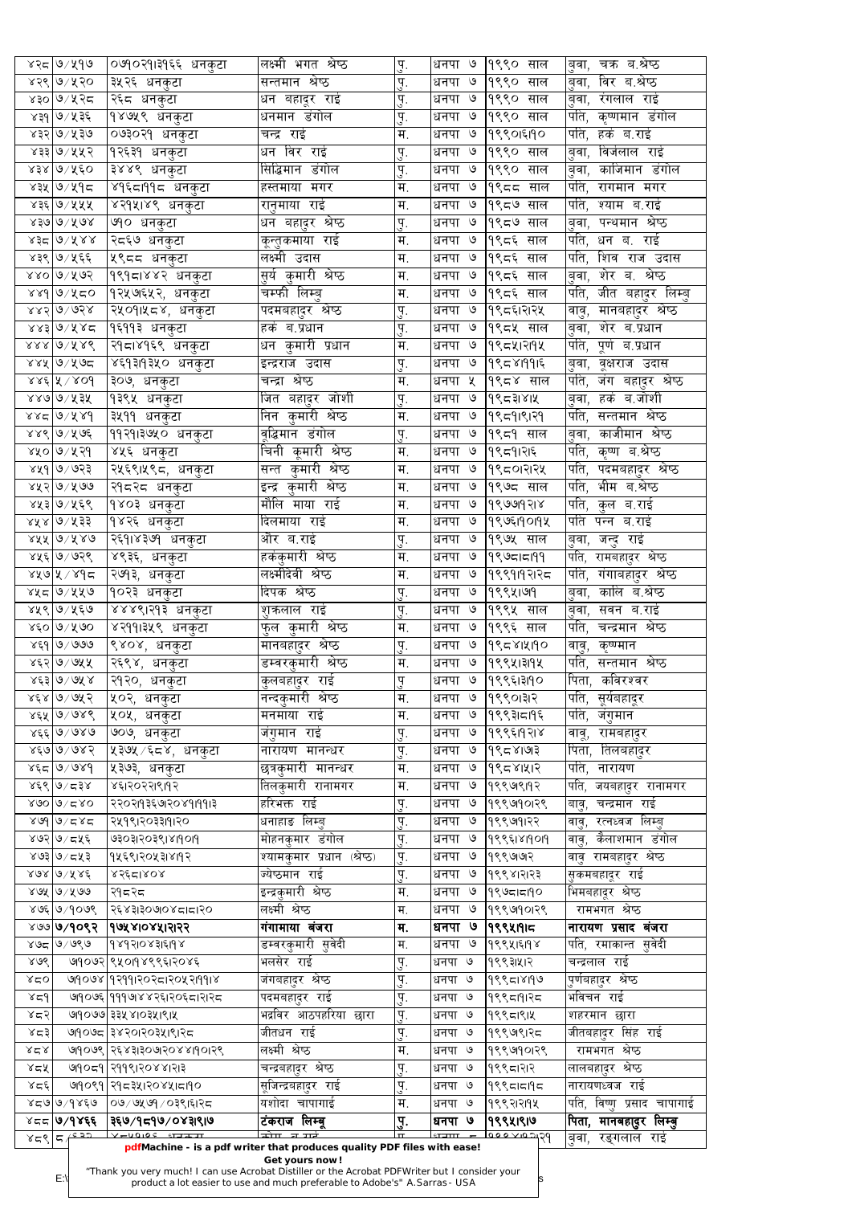| | | | | | | | |
|---|---|---|---|---|---|---|---|
| ४२८ | ७/५१७ | ०७१०२१।३१६६ धनकुटा | लक्ष्मी भगत श्रेष्ठ | पु. | धनपा ७ | १९९० साल | बुवा, चक्र ब.श्रेष्ठ |
| ४२९ | ७/५२० | ३५२६ धनकुटा | सन्तमान श्रेष्ठ | पु. | धनपा ७ | १९९० साल | बुवा, विर ब.श्रेष्ठ |
| ४३० | ७/५२८ | २६८ धनकुटा | धन बहादुर राई | पु. | धनपा ७ | १९९० साल | बुवा, रंगलाल राई |
| ४३१ | ७/५३६ | १४७५९ धनकुटा | धनमान डंगोल | पु. | धनपा ७ | १९९० साल | पति, कृष्णमान डंगोल |
| ४३२ | ७/५३७ | ०७३०२१ धनकुटा | चन्द्र राई | म. | धनपा ७ | १९९०।६।१० | पति, हर्क ब.राई |
| ४३३ | ७/५५२ | १२६३१ धनकुटा | धन विर राई | पु. | धनपा ७ | १९९० साल | बुवा, विर्जलाल राई |
| ४३४ | ७/५६० | ३४४९ धनकुटा | सिद्धिमान डंगोल | पु. | धनपा ७ | १९९० साल | बुवा, काजिमान डंगोल |
| ४३५ | ७/५१८ | ४१६८।११८ धनकुटा | हस्तमाया मगर | म. | धनपा ७ | १९८८ साल | पति, रागमान मगर |
| ४३६ | ७/५५५ | ४२१५।४९ धनकुटा | रानुमाया राई | म. | धनपा ७ | १९८७ साल | पति, श्याम ब.राई |
| ४३७ | ७/५७४ | ७१० धनकुटा | धन बहादुर श्रेष्ठ | पु. | धनपा ७ | १९८७ साल | बुवा, पन्थमान श्रेष्ठ |
| ४३८ | ७/५४४ | २८६७ धनकुटा | कुन्तुकमाया राई | म. | धनपा ७ | १९८६ साल | पति, धन ब. राई |
| ४३९ | ७/५६६ | ५९८८ धनकुटा | लक्ष्मी उदास | म. | धनपा ७ | १९८६ साल | पति, शिव राज उदास |
| ४४० | ७/५७२ | १९१८।४४२ धनकुटा | सुर्य कुमारी श्रेष्ठ | म. | धनपा ७ | १९८६ साल | बुवा, शेर ब. श्रेष्ठ |
| ४४१ | ७/५८० | १२५७६५२, धनकुटा | चम्फी लिम्बु | म. | धनपा ७ | १९८६ साल | पति, जीत बहादुर लिम्बु |
| ४४२ | ७/७२४ | २५०१।५८४, धनकुटा | पदमबहादुर श्रेष्ठ | पु. | धनपा ७ | १९८६।२।२५ | बावु, मानबहादुर श्रेष्ठ |
| ४४३ | ७/५४८ | १६११३ धनकुटा | हर्क ब.प्रधान | पु. | धनपा ७ | १९८५ साल | बुवा, शेर ब.प्रधान |
| ४४४ | ७/५४९ | २१८।४१६९ धनकुटा | धन कुमारी प्रधान | म. | धनपा ७ | १९८५।२।१५ | पति, पूर्ण ब.प्रधान |
| ४४५ | ७/५७८ | ४६१३।१३५० धनकुटा | इन्द्रराज उदास | पु. | धनपा ७ | १९८४।११।६ | बुवा, वृक्षराज उदास |
| ४४६ | ५/४०१ | ३०७, धनकुटा | चन्द्रा श्रेष्ठ | म. | धनपा ५ | १९८४ साल | पति, जंग बहादुर श्रेष्ठ |
| ४४७ | ७/५३५ | १३९५ धनकुटा | जित बहादुर जोशी | पु. | धनपा ७ | १९८३।४।५ | बुवा, हर्क ब.जोशी |
| ४४८ | ७/५४१ | ३५११ धनकुटा | निन कुमारी श्रेष्ठ | म. | धनपा ७ | १९८१।९।२१ | पति, सन्तमान श्रेष्ठ |
| ४४९ | ७/५७६ | ११२१।३७५० धनकुटा | वृद्धिमान डंगोल | पु. | धनपा ७ | १९८१ साल | बुवा, काजीमान श्रेष्ठ |
| ४५० | ७/५२१ | ४५६ धनकुटा | चिनी कुमारी श्रेष्ठ | म. | धनपा ७ | १९८१।२।६ | पति, कृष्ण ब.श्रेष्ठ |
| ४५१ | ७/७२३ | २५६९।५९८, धनकुटा | सन्त कुमारी श्रेष्ठ | म. | धनपा ७ | १९८०।२।२५ | पति, पदमबहादुर श्रेष्ठ |
| ४५२ | ७/५७७ | २१८२८ धनकुटा | इन्द्र कुमारी श्रेष्ठ | म. | धनपा ७ | १९७८ साल | पति, भीम ब.श्रेष्ठ |
| ४५३ | ७/५६९ | १४०३ धनकुटा | मौलि माया राई | म. | धनपा ७ | १९७७।१२।४ | पति, कुल ब.राई |
| ४५४ | ७/५३३ | १४२६ धनकुटा | दिलमाया राई | म. | धनपा ७ | १९७६।१०।१५ | पति पन्न ब.राई |
| ४५५ | ७/५४७ | २६१।४३७१ धनकुटा | और ब.राई | पु. | धनपा ७ | १९७५ साल | बुवा, जन्दु राई |
| ४५६ | ७/७२९ | ४९३६, धनकुटा | हर्ककुमारी श्रेष्ठ | म. | धनपा ७ | १९७८।८।११ | पति, रामबहादुर श्रेष्ठ |
| ४५७ | ५/४१८ | २७१३, धनकुटा | लक्ष्मीदेवी श्रेष्ठ | म. | धनपा ७ | १९९१।१२।२८ | पति, गंगाबहादुर श्रेष्ठ |
| ४५८ | ७/५५७ | १०२३ धनकुटा | दिपक श्रेष्ठ | पु. | धनपा ७ | १९९५।७।१ | बुवा, कालि ब.श्रेष्ठ |
| ४५९ | ७/५६७ | ४४४९।२९३ धनकुटा | शुक्रलाल राई | पु. | धनपा ७ | १९९५ साल | बुवा, सवन ब.राई |
| ४६० | ७/५७० | ४२११।३५९ धनकुटा | फुल कुमारी श्रेष्ठ | म. | धनपा ७ | १९९६ साल | पति, चन्द्रमान श्रेष्ठ |
| ४६१ | ७/७७७ | ९४०४, धनकुटा | मानबहादुर श्रेष्ठ | पु. | धनपा ७ | १९८४।५।१० | बावु, कृष्णमान |
| ४६२ | ७/७५५ | २६९४, धनकुटा | डम्वरकुमारी श्रेष्ठ | म. | धनपा ७ | १९९५।३।१५ | पति, सन्तमान श्रेष्ठ |
| ४६३ | ७/७५४ | २१२०, धनकुटा | कुलबहादुर राई | पु. | धनपा ७ | १९९६।३।१० | पिता, कविरश्वर |
| ४६४ | ७/७५२ | ५०२, धनकुटा | नन्दकुमारी श्रेष्ठ | म. | धनपा ७ | १९९०।३।२ | पति, सूर्यबहादुर |
| ४६५ | ७/७४९ | ५०५, धनकुटा | मनमाया राई | म. | धनपा ७ | १९९३।८।१६ | पति, जंगमान |
| ४६६ | ७/७४७ | ७०७, धनकुटा | जंगमान राई | पु. | धनपा ७ | १९९६।१२।४ | बावु, रामबहादुर |
| ४६७ | ७/७४२ | ५३७५/६८४, धनकुटा | नारायण मानन्धर | पु. | धनपा ७ | १९८४।७।३ | पिता, तिलबहादुर |
| ४६८ | ७/७४१ | ५३७३, धनकुटा | छत्रकुमारी मानन्धर | म. | धनपा ७ | १९८४।५।२ | पति, नारायण |
| ४६९ | ७/८३४ | ४६।२०२२।९।१२ | तिलकुमारी रानामगर | म. | धनपा ७ | १९९७।९।१२ | पति, जयबहादुर रानामगर |
| ४७० | ७/८४० | २२०२।१३६७।२०४१।११।३ | हरिभक्त राई | पु. | धनपा ७ | १९९७।१०।२९ | बावु, चन्द्रमान राई |
| ४७१ | ७/८४८ | २५१९।२०३३।१।२० | धनाहाङ लिम्बु | पु. | धनपा ७ | १९९७।१।२२ | बावु, रत्नध्वज लिम्बु |
| ४७२ | ७/८५६ | ७३०३।२०३९।४।१०।१ | मोहनकुमार डंगोल | पु. | धनपा ७ | १९९६।४।१०।१ | बावु, कैलाशमान डंगोल |
| ४७३ | ७/८५३ | १५६९।२०५३।४।१२ | श्यामकुमार प्रधान (श्रेष्ठ) | पु. | धनपा ७ | १९९७।७।२ | बावु रामबहादुर श्रेष्ठ |
| ४७४ | ७/५४६ | ४२६८।४०४ | ज्येष्ठमान राई | पु. | धनपा ७ | १९९४।२।२३ | सुकमबहादुर राई |
| ४७५ | ७/५७७ | २१८२८ | इन्द्रकुमारी श्रेष्ठ | म. | धनपा ७ | १९७८।८।१० | भिमबहादुर श्रेष्ठ |
| ४७६ | ७/१०७९ | २६४३।३०७०४८।८।२० | लक्ष्मी श्रेष्ठ | म. | धनपा ७ | १९९७।१०।२९ | रामभगत श्रेष्ठ |
| **४७७** | **७/१०९२** | **१७५४।०४५।२।२२** | **गंगामाया बंजरा** | **म.** | **धनपा ७** | **१९९५।१।८** | **नारायण प्रसाद बंजरा** |
| ४७८ | ७/७९७ | १४१२।०४३।६।१४ | डम्वरकुमारी सुवेदी | म. | धनपा ७ | १९९५।६।१४ | पति, रमाकान्त सुवेदी |
| ४७९ | ७।१०७२ | ९५०।१४९९६।२०४६ | भलसेर राई | पु. | धनपा ७ | १९९३।५।२ | चन्द्रलाल राई |
| ४८० | ७।१०७४ | १२११।२०२८।२०५२।११।४ | जंगबहादुर श्रेष्ठ | पु. | धनपा ७ | १९९८।४।१७ | पुर्णबहादुर श्रेष्ठ |
| ४८१ | ७।१०७६ | १११७।४४२६।२०६८।२।२८ | पदमबहादुर राई | पु. | धनपा ७ | १९९८।१।२८ | भविचन राई |
| ४८२ | ७।१०७७ | ३३५४।०३५।९।५ | भद्रविर आठपहरिया छारा | पु. | धनपा ७ | १९९८।९।५ | शहरमान छारा |
| ४८३ | ७।१०७८ | ३४२०।२०३५।९।२८ | जीतधन राई | पु. | धनपा ७ | १९९७।९।२८ | जीतबहादुर सिंह राई |
| ४८४ | ७।१०७९ | २६४३।३०७।२०४४।१०।२९ | लक्ष्मी श्रेष्ठ | म. | धनपा ७ | १९९७।१०।२९ | रामभगत श्रेष्ठ |
| ४८५ | ७।१०८१ | २११९।२०४४।२।३ | चन्द्रबहादुर श्रेष्ठ | पु. | धनपा ७ | १९९८।२।२ | लालबहादुर श्रेष्ठ |
| ४८६ | ७।१०९१ | २१८३५।२०४५।८।१० | सुजिन्द्रबहादुर राई | पु. | धनपा ७ | १९९८।८।१८ | नारायणध्वज राई |
| ४८७ | ७/१४६७ | ०७/७५७१/०३९।६।२८ | यशोदा चापागाई | म. | धनपा ७ | १९९२।२।१५ | पति, विष्णु प्रसाद चापागाई |
| **४८८** | **७/१४६६** | **३६७/१८१७/०४३।९।७** | **टंकराज लिम्बू** | **पु.** | **धनपा ७** | **१९९५।९।७** | **पिता, मानबहादुर लिम्बु** |
| ४८९ | ८/६३२ | ४८५०।८६ धनकुटा | कोरा ब.राई | पु. | धनपा ८ | १९९४।२।२१ | बुवा, रङ्गलाल राई |

pdfMachine - is a pdf writer that produces quality PDF files with ease!
Get yours now!
"Thank you very much! I can use Acrobat Distiller or the Acrobat PDFWriter but I consider your product a lot easier to use and much preferable to Adobe's" A.Sarras - USA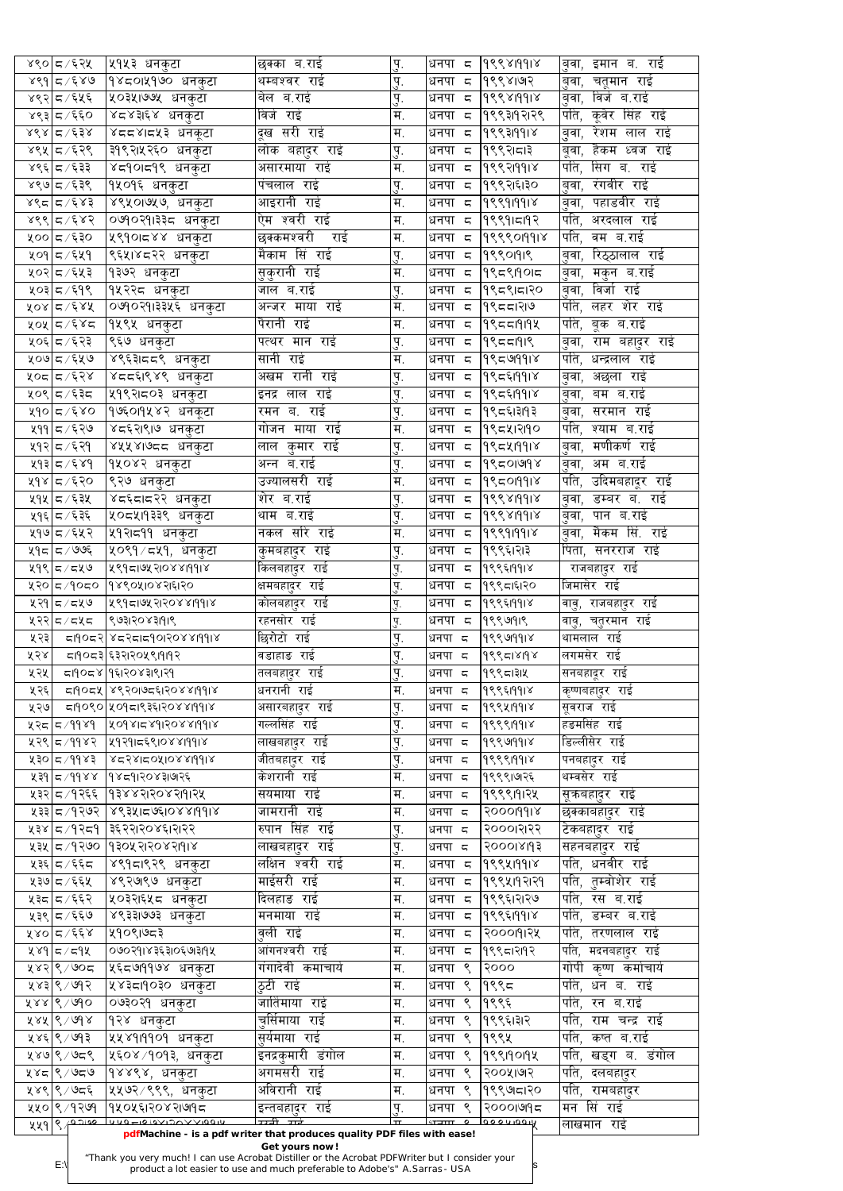| ४९० | ८/६२५ | ५१५३ धनकुटा | छक्का ब.राई | पु. | धनपा ८ | १९९४।११।४ | बुवा, इमान ब. राई |
|---|---|---|---|---|---|---|---|
| ४९१ | ८/६४७ | १४८०५।१७० धनकुटा | थम्बश्वर राई | पु. | धनपा ८ | १९९४।७२ | बुवा, चतुमान राई |
| ४९२ | ८/६५६ | ५०३५।७७५ धनकुटा | बेल ब.राई | पु. | धनपा ८ | १९९४।११।४ | बुवा, विर्ज ब.राई |
| ४९३ | ८/६६० | ४८४३।६४ धनकुटा | विर्ज राई | म. | धनपा ८ | १९९३।१२।२९ | पति, कुवेर सिंह राई |
| ४९४ | ८/६३४ | ४८८४।८५३ धनकुटा | दुख सरी राई | म. | धनपा ८ | १९९३।११।४ | बुवा, रेशम लाल राई |
| ४९५ | ८/६२९ | ३१९२।५२६० धनकुटा | लोक बहादुर राई | पु. | धनपा ८ | १९९२।८।३ | बुवा, हैकम ध्वज राई |
| ४९६ | ८/६३३ | ४८१०।८१९ धनकुटा | असारमाया राई | म. | धनपा ८ | १९९२।११।४ | पति, सिंग ब. राई |
| ४९७ | ८/६३९ | १५०१६ धनकुटा | पंचलाल राई | पु. | धनपा ८ | १९९२।६।३० | बुवा, रंगवीर राई |
| ४९८ | ८/६४३ | ४९५०।७५७, धनकुटा | आइरानी राई | म. | धनपा ८ | १९९१।११।४ | बुवा, पहाडवीर राई |
| ४९९ | ८/६४२ | ०७१०२१।३३८ धनकुटा | ऐम श्वरी राई | म. | धनपा ८ | १९९१।८।१२ | पति, अरदलाल राई |
| ५०० | ८/६३० | ५९१०।८४४ धनकुटा | छक्कमश्वरी राई | म. | धनपा ८ | १९९९०।११।४ | पति, वम ब.राई |
| ५०१ | ८/६५१ | ९६५।४८२२ धनकुटा | मैकाम सिं राई | पु. | धनपा ८ | १९९०।१।९ | बुवा, रिठ्ठलाल राई |
| ५०२ | ८/६५३ | १३७२ धनकुटा | सुकुरानी राई | म. | धनपा ८ | १९८९।१०।८ | बुवा, मकुन ब.राई |
| ५०३ | ८/६१९ | १५२२८ धनकुटा | जाल ब.राई | पु. | धनपा ८ | १९८९।८।२० | बुवा, विर्जा राई |
| ५०४ | ८/६४५ | ०७१०२१।३३५६ धनकुटा | अन्जर माया राई | म. | धनपा ८ | १९८८।२।७ | पति, लहर शेर राई |
| ५०५ | ८/६४८ | १५९५ धनकुटा | पैरानी राई | म. | धनपा ८ | १९८८।१।१५ | पति, बुक ब.राई |
| ५०६ | ८/६२३ | ९६७ धनकुटा | पत्थर मान राई | पु. | धनपा ८ | १९८८।१।९ | बुवा, राम बहादुर राई |
| ५०७ | ८/६५७ | ४९६३।८८९ धनकुटा | सानी राई | म. | धनपा ८ | १९८७।११।४ | पति, धन्द्रलाल राई |
| ५०८ | ८/६२४ | ४८८६।९४९ धनकुटा | अखम रानी राई | पु. | धनपा ८ | १९८६।११।४ | बुवा, अछला राई |
| ५०९ | ८/६३८ | ५१९२।८०३ धनकुटा | इनद्र लाल राई | पु. | धनपा ८ | १९८६।११।४ | बुवा, बम ब.राई |
| ५१० | ८/६४० | १७६०।१५४२ धनकुटा | रमन ब. राई | पु. | धनपा ८ | १९८६।३।१३ | बुवा, सरमान राई |
| ५११ | ८/६२७ | ४८६२।९।७ धनकुटा | गोजन माया राई | म. | धनपा ८ | १९८५।२।१० | पति, श्याम ब.राई |
| ५१२ | ८/६२१ | ४५५४।७८८ धनकुटा | लाल कुमार राई | पु. | धनपा ८ | १९८५।११।४ | बुवा, मणीकर्ण राई |
| ५१३ | ८/६४१ | १५०४२ धनकुटा | अन्न ब.राई | पु. | धनपा ८ | १९८०।७।१४ | बुवा, अम ब.राई |
| ५१४ | ८/६२० | ९२७ धनकुटा | उज्यालसरी राई | म. | धनपा ८ | १९८०।११।४ | पति, उदिमबहादुर राई |
| ५१५ | ८/६३५ | ४८६८।८२२ धनकुटा | शेर ब.राई | पु. | धनपा ८ | १९९४।११।४ | बुवा, डम्बर ब. राई |
| ५१६ | ८/६३६ | ५०८५।१३३९ धनकुटा | थाम ब.राई | पु. | धनपा ८ | १९९४।११।४ | बुवा, पान ब.राई |
| ५१७ | ८/६५२ | ५१२।८११ धनकुटा | नकल सरि राई | म. | धनपा ८ | १९९१।११।४ | बुवा, मैकम सिं. राई |
| ५१८ | ८/७७६ | ५०९१/८५१, धनकुटा | कुमबहादुर राई | पु. | धनपा ८ | १९९६।२।३ | पिता, सनरराज राई |
| ५१९ | ८/८५७ | ५९१८।७५२।०४४।११।४ | किलबहादुर राई | पु. | धनपा ८ | १९९६।११।४ | राजबहादुर राई |
| ५२० | ८/१०८० | १४९०५।०४२।६।२० | क्षमबहादुर राई | पु. | धनपा ८ | १९९८।६।२० | जिमासेर राई |
| ५२१ | ८/८५७ | ५९१८।७५२।२०४४।११।४ | कोलबहादुर राई | पु. | धनपा ८ | १९९६।११।४ | बावु, राजबहादुर राई |
| ५२२ | ८/८५८ | ९७३।२०४३।१।९ | रहनसोर राई | पु. | धनपा ८ | १९९७।१।९ | बावु, चतुरमान राई |
| ५२३ | ८।१०८२ | ४८२८।८९०।२०४४।११।४ | छिरोटो राई | पु. | धनपा ८ | १९९७।११।४ | थामलाल राई |
| ५२४ | ८।१०८३ | ६३२।२०५९।१।१२ | बडाहाङ राई | पु. | धनपा ८ | १९९८।४।१४ | लगमसेर राई |
| ५२५ | ८।१०८४ | १६।२०४३।९।२१ | तलबहादुर राई | पु. | धनपा ८ | १९९८।३।५ | सनबहादुर राई |
| ५२६ | ८।१०८५ | ४९२०।७८६।२०४४।११।४ | धनरानी राई | म. | धनपा ८ | १९९६।११।४ | कृष्णबहादुर राई |
| ५२७ | ८।१०९० | ५०१८।९३६।२०४४।११।४ | असारबहादुर राई | पु. | धनपा ८ | १९९५।११।४ | सुवराज राई |
| ५२८ | ८/११४१ | ५०१४।८४१।२०४४।११।४ | गल्लसिंह राई | पु. | धनपा ८ | १९९९।११।४ | हडमसिंह राई |
| ५२९ | ८/११४२ | ५१२१।८६९।०४४।११।४ | लाखबहादुर राई | पु. | धनपा ८ | १९९७।११।४ | डिल्लीसेर राई |
| ५३० | ८/११४३ | ४८२४।८०५।०४४।११।४ | जीतबहादुर राई | पु. | धनपा ८ | १९९९।११।४ | पनबहादुर राई |
| ५३१ | ८/११४४ | १४८१।२०४३।७।२६ | केशरानी राई | म. | धनपा ८ | १९९९।७।२६ | थम्वसेर राई |
| ५३२ | ८/१२६६ | १३४४।२०४२।१।२५ | सयमाया राई | म. | धनपा ८ | १९९९।१।२५ | सुकबहादुर राई |
| ५३३ | ८/१२७२ | ४९३५।८७६।०४४।११।४ | जामरानी राई | म. | धनपा ८ | २०००।११।४ | छक्काबहादुर राई |
| ५३४ | ८/१२८१ | ३६२२।२०४६।२।२२ | रुपान सिंह राई | पु. | धनपा ८ | २०००।२।२२ | टेकबहादुर राई |
| ५३५ | ८/१२७० | १३०५२।२०४२।१।४ | लाखबहादुर राई | पु. | धनपा ८ | २०००।४।१३ | सहनबहादुर राई |
| ५३६ | ८/६६८ | ४९१८।९२९ धनकुटा | लक्षिन श्वरी राई | म. | धनपा ८ | १९९५।११।४ | पति, धनवीर राई |
| ५३७ | ८/६६५ | ४९२७९७ धनकुटा | माईसरी राई | म. | धनपा ८ | १९९५।१२।२१ | पति, तुम्वोशेर राई |
| ५३८ | ८/६६२ | ५०३२।६५८ धनकुटा | दिलहाङ राई | म. | धनपा ८ | १९९६।२।२७ | पति, रस ब.राई |
| ५३९ | ८/६६७ | ४९३३।७७३ धनकुटा | मनमाया राई | म. | धनपा ८ | १९९६।११।४ | पति, डम्बर ब.राई |
| ५४० | ८/६६४ | ५१०९।७८३ | बुली राई | म. | धनपा ८ | २०००।१।२५ | पति, तरणलाल राई |
| ५४१ | ८/८१५ | ०७०२१।४३६३।०६७३।१५ | आंगनश्वरी राई | म. | धनपा ८ | १९९८।२।१२ | पति, मदनबहादुर राई |
| ५४२ | ९/७०८ | ५६८७११७४ धनकुटा | गंगादेवी कमाचार्य | म. | धनपा ९ | २००० | गोपी कृष्ण कमाचार्य |
| ५४३ | ९/७१२ | ५४३८।१०३० धनकुटा | ठुटी राई | म. | धनपा ९ | १९९८ | पति, धन ब. राई |
| ५४४ | ९/७१० | ०७३०२१ धनकुटा | जातिमाया राई | म. | धनपा ९ | १९९६ | पति, रन ब.राई |
| ५४५ | ९/७१४ | १२४ धनकुटा | चुर्सिमाया राई | म. | धनपा ९ | १९९६।३।२ | पति, राम चन्द्र राई |
| ५४६ | ९/७१३ | ५५४१।११०१ धनकुटा | सुर्यमाया राई | म. | धनपा ९ | १९९५ | पति, कप्त ब.राई |
| ५४७ | ९/७८९ | ५६०४/१०१३, धनकुटा | इनद्रकुमारी डंगोल | म. | धनपा ९ | १९९।१०।१५ | पति, खड्ग ब. डंगोल |
| ५४८ | ९/७८७ | १४४९४, धनकुटा | अगमसरी राई | म. | धनपा ९ | २००५।७२ | पति, दलबहादुर |
| ५४९ | ९/७८६ | ५५७२/९९९, धनकुटा | अबिरानी राई | म. | धनपा ९ | १९९७८।२० | पति, रामबहादुर |
| ५५० | ९/१२७१ | १५०५६।२०४२।७।१८ | इन्तबहादुर राई | पु. | धनपा ९ | २०००।७।१८ | मन सिं राई |
| ५५१ | ९/... | ... | ... | ... | ... | ... | लाखमान राई |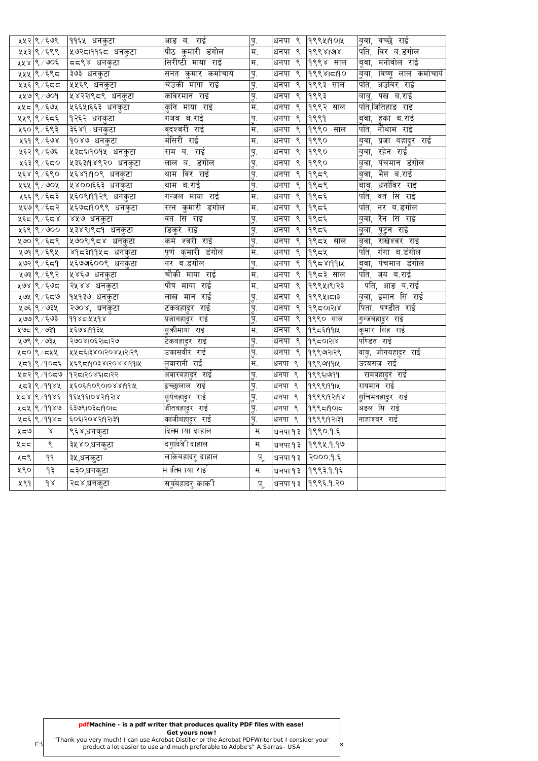| ५५२ | ९/६७९ | ११६५ धनकुटा | आङ ब. राई | पु. | धनपा ९ | १९९५।१०।५ | बुवा, वच्छे राई |
|---|---|---|---|---|---|---|---|
| ५५३ | ९/६९९ | ५७२८।११६८ धनकुटा | पीठ कुमारी डंगोल | म. | धनपा ९ | १९९४।७४ | पति, विर ब.डंगोल |
| ५५४ | ९/७०६ | ८८९४ धनकुटा | सिरीष्टी माया राई | म. | धनपा ९ | १९९४ साल | बुवा, मनोवोल राई |
| ५५५ | ९/६९८ | ३७३ धनकुटा | सनत कुमार कर्माचार्य | पु. | धनपा ९ | १९९४।८।१० | बुवा, विष्णु लाल कर्माचार्य |
| ५५६ | ९/६८८ | ५५६९ धनकुटा | चेउकी माया राई | पु. | धनपा ९ | १९९३ साल | पति, अर्उविर राई |
| ५५७ | ९/७०१ | ५४२२।९८९ धनकुटा | कविरमान राई | पु. | धनपा ९ | १९९३ | बाबु, पंख ब.राई |
| ५५८ | ९/६७५ | ५६६५।६६३ धनकुटा | कुनि माया राई | म. | धनपा ९ | १९९२ साल | पति,जितिहाङ राई |
| ५५९ | ९/६८६ | १२६२ धनकुटा | गजब ब.राई | पु. | धनपा ९ | १९९१ | बुवा, हुका ब.राई |
| ५६० | ९/६९३ | ३६४१ धनकुटा | वृदश्वरी राई | म. | धनपा ९ | १९९० साल | पति, नौथाम राई |
| ५६१ | ९/६७४ | १०४७ धनकुटा | मंसिरी राई | म. | धनपा ९ | १९९० | बुवा, प्रजा बहादुर राई |
| ५६२ | ९/६७६ | ५३८६।१०१५ धनकुटा | राम ब. राई | पु. | धनपा ९ | १९९० | बुवा, रहेन राई |
| ५६३ | ९/६८० | ५३६३।१४९२० धनकुटा | लाल ब. डंगोल | पु. | धनपा ९ | १९९० | बुवा, पंचमान डंगोल |
| ५६४ | ९/६९० | ५६४१।१०९ धनकुटा | थाम विर राई | पु. | धनपा ९ | १९८९ | बुवा, भैस ब.राई |
| ५६५ | ९/७०५ | ५४००।६६३ धनकुटा | थाम ब.राई | पु. | धनपा ९ | १९८९ | बाबु, धर्नाविर राई |
| ५६६ | ९/६८३ | ५६०९।११२९ धनकुटा | गन्जल माया राई | म. | धनपा ९ | १९८६ | पति, वर्त सिं राई |
| ५६७ | ९/६८२ | ५६७८।१०९९ धनकुटा | रत्न कुमारी डंगोल | म. | धनपा ९ | १९८६ | पति, नर ब.डंगोल |
| ५६८ | ९/६८४ | ४५७ धनकुटा | वर्त सिं राई | पु. | धनपा ९ | १९८६ | बुवा, रैन सिं राई |
| ५६९ | ९/७०० | ५३४९।९८१ धनकुटा | डिकुरे राई | पु. | धनपा ९ | १९८६ | बुवा, पुटुन राई |
| ५७० | ९/६८९ | ५७०९।९८४ धनकुटा | कर्म श्वरी राई | पु. | धनपा ९ | १९८५ साल | बुवा, राखेश्वर राइ |
| ५७१ | ९/६९५ | ४१८३।११५८ धनकुटा | पूर्ण कुमारी डंगोल | म. | धनपा ९ | १९८५ | पति, गंगा व.डंगोल |
| ५७२ | ९/६८१ | ५६७७।६००९ धनकुटा | नर ब.डंगोल | पु. | धनपा ९ | १९८४।११।५ | बुवा, पंचमान डंगोल |
| ५७३ | ९/६९२ | ५४६७ धनकुटा | चौकी माया राई | म. | धनपा ९ | १९८३ साल | पति, जय ब.राई |
| ५७४ | ९/६७८ | २५४४ धनकुटा | पौष माया राई | म. | धनपा ९ | १९९५।९।२३ | पति, आङ ब.राई |
| ५७५ | ९/६८७ | १५१३७ धनकुटा | लाख मान राई | पु. | धनपा ९ | १९९५।८।३ | बुवा, इमान सिं राई |
| ५७६ | ९/७३५ | २७०४, धनकुटा | टंकबहादुर राई | पु. | धनपा ९ | १९८०।२।४ | पिता, पण्डीत राई |
| ५७७ | ९/६७३ | ११४८।५५१४ | प्रजाबहादुर राई | पु. | धनपा ९ | १९९० साल | गुन्जबहादुर राई |
| ५७८ | ९/७३१ | ५६७४।११३५ | सुक्रीमाया राई | म. | धनपा ९ | १९८६।११।५ | कुमार सिंह राई |
| ५७९ | ९/७३५ | २७०४।०६२।८।२७ | टेकबहादुर राई | पु. | धनपा ९ | १९८०।२।४ | पण्डित राई |
| ५८० | ९/८५५ | ५५८६।३४०।२०४५।२।२९ | उकासवीर राई | पु. | धनपा ९ | १९९७।२।२९ | वावु, जोगबहादुर राई |
| ५८१ | ९/१०८६ | ५६९८।१०३४।२०४४।११।५ | लुवारानी राई | म. | धनपा ९ | १९९७।११।५ | उदयराज राई |
| ५८२ | ९/१०८७ | १२८।२०४६।८।२२ | अवारबहादुर राई | पु. | धनपा ९ | १९९६।७।११ | रामबहादुर राई |
| ५८३ | ९/११४५ | ५६०६।१०९०।०४४।११।५ | इच्छालाल राई | पु. | धनपा ९ | १९९९।११।५ | रायमान राई |
| ५८४ | ९/११४६ | १६५१६।०४२।१२।४ | सूर्यबहादुर राई | पु. | धनपा ९ | १९९९।१२।१४ | सुचिमबहादुर राई |
| ५८५ | ९/११४७ | ६३७९।०३८।१०।८ | जीतबहादुर राई | पु. | धनपा ९ | १९९८।१०।८ | अडल सिं राई |
| ५८६ | ९/११४८ | ६०६।२०४२।१२।३१ | काजीबहादुर राई | पु. | धनपा ९ | १९९९।१२।३१ | नाहाश्वर राई |
| ५८७ | ४ | ९६४,धनकुटा | दिल्म ाया दाहाल | म | धनपा१३ | १९९०.१.६ | |
| ५८८ | ९ | ३५४०,धनकुटा | दर्गादेवी दाहाल | म | धनपा१३ | १९९५.१.१७ | |
| ५८९ | ११ | ३५,धनकुटा | लाकेबहादर् दाहाल | पु | धनपा१३ | २०००.१.६ | |
| ५९० | १३ | ८३०,धनकुटा | म ितम ाया राई | म | धनपा१३ | १९९३.१.१६ | |
| ५९१ | १४ | २८४,धनकुटा | सर्यबहादर् कार्की | पु | धनपा१३ | १९९६.१.२० | |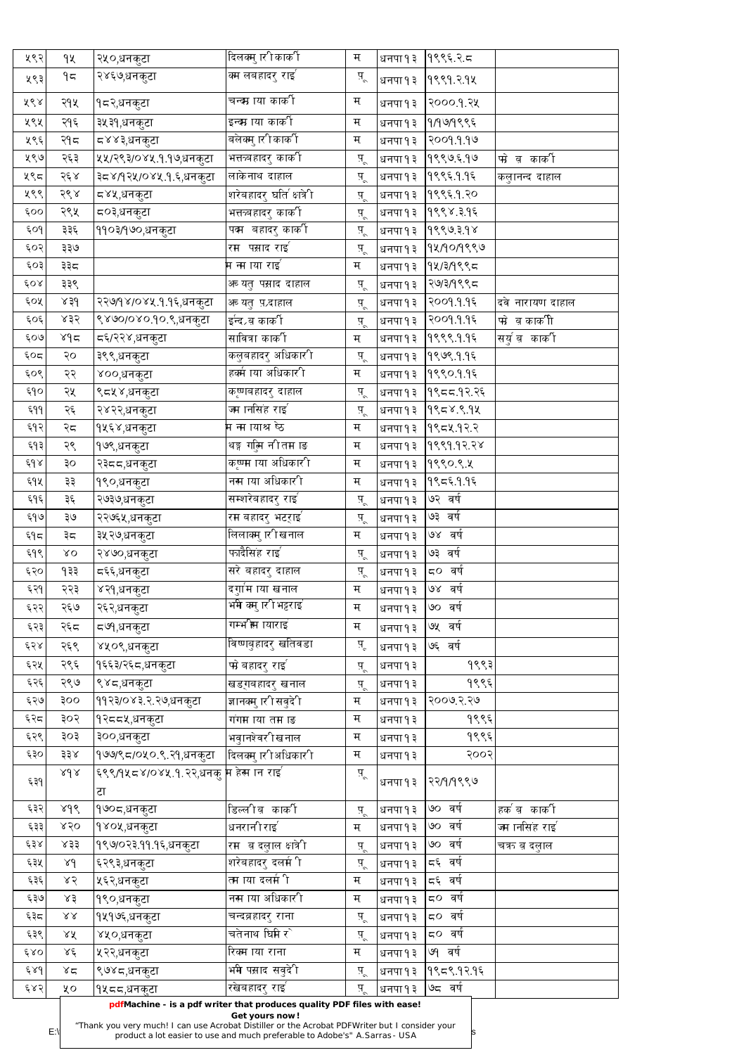| | | | | | | | |
|---|---|---|---|---|---|---|---|
| ५९२ | १५ | २५०,धनकुटा | दिलकुमारीकार्की | म | धनपा१३ | १९९६.२.८ | |
| ५९३ | १८ | २४६७,धनकुटा | कमलबहादुर राई | पु | धनपा१३ | १९९१.२.१५ | |
| ५९४ | २१५ | १८२,धनकुटा | चन्द्रमाया कार्की | म | धनपा१३ | २०००.१.२५ | |
| ५९५ | २१६ | ३५३१,धनकुटा | इन्द्रमाया कार्की | म | धनपा१३ | १/१७/१९९६ | |
| ५९६ | २१८ | ८४४३,धनकुटा | बलेकुमारीकार्की | म | धनपा१३ | २००१.१.१७ | |
| ५९७ | २६३ | ५५/२९३/०४५.१.१७,धनकुटा | भक्तबहादुर कार्की | पु | धनपा१३ | १९९७.६.१७ | फते ब कार्की |
| ५९८ | २६४ | ३८४/१२५/०४५.१.६,धनकुटा | लोकनाथ दाहाल | पु | धनपा१३ | १९९६.१.१६ | कलानन्द दाहाल |
| ५९९ | २९४ | ८४५,धनकुटा | शेरबहादुर घर्ति क्षत्री | पु | धनपा१३ | १९९६.१.२० | |
| ६०० | २९५ | ८०३,धनकुटा | भक्तबहादुर कार्की | पु | धनपा१३ | १९९४.३.१६ | |
| ६०१ | ३३६ | ११०३/१७०,धनकुटा | पदम बहादुर कार्की | पु | धनपा१३ | १९९७.३.१४ | |
| ६०२ | ३३७ | | राम प्रसाद राई | पु | धनपा१३ | १५/१०/१९९७ | |
| ६०३ | ३३८ | | मनमाया राई | म | धनपा१३ | १५/३/१९९८ | |
| ६०४ | ३३९ | | अच्युत प्रसाद दाहाल | पु | धनपा१३ | २७/३/१९९८ | |
| ६०५ | ४३१ | २२७/१४/०४५.१.१६,धनकुटा | अच्युत प्र.दाहाल | पु | धनपा१३ | २००१.१.१६ | देवे नारायण दाहाल |
| ६०६ | ४३२ | ९४७०/०४०.१०.९,धनकुटा | इन्द्र.ब कार्की | पु | धनपा१३ | २००१.१.१६ | फते ब कार्की |
| ६०७ | ४१८ | ८६/२२४,धनकुटा | सावित्रा कार्की | म | धनपा१३ | १९९९.१.१६ | सुर्य ब कार्की |
| ६०८ | २० | ३९९,धनकुटा | कुलबहादुर अधिकारी | पु | धनपा१३ | १९७९.१.१६ | |
| ६०९ | २२ | ४००,धनकुटा | हर्कमाया अधिकारी | म | धनपा१३ | १९९०.१.१६ | |
| ६१० | २५ | ९८५४,धनकुटा | कृष्णबहादुर दाहाल | पु | धनपा१३ | १९८८.१२.२६ | |
| ६११ | २६ | २४२२,धनकुटा | जमानसिंह राई | पु | धनपा१३ | १९८४.९.१५ | |
| ६१२ | २८ | १५६४,धनकुटा | मनमायाश्रेष्ठ | म | धनपा१३ | १९८५.१२.२ | |
| ६१३ | २९ | १७९,धनकुटा | थङ्गमुनि तामाङ | म | धनपा१३ | १९९१.१२.२४ | |
| ६१४ | ३० | २३८८,धनकुटा | कृष्णमाया अधिकारी | म | धनपा१३ | १९९०.९.५ | |
| ६१५ | ३३ | १९०,धनकुटा | नरमाया अधिकारी | म | धनपा१३ | १९८६.१.१६ | |
| ६१६ | ३६ | २७३७,धनकुटा | सम्शेरबहादुर राई | पु | धनपा१३ | ७२ वर्ष | |
| ६१७ | ३७ | २२७६५,धनकुटा | राम बहादुर भट्राई | पु | धनपा१३ | ७३ वर्ष | |
| ६१८ | ३८ | ३५२७,धनकुटा | लिलाकुमारीखनाल | म | धनपा१३ | ७४ वर्ष | |
| ६१९ | ४० | २४७०,धनकुटा | फादैसिंह राई | पु | धनपा१३ | ७३ वर्ष | |
| ६२० | १३३ | ८६६,धनकुटा | सरे बहादुर दाहाल | पु | धनपा१३ | ८० वर्ष | |
| ६२१ | २२३ | ४२१,धनकुटा | दुर्गामाया खनाल | म | धनपा१३ | ७४ वर्ष | |
| ६२२ | २६७ | २६२,धनकुटा | भगिकुमारीभट्टराई | म | धनपा१३ | ७० वर्ष | |
| ६२३ | २६८ | ८७१,धनकुटा | गम्भिरमायाराई | म | धनपा१३ | ७५ वर्ष | |
| ६२४ | २६९ | ४५०९,धनकुटा | विष्णुबहादुर खतिवडा | पु | धनपा१३ | ७६ वर्ष | |
| ६२५ | २९६ | १६६३/२६८,धनकुटा | फते बहादुर राई | पु | धनपा१३ | १९९३ | |
| ६२६ | २९७ | ९४८,धनकुटा | खड्गबहादुर खनाल | पु | धनपा१३ | १९९६ | |
| ६२७ | ३०० | ११२३/०४३.२.२७,धनकुटा | ज्ञानकुमारीसुवेदी | म | धनपा१३ | २००७.२.२७ | |
| ६२८ | ३०२ | १२८८५,धनकुटा | गंगामाया तामाङ | म | धनपा१३ | १९९६ | |
| ६२९ | ३०३ | ३००,धनकुटा | भवानिश्वरीखनाल | म | धनपा१३ | १९९६ | |
| ६३० | ३३४ | १७७/९८/०५०.९.२१,धनकुटा | दिलकुमारीअधिकारी | म | धनपा१३ | २००२ | |
| ६३१ | ४१४ | ६९९/१५८४/०४५.१.२२,धनकुटा | मनहेमान राई | पु | धनपा१३ | २२/१/१९९७ | |
| ६३२ | ४१९ | १७०८,धनकुटा | डिल्लीब कार्की | पु | धनपा१३ | ७० वर्ष | हर्क ब कार्की |
| ६३३ | ४२० | १४०५,धनकुटा | धनरानीराई | म | धनपा१३ | ७० वर्ष | जमानसिंह राई |
| ६३४ | ४३३ | १९७/०२३.११.१६,धनकुटा | राम ब दलाल क्षत्री | पु | धनपा१३ | ७० वर्ष | चक्र ब दलाल |
| ६३५ | ४१ | ६२९३,धनकुटा | शेरबहादुर दलामी | पु | धनपा१३ | ८६ वर्ष | |
| ६३६ | ४२ | ५६२,धनकुटा | तमामाया दलामी | म | धनपा१३ | ८६ वर्ष | |
| ६३७ | ४३ | १९०,धनकुटा | नरमाया अधिकारी | म | धनपा१३ | ८० वर्ष | |
| ६३८ | ४४ | १५१७६,धनकुटा | चन्द्रबहादुर राना | पु | धनपा१३ | ८० वर्ष | |
| ६३९ | ४५ | ४५०,धनकुटा | चतेनाथ घिमिरे | पु | धनपा१३ | ८० वर्ष | |
| ६४० | ४६ | ५२२,धनकुटा | रिक्माया राना | म | धनपा१३ | ७१ वर्ष | |
| ६४१ | ४८ | ९७४८,धनकुटा | भगिप्रसाद सुवेदी | पु | धनपा१३ | १९८९.१२.१६ | |
| ६४२ | ५० | १५८८,धनकुटा | रखेबहादुर राई | पु | धनपा१३ | ७८ वर्ष | |

**pdfMachine - is a pdf writer that produces quality PDF files with ease!**
**Get yours now!**
"Thank you very much! I can use Acrobat Distiller or the Acrobat PDFWriter but I consider your product a lot easier to use and much preferable to Adobe's" A.Sarras - USA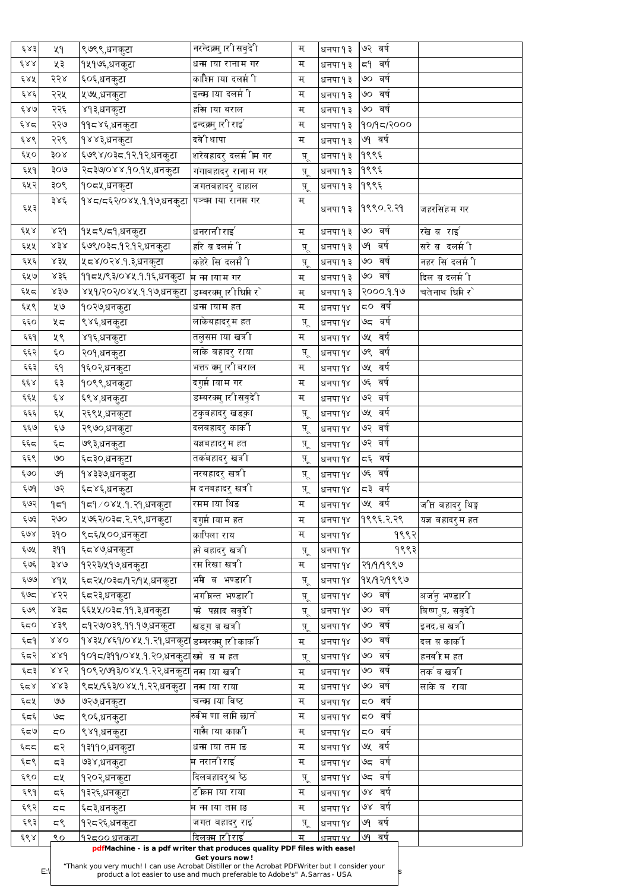| ६४३ | ५१ | ९७९९,धनकुटा | नरेन्द्रकुमारी सुवेदी | म | धनपा१३ | ७२ वर्ष | |
|---|---|---|---|---|---|---|---|
| ६४४ | ५३ | १५१७६,धनकुटा | धनमाया रानामगर | म | धनपा१३ | ८१ वर्ष | |
| ६४५ | २२४ | ६०६,धनकुटा | काशिमाया दलामी | म | धनपा१३ | ७० वर्ष | |
| ६४६ | २२५ | ५७५,धनकुटा | इन्द्रमाया दलामी | म | धनपा१३ | ७० वर्ष | |
| ६४७ | २२६ | ४१३,धनकुटा | हसिमाया बराल | म | धनपा१३ | ७० वर्ष | |
| ६४८ | २२७ | ११८४६,धनकुटा | इन्द्रकुमारी राई | म | धनपा१३ | १०/१८/२००० | |
| ६४९ | २२९ | १४४३,धनकुटा | देवी थापा | म | धनपा१३ | ७१ वर्ष | |
| ६५० | ३०४ | ६७९४/०३८.१२.१२,धनकुटा | शेरबहादुर दलामी मगर | पु. | धनपा१३ | १९९६ | |
| ६५१ | ३०७ | २८३७/०४४.१०.१५,धनकुटा | गंगाबहादुर रानामगर | पु. | धनपा१३ | १९९६ | |
| ६५२ | ३०९ | १०८५,धनकुटा | जगतबहादुर दाहाल | पु. | धनपा१३ | १९९६ | |
| ६५३ | ३४६ | १४८/८६२/०४५.१.१७धनकुटा | पञ्चमाया रानामगर | म | धनपा१३ | १९९०.२.२१ | जहरसिंह मगर |
| ६५४ | ४२१ | १५८९/८१,धनकुटा | धनरानी राई | म | धनपा१३ | ७० वर्ष | रखे ब राई |
| ६५५ | ४३४ | ६७९/०३८.१२.१२,धनकुटा | हरि ब दलामी | पु. | धनपा१३ | ७१ वर्ष | सरे ब दलामी |
| ६५६ | ४३५ | ५८४/०२४.१.३,धनकुटा | कहेरे सिं दलामी | पु. | धनपा१३ | ७० वर्ष | नहर सिं दलामी |
| ६५७ | ४३६ | ११८५/९३/०४५.१.१६,धनकुटा | मनमाया मगर | म | धनपा१३ | ७० वर्ष | दिल ब दलामी |
| ६५८ | ४३७ | ४५१/२०२/०४५.१.१७,धनकुटा | डम्बरकुमारी घिमिरे | म | धनपा१३ | २०००.१.१७ | चेतनाथ घिमिरे |
| ६५९ | ५७ | १०२७,धनकुटा | धनमाया मगर | म | धनपा१४ | ८० वर्ष | |
| ६६० | ५८ | ९४६,धनकुटा | लाकेबहादुर मगर | पु. | धनपा१४ | ७८ वर्ष | |
| ६६१ | ५९ | ४१६,धनकुटा | तुलसमाया खत्री | म | धनपा१४ | ७५ वर्ष | |
| ६६२ | ६० | २०१,धनकुटा | लाके बहादुर राया | पु. | धनपा१४ | ७९ वर्ष | |
| ६६३ | ६१ | १६०२,धनकुटा | भक्तकुमारी बराल | म | धनपा१४ | ७५ वर्ष | |
| ६६४ | ६३ | १०९९,धनकुटा | दुर्गामाया मगर | म | धनपा१४ | ७६ वर्ष | |
| ६६५ | ६४ | ६९४,धनकुटा | डम्बरकुमारी सुवेदी | म | धनपा१४ | ७२ वर्ष | |
| ६६६ | ६५ | २६९५,धनकुटा | टकबहादुर खड्का | पु. | धनपा१४ | ७५ वर्ष | |
| ६६७ | ६७ | २९७०,धनकुटा | दलबहादुर कार्की | पु. | धनपा१४ | ७२ वर्ष | |
| ६६८ | ६८ | ७९३,धनकुटा | यज्ञबहादुर मगर | पु. | धनपा१४ | ७२ वर्ष | |
| ६६९ | ७० | ६८३०,धनकुटा | तर्कबहादुर खत्री | पु. | धनपा१४ | ८६ वर्ष | |
| ६७० | ७१ | १४३३७,धनकुटा | नरबहादुर खत्री | पु. | धनपा१४ | ७६ वर्ष | |
| ६७१ | ७२ | ६८४६,धनकुटा | मदनबहादुर खत्री | पु. | धनपा१४ | ८३ वर्ष | |
| ६७२ | १८१ | १८१/०४५.१.२१,धनकुटा | रममाया थिङ | म | धनपा१४ | ७५ वर्ष | जित बहादुर थिङ |
| ६७३ | २७० | ५७६२/०३८.१.२९,धनकुटा | दुर्गामाया मगर | म | धनपा१४ | १९९६.२.२९ | यज्ञ बहादुर मगर |
| ६७४ | ३१० | ९८६/५००,धनकुटा | कापिला राय | म | धनपा१४ | १९९२ | |
| ६७५ | ३११ | ६८४७,धनकुटा | कर्ण बहादुर खत्री | पु. | धनपा१४ | १९९३ | |
| ६७६ | ३४७ | १२२३/५१७,धनकुटा | रम रिखा खत्री | म | धनपा१४ | २१/१/१९९७ | |
| ६७७ | ४१५ | ६८२५/०३८/१२/१५,धनकुटा | भीम ब भण्डारी | पु. | धनपा१४ | १५/१२/१९९७ | |
| ६७८ | ४२२ | ६८२३,धनकुटा | भगवन्त भण्डारी | पु. | धनपा१४ | ७० वर्ष | अर्जुन भण्डारी |
| ६७९ | ४३८ | ६६५५/०३८.११.३,धनकुटा | फणी प्रसाद सुवेदी | पु. | धनपा१४ | ७० वर्ष | विष्णु प्र. सुवेदी |
| ६८० | ४३९ | ८१२७/०३९.११.१७,धनकुटा | खड्ग ब खत्री | पु. | धनपा१४ | ७० वर्ष | इनद्र ब खत्री |
| ६८१ | ४४० | १४३५/४६१/०४५.१.२१,धनकुटा | डम्बरकुमारी कार्की | म | धनपा१४ | ७० वर्ष | दल ब कार्की |
| ६८२ | ४४१ | १०१८/३११/०४५.१.२०,धनकुटा | खड्के ब मगर | पु. | धनपा१४ | ७० वर्ष | हनवीर मगर |
| ६८३ | ४४२ | १०९२/७१३/०४५.१.२२,धनकुटा | नरमाया खत्री | म | धनपा१४ | ७० वर्ष | तर्क ब खत्री |
| ६८४ | ४४३ | ८८५/६६३/०४५.१.२२,धनकुटा | नरमाया राया | म | धनपा१४ | ७० वर्ष | लाके ब राया |
| ६८५ | ७७ | ७२७,धनकुटा | चन्द्रमाया विष्ट | म | धनपा१४ | ८० वर्ष | |
| ६८६ | ७८ | ९०६,धनकुटा | सुर्वमणा लामिछाने | म | धनपा१४ | ८० वर्ष | |
| ६८७ | ८० | ९४१,धनकुटा | गाउँमाया कार्की | म | धनपा१४ | ८० वर्ष | |
| ६८८ | ८२ | १३११०,धनकुटा | धनमाया तामाङ | म | धनपा१४ | ७५ वर्ष | |
| ६८९ | ८३ | ७३४,धनकुटा | मनरानी राई | म | धनपा१४ | ७८ वर्ष | |
| ६९० | ८५ | १२०२,धनकुटा | दिलबहादुर श्रेष्ठ | पु. | धनपा१४ | ७८ वर्ष | |
| ६९१ | ८६ | १३२६,धनकुटा | टीकामाया राया | म | धनपा१४ | ७४ वर्ष | |
| ६९२ | ८८ | ६८३,धनकुटा | मनमाया तामाङ | म | धनपा१४ | ७४ वर्ष | |
| ६९३ | ८९ | १२८२६,धनकुटा | जगत बहादुर राई | पु. | धनपा१४ | ७१ वर्ष | |
| ६९४ | ९० | १२८००,धनकुटा | दिलकुमारी राई | म | धनपा१४ | ७१ वर्ष | |

**pdfMachine - is a pdf writer that produces quality PDF files with ease!**
**Get yours now!**
"Thank you very much! I can use Acrobat Distiller or the Acrobat PDFWriter but I consider your product a lot easier to use and much preferable to Adobe's" A.Sarras - USA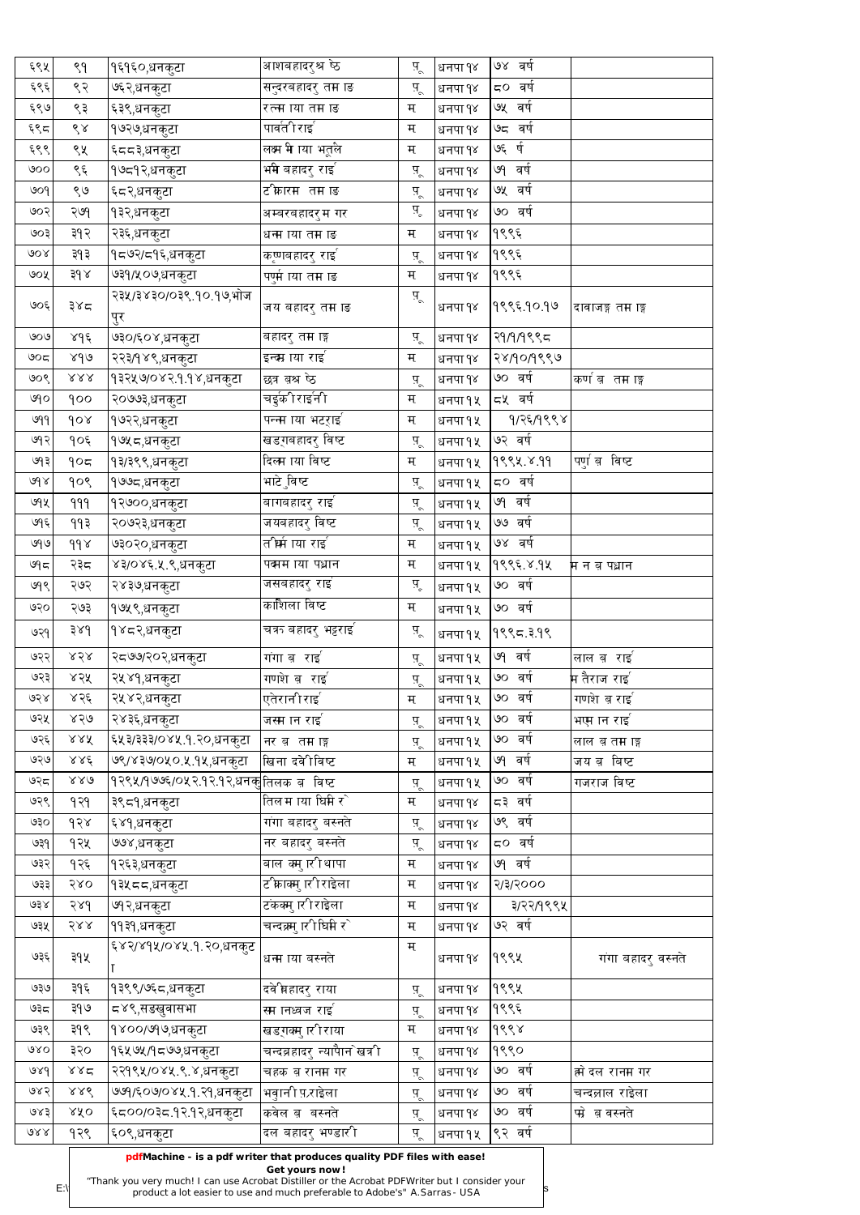| ६९५ | ९१ | १६१६०,धनकुटा | अशबहादुर श्रेष्ठ | पु. | धनपा१४ | ७४ वर्ष | |
|---|---|---|---|---|---|---|---|
| ६९६ | ९२ | ७६२,धनकुटा | सन्दुरबहादुर तमाङ | पु. | धनपा१४ | ८० वर्ष | |
| ६९७ | ९३ | ६३९,धनकुटा | रत्नमाया तमाङ | म | धनपा१४ | ७५ वर्ष | |
| ६९८ | ९४ | १७२७,धनकुटा | पार्वती राई | म | धनपा१४ | ७८ वर्ष | |
| ६९९ | ९५ | ६८८३,धनकुटा | लक्ष्मीमाया भूजेल | म | धनपा१४ | ७६ र्ष | |
| ७०० | ९६ | १७८१२,धनकुटा | भमि बहादुर राई | पु. | धनपा१४ | ७१ वर्ष | |
| ७०१ | ९७ | ६८२,धनकुटा | टंकिराम तमाङ | पु. | धनपा१४ | ७५ वर्ष | |
| ७०२ | २७१ | १३२,धनकुटा | अम्बरबहादुर मगर | पु. | धनपा१४ | ७० वर्ष | |
| ७०३ | ३१२ | २३६,धनकुटा | धनमाया तमाङ | म | धनपा१४ | १९९६ | |
| ७०४ | ३१३ | १८७२/८१६,धनकुटा | कृष्णबहादुर राई | पु. | धनपा१४ | १९९६ | |
| ७०५ | ३१४ | ७३१/५०७,धनकुटा | पर्ममाया तमाङ | म | धनपा१४ | १९९६ | |
| ७०६ | ३४८ | २३५/३४३०/०३९.१०.१७,भोजपुर | जय बहादुर तमाङ | पु. | धनपा१४ | १९९६.१०.१७ | दावाजङ्ग तमाङ्ग |
| ७०७ | ४१६ | ७३०/६०४,धनकुटा | बहादुर तमाङ्ग | पु. | धनपा१४ | २१/१/१९९८ | |
| ७०८ | ४१७ | २२३/१४९,धनकुटा | इन्द्रमाया राई | म | धनपा१४ | २४/१०/१९९७ | |
| ७०९ | ४४४ | १३२५७/०४२.१.१४,धनकुटा | छत्र श्रेष्ठ | पु. | धनपा१४ | ७० वर्ष | कर्ण ब तमाङ्ग |
| ७१० | १०० | २०७७३,धनकुटा | चईकी राईनी | म | धनपा१५ | ८५ वर्ष | |
| ७११ | १०४ | १७२२,धनकुटा | पन्नमाया भट्टराई | म | धनपा१५ | १/२६/१९९४ | |
| ७१२ | १०६ | १७५८,धनकुटा | खडगबहादुर विष्ट | पु. | धनपा१५ | ७२ वर्ष | |
| ७१३ | १०८ | १३/३९९,धनकुटा | दिलमाया विष्ट | म | धनपा१५ | १९९५.४.११ | पर्णा ब विष्ट |
| ७१४ | १०९ | १७७८,धनकुटा | भाटे विष्ट | पु. | धनपा१५ | ८० वर्ष | |
| ७१५ | १११ | १२७००,धनकुटा | बागबहादुर राई | पु. | धनपा१५ | ७१ वर्ष | |
| ७१६ | ११३ | २०७२३,धनकुटा | जयबहादुर विष्ट | पु. | धनपा१५ | ७७ वर्ष | |
| ७१७ | ११४ | ७३०२०,धनकुटा | तीर्थमाया राई | म | धनपा१५ | ७४ वर्ष | |
| ७१८ | २३८ | ४३/०४६.५.९,धनकुटा | पद्ममाया पधान | म | धनपा१५ | १९९६.४.१५ | मन ब पधान |
| ७१९ | २७२ | २४३७,धनकुटा | जसबहादुर राई | पु. | धनपा१५ | ७० वर्ष | |
| ७२० | २७३ | १७५९,धनकुटा | कौशिला विष्ट | म | धनपा१५ | ७० वर्ष | |
| ७२१ | ३४१ | १४८२,धनकुटा | चक्र बहादुर भट्टराई | पु. | धनपा१५ | १९९८.३.१९ | |
| ७२२ | ४२४ | २८७७/२०२,धनकुटा | गंगा ब राई | पु. | धनपा१५ | ७१ वर्ष | लाल ब राई |
| ७२३ | ४२५ | २५४१,धनकुटा | गणेश ब राई | पु. | धनपा१५ | ७० वर्ष | मैतराज राई |
| ७२४ | ४२६ | २५४२,धनकुटा | एतेरानी राई | म | धनपा१५ | ७० वर्ष | गणेश ब राई |
| ७२५ | ४२७ | २४३६,धनकुटा | जसमान राई | पु. | धनपा१५ | ७० वर्ष | भक्तमान राई |
| ७२६ | ४४५ | ६५३/३३३/०४५.१.२०,धनकुटा | नर ब तमाङ्ग | पु. | धनपा१५ | ७० वर्ष | लाल ब तमाङ्ग |
| ७२७ | ४४६ | ७९/४३७/०५०.५.१५,धनकुटा | खिना देवी विष्ट | म | धनपा१५ | ७१ वर्ष | जय ब विष्ट |
| ७२८ | ४४७ | १२९५/१७७६/०५२.१२.१२,धनकुटा | तिलक ब विष्ट | पु. | धनपा१५ | ७० वर्ष | गजराज विष्ट |
| ७२९ | १२१ | ३९८१,धनकुटा | तिलमाया घिमिरे | म | धनपा१४ | ८३ वर्ष | |
| ७३० | १२४ | ६४१,धनकुटा | गंगा बहादुर बस्नेत | पु. | धनपा१४ | ७९ वर्ष | |
| ७३१ | १२५ | ७७४,धनकुटा | नर बहादुर बस्नेत | पु. | धनपा१४ | ८० वर्ष | |
| ७३२ | १२६ | १२६३,धनकुटा | बाल कुमारी थापा | म | धनपा१४ | ७१ वर्ष | |
| ७३३ | २४० | १३५८८,धनकुटा | टंककुमारी राइला | म | धनपा१४ | २/३/२००० | |
| ७३४ | २४१ | ७१२,धनकुटा | टंककुमारी राइला | म | धनपा१४ | ३/२२/१९९५ | |
| ७३५ | २४४ | ११३१,धनकुटा | चन्द्रकुमारी घिमिरे | म | धनपा१४ | ७२ वर्ष | |
| ७३६ | ३१५ | ६४२/४१५/०४५.१.२०,धनकुटा | धनमाया बस्नेत | म | धनपा१४ | १९९५ | गंगा बहादुर बस्नेत |
| ७३७ | ३१६ | १३९९/७६८,धनकुटा | देवीबहादुर राया | पु. | धनपा१४ | १९९५ | |
| ७३८ | ३१७ | ८४९,सङखुवासभा | समानध्वज राई | पु. | धनपा१४ | १९९६ | |
| ७३९ | ३१९ | १४००/७१७,धनकुटा | खडगकुमारी राया | म | धनपा१४ | १९९४ | |
| ७४० | ३२० | १६५७५/१८७७,धनकुटा | चन्द्रबहादुर न्यौपाने खत्री | पु. | धनपा१४ | १९९० | |
| ७४१ | ४४८ | २२१९५/०४५.९.४,धनकुटा | चहक ब रानामगर | पु. | धनपा१४ | ७० वर्ष | हर्क दल रानामगर |
| ७४२ | ४४९ | ७७१/६०७/०४५.१.२१,धनकुटा | भवानी प्र.राइला | पु. | धनपा१४ | ७० वर्ष | चन्द्रलाल राइला |
| ७४३ | ४५० | ६८००/०३८.१२.१२,धनकुटा | कवेल ब बस्नेत | पु. | धनपा१४ | ७० वर्ष | पदम ब बस्नेत |
| ७४४ | १२९ | ६०९,धनकुटा | दल बहादुर भण्डारी | पु. | धनपा१५ | ९२ वर्ष | |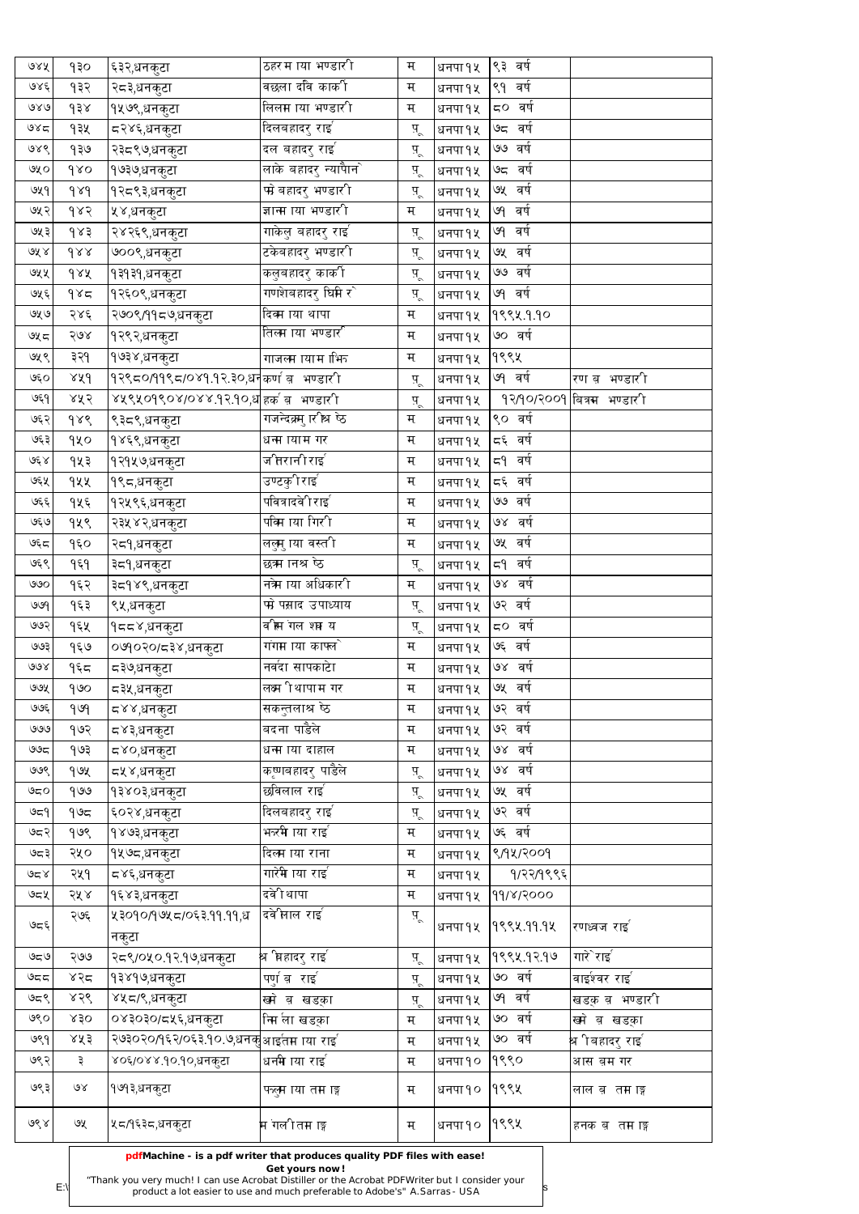| | | | | | | | |
|---|---|---|---|---|---|---|---|
| ७४५ | १३० | ६३२,धनकुटा | ठहरमायाभण्डारी | म | धनपा१५ | ९३ वर्ष | |
| ७४६ | १३२ | २८३,धनकुटा | वछलादविकार्की | म | धनपा१५ | ९१ वर्ष | |
| ७४७ | १३४ | १५७९,धनकुटा | लिलमायाभण्डारी | म | धनपा१५ | ८० वर्ष | |
| ७४८ | १३५ | ८२४६,धनकुटा | दिलबहादुर राई | पु | धनपा१५ | ७८ वर्ष | |
| ७४९ | १३७ | २३८९७,धनकुटा | दल बहादुर राई | पु | धनपा१५ | ७७ वर्ष | |
| ७५० | १४० | १७३७,धनकुटा | लाके बहादुर न्यापाने | पु | धनपा१५ | ७८ वर्ष | |
| ७५१ | १४१ | १२८९३,धनकुटा | फो बहादुर भण्डारी | पु | धनपा१५ | ७५ वर्ष | |
| ७५२ | १४२ | ५४,धनकुटा | ज्ञान्मायाभण्डारी | म | धनपा१५ | ७१ वर्ष | |
| ७५३ | १४३ | २४२६९,धनकुटा | गाकेलु बहादुर राई | पु | धनपा१५ | ७१ वर्ष | |
| ७५४ | १४४ | ७००९,धनकुटा | टकेबहादुर भण्डारी | पु | धनपा१५ | ७५ वर्ष | |
| ७५५ | १४५ | १३१३१,धनकुटा | कलुबहादुर कार्की | पु | धनपा१५ | ७७ वर्ष | |
| ७५६ | १४८ | १२६०९,धनकुटा | गणेशबहादुर घिमिरे | पु | धनपा१५ | ७१ वर्ष | |
| ७५७ | २४६ | २७०९/११८७,धनकुटा | दिक्मायाथापा | म | धनपा१५ | १९९५.१.१० | |
| ७५८ | २७४ | १२९२,धनकुटा | तिल्मायाभण्डारी | म | धनपा१५ | ७० वर्ष | |
| ७५९ | ३२१ | १७३४,धनकुटा | गाजल्मायामझि | म | धनपा१५ | १९९५ | |
| ७६० | ४५१ | १२९८०/११९८/०४१.१२.३०,धन | कर्ण ब भण्डारी | पु | धनपा१५ | ७१ वर्ष | रण ब भण्डारी |
| ७६१ | ४५२ | ४५९५०१९०४/०४४.१२.१०,ध | हर्क ब भण्डारी | पु | धनपा१५ | १२/१०/२००१ | बित्रम भण्डारी |
| ७६२ | १४९ | ९३८९,धनकुटा | गजेन्द्रमुरश्रेष्ठ | म | धनपा१५ | ९० वर्ष | |
| ७६३ | १५० | १४६९,धनकुटा | धनमायामगर | म | धनपा१५ | ८६ वर्ष | |
| ७६४ | १५३ | १२१५७,धनकुटा | जीतरानीराई | म | धनपा१५ | ८१ वर्ष | |
| ७६५ | १५५ | १९८,धनकुटा | उण्टकुरीराई | म | धनपा१५ | ८६ वर्ष | |
| ७६६ | १५६ | १२५९६,धनकुटा | पवित्रादेवीराई | म | धनपा१५ | ७७ वर्ष | |
| ७६७ | १५९ | २३५४२,धनकुटा | पविमायागिरी | म | धनपा१५ | ७४ वर्ष | |
| ७६८ | १६० | २८१,धनकुटा | ललमुयावस्ती | म | धनपा१५ | ७५ वर्ष | |
| ७६९ | १६१ | ३८१,धनकुटा | छक्मानश्रेष्ठ | पु | धनपा१५ | ८१ वर्ष | |
| ७७० | १६२ | ३८१४९,धनकुटा | नत्रमायाअधिकारी | म | धनपा१५ | ७४ वर्ष | |
| ७७१ | १६३ | ९५,धनकुटा | फो पसाद उपाध्याय | पु | धनपा१५ | ७२ वर्ष | |
| ७७२ | १६५ | १८८४,धनकुटा | वीमगलशमा य | पु | धनपा१५ | ८० वर्ष | |
| ७७३ | १६७ | ०७१०२०/८३४,धनकुटा | गंगमायाकाफ्ले | म | धनपा१५ | ७६ वर्ष | |
| ७७४ | १६८ | ८३७,धनकुटा | नवदा सापकोटा | म | धनपा१५ | ७४ वर्ष | |
| ७७५ | १७० | ८३५,धनकुटा | लक्ष्मीथापामगर | म | धनपा१५ | ७५ वर्ष | |
| ७७६ | १७१ | ८४४,धनकुटा | सकन्तलाश्रेष्ठ | म | धनपा१५ | ७२ वर्ष | |
| ७७७ | १७२ | ८४३,धनकुटा | बदना पाडेल | म | धनपा१५ | ७२ वर्ष | |
| ७७८ | १७३ | ८४०,धनकुटा | धनमायादाहाल | म | धनपा१५ | ७४ वर्ष | |
| ७७९ | १७५ | ८५४,धनकुटा | कृष्णबहादुर पाडेल | पु | धनपा१५ | ७४ वर्ष | |
| ७८० | १७७ | १३४०३,धनकुटा | छविलाल राई | पु | धनपा१५ | ७५ वर्ष | |
| ७८१ | १७८ | ६०२४,धनकुटा | दिलबहादुर राई | पु | धनपा१५ | ७२ वर्ष | |
| ७८२ | १७९ | १४७३,धनकुटा | भरुमायाराई | म | धनपा१५ | ७६ वर्ष | |
| ७८३ | २५० | १५७८,धनकुटा | दिल्मायाराना | म | धनपा१५ | ९/१५/२००१ | |
| ७८४ | २५१ | ८४६,धनकुटा | गारेमायाराई | म | धनपा१५ | १/२२/१९९६ | |
| ७८५ | २५४ | १६४३,धनकुटा | देवीथापा | म | धनपा१५ | ११/४/२००० | |
| ७८६ | २७६ | ५३०१०/१७५८/०६३.११.११,धनकुटा | देवीलाल राई | पु | धनपा१५ | १९९५.११.१५ | रणध्वज राई |
| ७८७ | २७७ | २८९/०५०.१२.१७,धनकुटा | श्रीबहादुर राई | पु | धनपा१५ | १९९५.१२.१७ | गारेराई |
| ७८८ | ४२८ | १३४१७,धनकुटा | पर्ण ब राई | पु | धनपा१५ | ७० वर्ष | वाईश्वर राई |
| ७८९ | ४२९ | ४५८/९,धनकुटा | खमे ब खड्का | पु | धनपा१५ | ७१ वर्ष | खडक ब भण्डारी |
| ७९० | ४३० | ०४३०३०/८५६,धनकुटा | निमला खड्का | म | धनपा१५ | ७० वर्ष | खमे ब खड्का |
| ७९१ | ४५३ | २७३०२०/१६२/०६३.१०.७,धनकु | आइतमायाराई | म | धनपा१५ | ७० वर्ष | श्रीबहादुर राई |
| ७९२ | ३ | ४०६/०४४.१०.१०,धनकुटा | धनमायाराई | म | धनपा१० | १९९० | आसबमगर |
| ७९३ | ७४ | १७१३,धनकुटा | फलमायातमाङ्ग | म | धनपा१० | १९९५ | लाल ब तमाङ्ग |
| ७९४ | ७५ | ५८/१६३८,धनकुटा | मगलीतमाङ्ग | म | धनपा१० | १९९५ | हनक ब तमाङ्ग |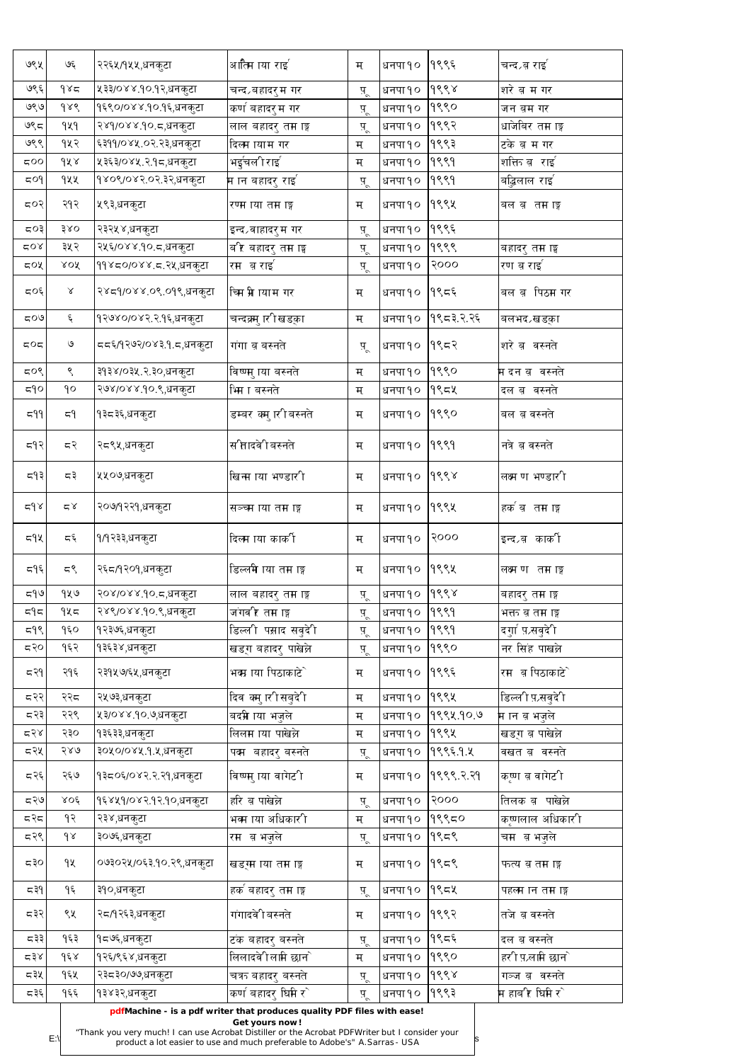| ७९५ | ७६ | २२६५/१५५,धनकुटा | आर्तिम ाया राई | म | धनपा१० | १९९६ | चन्द्र,ब राई |
|---|---|---|---|---|---|---|---|
| ७९६ | १४८ | ५३३/०४४.१०.१२,धनकुटा | चन्द्र,बहादुर म गर | पु. | धनपा१० | १९९४ | शेरे ब म गर |
| ७९७ | १४९ | १६९०/०४४.१०.१६,धनकुटा | कर्ण बहादुर म गर | पु. | धनपा१० | १९९० | जन बम गर |
| ७९८ | १५१ | २४१/०४४.१०.८,धनकुटा | लाल बहादुर तम ाङ्ग | पु. | धनपा१० | १९९२ | धाजेबिर तम ाङ्ग |
| ७९९ | १५२ | ६३११/०४४.१०.१२,धनकुटा | दिलम ायाम गर | म | धनपा१० | १९९३ | टके ब म गर |
| ८०० | १५४ | ५३६३/०४५.२.१८,धनकुटा | भर्इचली राई | म | धनपा१० | १९९१ | शक्ति ब राई |
| ८०१ | १५५ | १४०९/०४२.०२.३२,धनकुटा | म ान बहादुर राई | पु. | धनपा१० | १९९१ | बद्धिलाल राई |
| ८०२ | २१२ | ५९३,धनकुटा | रणम ाया तम ाङ्ग | म | धनपा१० | १९९५ | बल ब तम ाङ्ग |
| ८०३ | ३४० | २३२५४,धनकुटा | इन्द्र,वाहादुर म गर | पु. | धनपा१० | १९९६ | |
| ८०४ | ३५२ | २५६/०४४.१०.८,धनकुटा | बीर बहादुर तम ाङ्ग | पु. | धनपा१० | १९९९ | बहादुर तम ाङ्ग |
| ८०५ | ४०५ | ११४८०/०४४.८.२५,धनकुटा | रम ब राई | पु. | धनपा१० | २००० | रण ब राई |
| ८०६ | ४ | २४८१/०४४.०९.०१९,धनकुटा | चिम मी ायाम गर | म | धनपा१० | १९८६ | बल ब पिठम गर |
| ८०७ | ६ | १२७४०/०४२.२.१६,धनकुटा | चन्द्रकम ारी खडका | म | धनपा१० | १९८३.२.२६ | बलभद्र,खडका |
| ८०८ | ७ | ८८६/१२७२/०४३.१.८,धनकुटा | गंगा ब बस्नेत | पु. | धनपा१० | १९८२ | शेरे ब बस्नेत |
| ८०९ | ९ | ३१३४/०३५.२.३०,धनकुटा | विष्णम ाया बस्नेत | म | धनपा१० | १९९० | म दन ब वस्नेत |
| ८१० | १० | २७४/०४४.१०.९,धनकुटा | भिम ा बस्नेत | म | धनपा१० | १९८५ | दल ब वस्नेत |
| ८११ | ८१ | १३८३६,धनकुटा | डम्बर कम ारी बस्नेत | म | धनपा१० | १९९० | बल ब वस्नेत |
| ८१२ | ८२ | २८९५,धनकुटा | सीतादेवी बस्नेत | म | धनपा१० | १९९१ | नत्रे ब वस्नेत |
| ८१३ | ८३ | ५५०७,धनकुटा | खिनम ाया भण्डारी | म | धनपा१० | १९९४ | लक्ष्म ण भण्डारी |
| ८१४ | ८४ | २०७/१२२१,धनकुटा | सञ्चम ाया तम ाङ्ग | म | धनपा१० | १९९५ | हर्क ब तम ाङ्ग |
| ८१५ | ८६ | १/१२३३,धनकुटा | दिलम ाया कार्की | म | धनपा१० | २००० | इन्द्र,ब कार्की |
| ८१६ | ८९ | २६८/१२०१,धनकुटा | डिल्लमी ाया तम ाङ्ग | म | धनपा१० | १९९५ | लक्ष्म ण तम ाङ्ग |
| ८१७ | १५७ | २०४/०४४.१०.८,धनकुटा | लाल बहादुर तम ाङ्ग | पु. | धनपा१० | १९९४ | बहादुर तम ाङ्ग |
| ८१८ | १५८ | २४९/०४४.१०.९,धनकुटा | जंगवीर तम ाङ्ग | पु. | धनपा१० | १९९१ | भक्त ब तम ाङ्ग |
| ८१९ | १६० | १२३७६,धनकुटा | डिल्ली पप्रसाद सवुेदी | पु. | धनपा१० | १९९१ | दर्गा प्र,सवुेदी |
| ८२० | १६२ | १३६३४,धनकुटा | खड्ग बहादुर पाखेल्र | पु. | धनपा१० | १९९० | नर सिंह पाखेल्र |
| ८२१ | २१६ | २३१५७/६५,धनकुटा | भक्म ाया पिठाकोटे | म | धनपा१० | १९९६ | रम ब पिठाकोटे |
| ८२२ | २२८ | २५७३,धनकुटा | दिव कम ारी सबुेदी | म | धनपा१० | १९९५ | डिल्ली प्र,सवुेदी |
| ८२३ | २२९ | ५३/०४४.१०.७,धनकुटा | बदमी ाया भजुले | म | धनपा१० | १९९५.१०.७ | म ान ब भजुले |
| ८२४ | २३० | १३६३३,धनकुटा | लिलम ाया पाखेल्र | म | धनपा१० | १९९५ | खड्ग ब पाखेल्र |
| ८२५ | २४७ | ३०५०/०४५.१.५,धनकुटा | पदम बहादुर बस्नेत | पु. | धनपा१० | १९९६.१.५ | वखत ब वस्नेत |
| ८२६ | २६७ | १३८०६/०४२.२.२१,धनकुटा | विष्णम ाया वागेटी | म | धनपा१० | १९९९.२.२१ | कृष्ण ब वागेटी |
| ८२७ | ४०६ | १६४५१/०४२.१२.१०,धनकुटा | हरि ब पाखेल्र | पु. | धनपा१० | २००० | तिलक ब पाखेल्र |
| ८२८ | १२ | २३४,धनकुटा | भक्म ाया अधिकारी | म | धनपा१० | १९९८० | कृष्णलाल अधिकारी |
| ८२९ | १४ | ३०७६,धनकुटा | रम ब भजुले | पु. | धनपा१० | १९८९ | चम ब भजुले |
| ८३० | १५ | ०७३०२५/०६३.१०.२९,धनकुटा | खडगम ाया तम ाङ्ग | म | धनपा१० | १९८९ | फत्य ब तम ाङ्ग |
| ८३१ | १६ | ३१०,धनकुटा | हर्क बहादुर तम ाङ्ग | पु. | धनपा१० | १९८५ | पहलम ान तम ाङ्ग |
| ८३२ | ९५ | २८/१२६३,धनकुटा | गंगादेवी बस्नेत | म | धनपा१० | १९९२ | तजे ब वस्नेत |
| ८३३ | १६३ | १८७६,धनकुटा | टंक बहादुर बस्नेत | पु. | धनपा१० | १९८६ | दल ब वस्नेत |
| ८३४ | १६४ | १२६/९६४,धनकुटा | लिलादेवी लामि छाने | म | धनपा१० | १९९० | हरी प्र,लामि छाने |
| ८३५ | १६५ | २३८३०/७७,धनकुटा | चक्र बहादुर बस्नेत | पु. | धनपा१० | १९९४ | गञ्ज ब वस्नेत |
| ८३६ | १६६ | १३४३२,धनकुटा | कर्ण बहादुर घिमिरे | पु. | धनपा१० | १९९३ | म हावीर घिमिरे |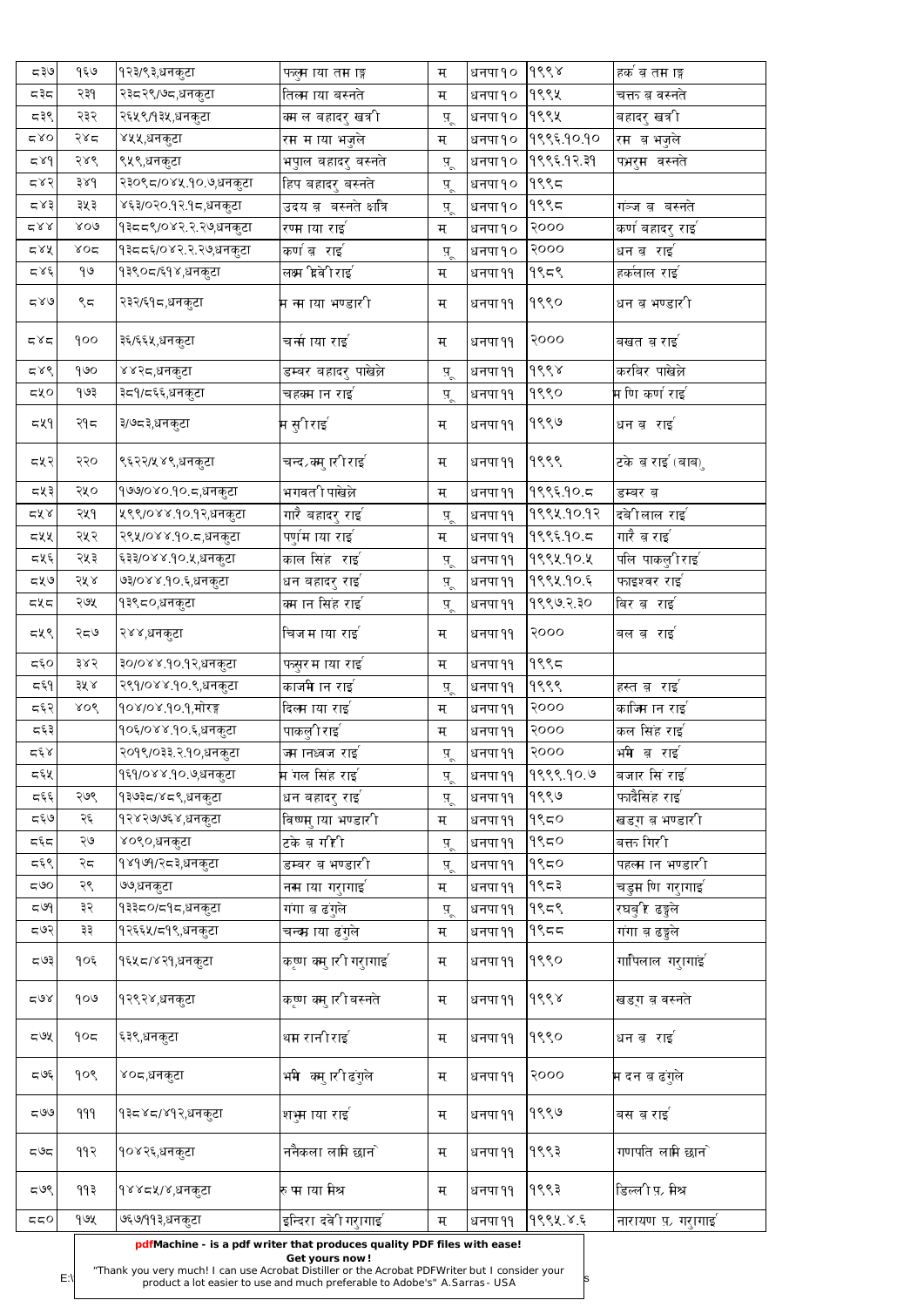| ८३७ | १६७ | १२३/९३,धनकुटा | फल्लुमाया तामाङ्ग | म | धनपा१० | १९९४ | हर्क ब तामाङ्ग |
|---|---|---|---|---|---|---|---|
| ८३८ | २३१ | २३८२९/७८,धनकुटा | तिल्कमाया वस्नेत | म | धनपा१० | १९९५ | चक्र ब वस्नेत |
| ८३९ | २३२ | २६५९/१३५,धनकुटा | कमल बहादुर खत्री | पु | धनपा१० | १९९५ | बहादुर खत्री |
| ८४० | २४८ | ४५५,धनकुटा | रममाया भजुले | म | धनपा१० | १९९६.१०.१० | रम ब भजुले |
| ८४१ | २४९ | ९५९,धनकुटा | भपाल बहादुर बस्नेत | पु | धनपा१० | १९९६.१२.३१ | पभरुम बस्नेत |
| ८४२ | ३४१ | २३०९८/०४५.१०.७,धनकुटा | हिप बहादुर बस्नेत | पु | धनपा१० | १९९८ | |
| ८४३ | ३५३ | ४६३/०२०.१२.१८,धनकुटा | उदय ब बस्नेत क्षत्रि | पु | धनपा१० | १९९८ | गञ्ज ब बस्नेत |
| ८४४ | ४०७ | १३८८९/०४२.२.२७,धनकुटा | रणमाया राई | म | धनपा१० | २००० | कर्ण बहादुर राई |
| ८४५ | ४०८ | १३८८६/०४२.२.२७,धनकुटा | कर्ण ब राई | पु | धनपा१० | २००० | धन ब राई |
| ८४६ | १७ | १३९०८/६१४,धनकुटा | लक्ष्मी देवी राई | म | धनपा११ | १९८९ | हर्कलाल राई |
| ८४७ | ९८ | २३२/६१८,धनकुटा | मनमाया भण्डारी | म | धनपा११ | १९९० | धन ब भण्डारी |
| ८४८ | १०० | ३६/६६५,धनकुटा | चर्नमाया राई | म | धनपा११ | २००० | बखत ब राई |
| ८४९ | १७० | ४४२८,धनकुटा | डम्बर बहादुर पाखेल्ले | पु | धनपा११ | १९९४ | करविर पाखेल्ले |
| ८५० | १७३ | ३८१/८६६,धनकुटा | चहकमान राई | पु | धनपा११ | १९९० | मणि कर्ण राई |
| ८५१ | २१८ | ३/७८३,धनकुटा | मसुरी राई | म | धनपा११ | १९९७ | धन ब राई |
| ८५२ | २२० | ९६२२/५४९,धनकुटा | चन्द्रकुमारी राई | म | धनपा११ | १९९९ | टके ब राई (बाबु) |
| ८५३ | २५० | १७७/०४०.१०.८,धनकुटा | भगवती पाखेल्ले | म | धनपा११ | १९९६.१०.८ | डम्बर ब |
| ८५४ | २५१ | ५९९/०४४.१०.१२,धनकुटा | गारै बहादुर राई | पु | धनपा११ | १९९५.१०.१२ | दवीलाल राई |
| ८५५ | २५२ | २९५/०४४.१०.८,धनकुटा | पर्णमाया राई | म | धनपा११ | १९९६.१०.८ | गारै ब राई |
| ८५६ | २५३ | ६३३/०४४.१०.५,धनकुटा | काल सिंह राई | पु | धनपा११ | १९९५.१०.५ | पलि पाकुली राई |
| ८५७ | २५४ | ७३/०४४.१०.६,धनकुटा | धन बहादुर राई | पु | धनपा११ | १९९५.१०.६ | फाइश्वर राई |
| ८५८ | २७५ | १३९८०,धनकुटा | कमान सिंह राई | पु | धनपा११ | १९९७.२.३० | बिर ब राई |
| ८५९ | २८७ | २४४,धनकुटा | चिजमाया राई | म | धनपा११ | २००० | बल ब राई |
| ८६० | ३४२ | ३०/०४४.१०.१२,धनकुटा | फसुरमाया राई | म | धनपा११ | १९९८ | |
| ८६१ | ३५४ | २९१/०४४.१०.९,धनकुटा | काजमिान राई | पु | धनपा११ | १९९९ | हस्त ब राई |
| ८६२ | ४०९ | १०४/०४.१०.१,मोरङ्ग | दिल्कमाया राई | म | धनपा११ | २००० | काजिमान राई |
| ८६३ | | १०६/०४४.१०.६,धनकुटा | पाकुली राई | म | धनपा११ | २००० | कल सिंह राई |
| ८६४ | | २०१९/०३३.२.१०,धनकुटा | जमानध्वज राई | पु | धनपा११ | २००० | भमि ब राई |
| ८६५ | | १६१/०४४.१०.७,धनकुटा | मगल सिंह राई | पु | धनपा११ | १९९९.१०.७ | बजार सिं राई |
| ८६६ | २७९ | १३७३८/४८९,धनकुटा | धन बहादुर राई | पु | धनपा११ | १९९७ | फादैसिंह राई |
| ८६७ | २६ | १२४२७/७६४,धनकुटा | विष्णमाया भण्डारी | म | धनपा११ | १९८० | खड्ग ब भण्डारी |
| ८६८ | २७ | ४०९०,धनकुटा | टके ब गिरी | पु | धनपा११ | १९८० | बक्त गिरी |
| ८६९ | २८ | १४१७१/२८३,धनकुटा | डम्बर ब भण्डारी | पु | धनपा११ | १९८० | पहलमान भण्डारी |
| ८७० | २९ | ७७,धनकुटा | नरमाया गरुगाई | म | धनपा११ | १९८३ | चडुमणि गरुगाई |
| ८७१ | ३२ | १३३८०/८१८,धनकुटा | गंगा ब ढंगुले | पु | धनपा११ | १९८९ | रघबुीर ढङ्गुले |
| ८७२ | ३३ | १२६६५/८१९,धनकुटा | चन्द्रमाया ढंगुले | म | धनपा११ | १९८८ | गंगा ब ढङ्गुले |
| ८७३ | १०६ | १६५८/४२१,धनकुटा | कृष्ण कुमारी गरुगाई | म | धनपा११ | १९९० | गोपिलाल गरुगाई |
| ८७४ | १०७ | १२९२४,धनकुटा | कृष्ण कुमारी बस्नेत | म | धनपा११ | १९९४ | खड्ग ब वस्नेत |
| ८७५ | १०८ | ६३९,धनकुटा | थमरानी राई | म | धनपा११ | १९९० | धन ब राई |
| ८७६ | १०९ | ४०८,धनकुटा | भमि कुमारी ढंगुले | म | धनपा११ | २००० | मदन ब ढंगुले |
| ८७७ | १११ | १३८४८/४१२,धनकुटा | शभुमाया राई | म | धनपा११ | १९९७ | बस ब राई |
| ८७८ | ११२ | १०४२६,धनकुटा | ननैकला लामि छाने | म | धनपा११ | १९९३ | गणपति लामि छाने |
| ८७९ | ११३ | १४४८५/४,धनकुटा | रुपमाया मिश्र | म | धनपा११ | १९९३ | डिल्ली प्र मिश्र |
| ८८० | १७५ | ७६७/११३,धनकुटा | इन्दिरा दवेी गरुगाई | म | धनपा११ | १९९५.४.६ | नारायण प्र गरुगाई |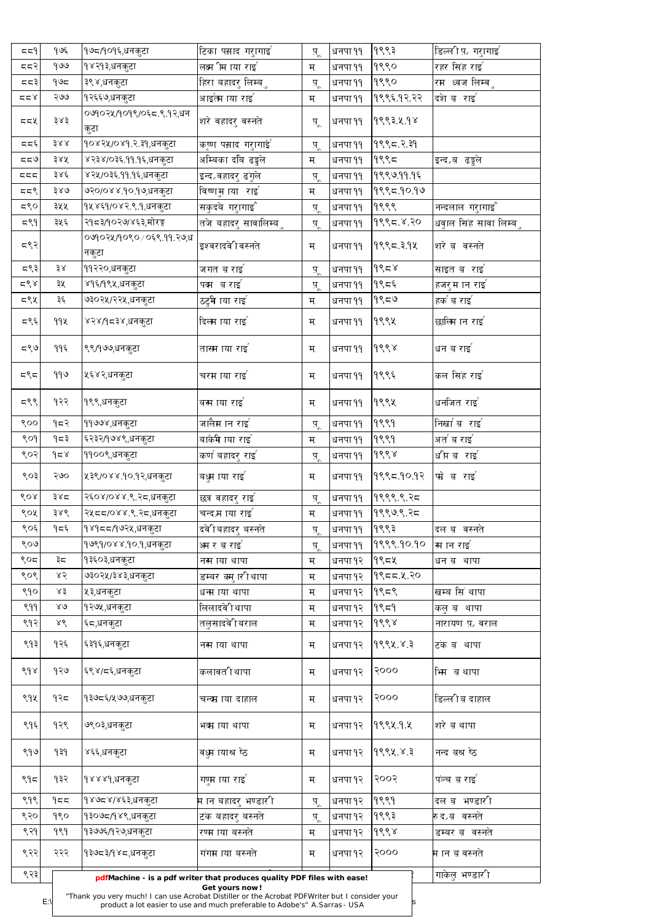| ८८१ | १७६ | १७८/१०१६,धनकुटा | टिका पसाद गरुागाई | पृ | धनपा११ | १९९३ | डिल्ली प्र. गरुागाई |
|---|---|---|---|---|---|---|---|
| ८८२ | १७७ | १४२१३,धनकुटा | लक्ष्मी माया राई | म | धनपा११ | १९९० | रहर सिंह राई |
| ८८३ | १७८ | ३९४,धनकुटा | हिरा बहादरु लिम्बु | पृ | धनपा११ | १९९० | रम ध्वज लिम्बु |
| ८८४ | २७७ | १२६६७,धनकुटा | आइतमाया राई | म | धनपा११ | १९९६.१२.२२ | दशे ब राई |
| ८८५ | ३४३ | ०७१०२५/१०१९/०६८.९.१२,धनकुटा | शरे बहादरु बस्नेत | पृ | धनपा११ | १९९३.५.१४ | |
| ८८६ | ३४४ | १०४२५/०४१.२.३१,धनकुटा | कृष्ण पसाद गरुागाई | पृ | धनपा११ | १९९८.२.३१ | |
| ८८७ | ३४५ | ४२३४/०३६.११.१६,धनकुटा | अम्बिका देवि ढुङ्गेल | म | धनपा११ | १९९८ | इन्द्र ब ढुङ्गेल |
| ८८८ | ३४६ | ४२५/०३६.११.१६,धनकुटा | इन्द्र बहादरु ढुंगेल | पृ | धनपा११ | १९९७.११.१६ | |
| ८८९ | ३४७ | ७२०/०४४.१०.१७,धनकुटा | विष्णु माया राई | म | धनपा११ | १९९८.१०.१७ | |
| ८९० | ३५५ | १५४६१/०४२.९.१,धनकुटा | सकुदवे गरुागाई | पृ | धनपा११ | १९९९ | नन्दलाल गरुागाई |
| ८९१ | ३५६ | २१८३/१०२७/४६३,मोरङ्ग | तजे बहादरु सावालिम्बु | पृ | धनपा११ | १९९८.४.२० | धवुाल सिंह सावा लिम्बु |
| ८९२ | | ०७१०२५/१०९०/०६९.११.२७,धनकुटा | इश्वरादवेी बस्नेत | म | धनपा११ | १९९८.३.१५ | शरे ब बस्नेत |
| ८९३ | ३४ | ११२२०,धनकुटा | जगत ब राई | पृ | धनपा११ | १९८४ | साइत ब राई |
| ८९४ | ३५ | ४१६/१९५,धनकुटा | पक्म ब राई | पृ | धनपा११ | १९८६ | हजरु मान राई |
| ८९५ | ३६ | ७३०२५/२२५,धनकुटा | ठटुमाया राई | म | धनपा११ | १९८७ | हर्क ब राई |
| ८९६ | ११५ | ४२४/१८३४,धनकुटा | दिल्माया राई | म | धनपा११ | १९९५ | छाल्मिान राई |
| ८९७ | ११६ | ९९/१७७,धनकुटा | तास्माया राई | म | धनपा११ | १९९४ | धन ब राई |
| ८९८ | ११७ | ५६४२,धनकुटा | चरमाया राई | म | धनपा११ | १९९६ | कल सिंह राई |
| ८९९ | १२२ | १९९,धनकुटा | बस्माया राई | म | धनपा११ | १९९५ | धनजित राई |
| ९०० | १८२ | ११७७४,धनकुटा | जालैमान राई | पृ | धनपा११ | १९९१ | निर्खा ब राई |
| ९०१ | १८३ | ६२३२/१७४९,धनकुटा | बाँकमाया राई | म | धनपा११ | १९९१ | अर्त ब राई |
| ९०२ | १८४ | ११००९,धनकुटा | कर्ण बहादरु राई | पृ | धनपा११ | १९९४ | धमि ब राई |
| ९०३ | २७० | ५३९/०४४.१०.१२,धनकुटा | बधुमाया राई | म | धनपा११ | १९९८.१०.१२ | फ्ते ब राई |
| ९०४ | ३४८ | २६०४/०४४.९.२८,धनकुटा | छत्र बहादरु राई | पृ | धनपा११ | १९९९.९.२८ | |
| ९०५ | ३४९ | २५८८/०४४.९.२८,धनकुटा | चन्द्रमाया राई | म | धनपा११ | १९९७.९.२८ | |
| ९०६ | १८६ | १४१८८/१७२५,धनकुटा | दवेी बहादरु बस्नेत | पृ | धनपा११ | १९९३ | दल ब बस्नेत |
| ९०७ | | १७९१/०४४.१०.१,धनकुटा | अमर ब राई | पृ | धनपा११ | १९९९.१०.१० | सामान राई |
| ९०८ | ३८ | १३६०३,धनकुटा | नसमाया थापा | म | धनपा१२ | १९८५ | धन ब थापा |
| ९०९ | ४२ | ७३०२५/३४३,धनकुटा | डम्बर कमुारी थापा | म | धनपा१२ | १९८८.५.२० | |
| ९१० | ४३ | ५३,धनकुटा | धनमाया थापा | म | धनपा१२ | १९८९ | खम्ब सिं थापा |
| ९११ | ४७ | १२७५,धनकुटा | लिलादवेी थापा | म | धनपा१२ | १९८१ | कलु ब थापा |
| ९१२ | ४९ | ६८,धनकुटा | तलुसादवेी बराल | म | धनपा१२ | १९९४ | नारायण प्र. बराल |
| ९१३ | १२६ | ६३१६,धनकुटा | नसमाया थापा | म | धनपा१२ | १९९५.४.३ | टंक ब थापा |
| ९१४ | १२७ | ६९४/८६,धनकुटा | कलावती थापा | म | धनपा१२ | २००० | भिम ब थापा |
| ९१५ | १२८ | १३७८६/५७७,धनकुटा | चन्द्रमाया दाहाल | म | धनपा१२ | २००० | डिल्ली ब दाहाल |
| ९१६ | १२९ | ७९०३,धनकुटा | भक्माया थापा | म | धनपा१२ | १९९५.१.५ | शरे ब थापा |
| ९१७ | १३१ | ४६६,धनकुटा | वधुमायाश्रष्ेठ | म | धनपा१२ | १९९५.४.३ | नन्द बश्रष्ेठ |
| ९१८ | १३२ | १४४४१,धनकुटा | गणुमाया राई | म | धनपा१२ | २००२ | पंञ्च ब राई |
| ९१९ | १८८ | १४७८४/४६३,धनकुटा | मान बहादरु भण्डारी | पृ | धनपा१२ | १९९१ | दल ब भण्डारी |
| ९२० | १९० | १३०७८/१४९,धनकुटा | टंक बहादरु बस्नेत | पृ | धनपा१२ | १९९३ | रुद्र ब बस्नेत |
| ९२१ | १९१ | १३७७६/१२७,धनकुटा | रणमाया बस्नेत | म | धनपा१२ | १९९४ | डम्बर ब बस्नेत |
| ९२२ | २२२ | १३७८३/१४८,धनकुटा | गंगमाया बस्नेत | म | धनपा१२ | २००० | मान ब बस्नेत |
| ९२३ | | | | | | | गाकेलु भण्डारी |

**pdfMachine - is a pdf writer that produces quality PDF files with ease!**
**Get yours now!**
"Thank you very much! I can use Acrobat Distiller or the Acrobat PDFWriter but I consider your product a lot easier to use and much preferable to Adobe's" A.Sarras - USA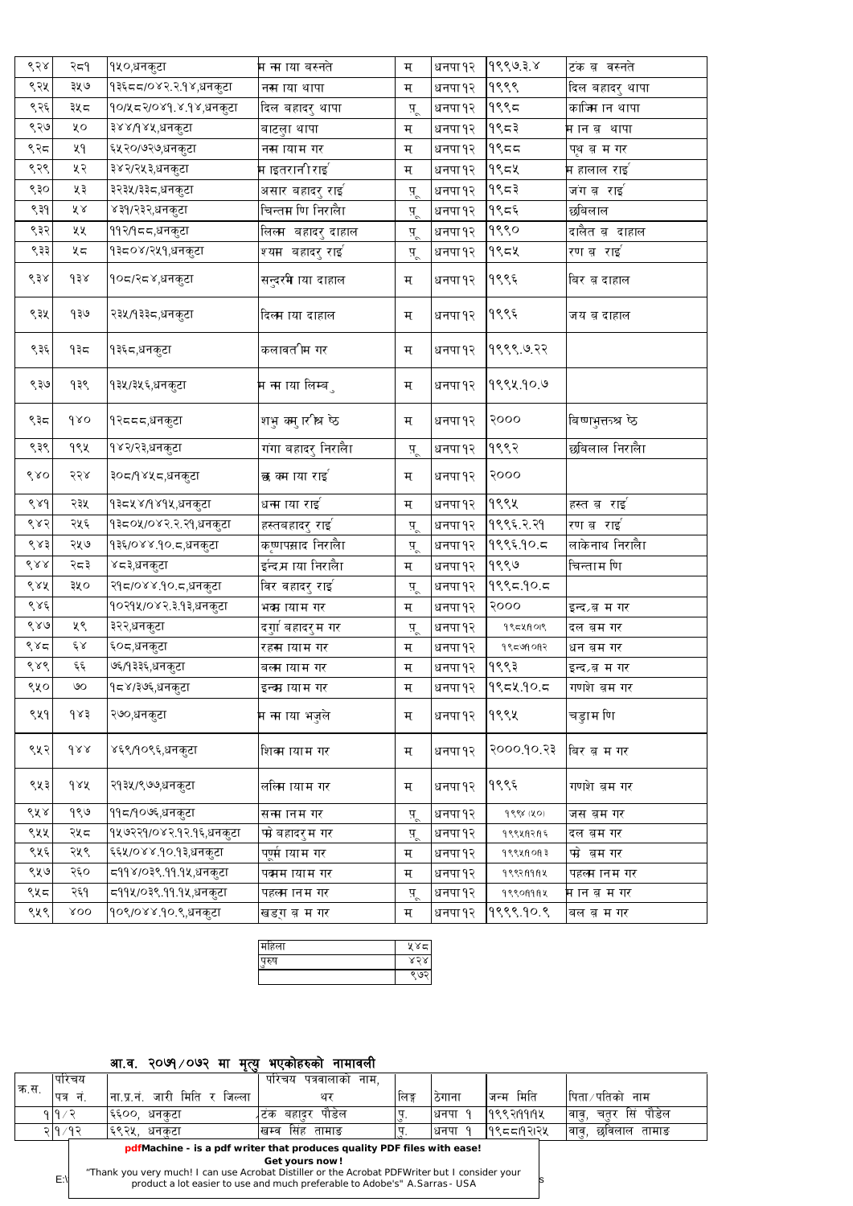| ९२४ | २८१ | १५०,धनकुटा | म न्म ाया बस्नते | म | धनपा१२ | १९९७.३.४ | टंक ब वस्नते |
|---|---|---|---|---|---|---|---|
| ९२५ | ३५७ | १३६८८/०४२.२.१४,धनकुटा | नस्म ाया थापा | म | धनपा१२ | १९९९ | दिल बहादरु थापा |
| ९२६ | ३५८ | १०/५८२/०४१.४.१४,धनकुटा | दिल बहादरु थापा | पू | धनपा१२ | १९९८ | काजिम ान थापा |
| ९२७ | ५० | ३४४/१४५,धनकुटा | बाटलु थापा | म | धनपा१२ | १९८३ | म ान ब थापा |
| ९२८ | ५१ | ६५२०/७२७,धनकुटा | नस्म ायाम गर | म | धनपा१२ | १९८८ | पृथ ब म गर |
| ९२९ | ५२ | ३४२/२५३,धनकुटा | म ाइतरानी राई | म | धनपा१२ | १९८५ | म हालाल राई |
| ९३० | ५३ | ३२३५/३३८,धनकुटा | असार बहादरु राई | पू | धनपा१२ | १९८३ | जंग ब राई |
| ९३१ | ५४ | ४३१/२३२,धनकुटा | चिन्तम णि निरालै | पू | धनपा१२ | १९८६ | छबिलाल |
| ९३२ | ५५ | ११२/१८८,धनकुटा | लिल्म बहादरु दाहाल | पू | धनपा१२ | १९९० | दालैत ब दाहाल |
| ९३३ | ५८ | १३८०४/२५१,धनकुटा | श्यम बहादरु राई | पू | धनपा१२ | १९८५ | रण ब राई |
| ९३४ | १३४ | १०८/२८४,धनकुटा | सन्दुरमै ाया दाहाल | म | धनपा१२ | १९९६ | बिर ब दाहाल |
| ९३५ | १३७ | २३५/१३३८,धनकुटा | दिल्म ाया दाहाल | म | धनपा१२ | १९९६ | जय ब दाहाल |
| ९३६ | १३८ | १३६८,धनकुटा | कलावतम ि गर | म | धनपा१२ | १९९९.७.२२ | |
| ९३७ | १३९ | १३५/३५६,धनकुटा | म न्म ाया लिम्बु | म | धनपा१२ | १९९५.१०.७ | |
| ९३८ | १४० | १२८८८,धनकुटा | शभु क्म ुरश्रि ष्ठे | म | धनपा१२ | २००० | बिष्णभुक्तश्र ष्ठे |
| ९३९ | १९५ | १४२/२३,धनकुटा | गंगा बहादरु निरालै | पू | धनपा१२ | १९९२ | छबिलाल निरालै |
| ९४० | २२४ | ३०८/१४५८,धनकुटा | छ क्म ाया राई | म | धनपा१२ | २००० | |
| ९४१ | २३५ | १३८५४/१४१५,धनकुटा | धन्म ाया राई | म | धनपा१२ | १९९५ | हस्त ब राई |
| ९४२ | २५६ | १३८०५/०४२.२.२१,धनकुटा | हस्तबहादरु राई | पू | धनपा१२ | १९९६.२.२१ | रण ब राई |
| ९४३ | २५७ | १३६/०४४.१०.८,धनकुटा | कृष्णपम्रसाद निरालै | पू | धनपा१२ | १९९६.१०.८ | लाकेनाथ निरालै |
| ९४४ | २८३ | ४८३,धनकुटा | ईन्द्रम ाया निरालै | म | धनपा१२ | १९९७ | चिन्ताम णि |
| ९४५ | ३५० | २१८/०४४.१०.८,धनकुटा | विर वहादरु राई | पू | धनपा१२ | १९९८.१०.८ | |
| ९४६ | | १०२१५/०४२.३.१३,धनकुटा | भक्म ायाम गर | म | धनपा१२ | २००० | इन्द्र ब म गर |
| ९४७ | ५९ | ३२२,धनकुटा | दगुा बहादरुम गर | पू | धनपा१२ | १९८५।१०।९ | दल बम गर |
| ९४८ | ६४ | ६०८,धनकुटा | रहस्म ायाम गर | म | धनपा१२ | १९८७।०१।२ | धन बम गर |
| ९४९ | ६६ | ७६/१३३६,धनकुटा | बल्म ायाम गर | म | धनपा१२ | १९९३ | इन्द्र ब म गर |
| ९५० | ७० | १८४/३७६,धनकुटा | इन्द्रम ायाम गर | म | धनपा१२ | १९८५.१०.८ | गणशे बम गर |
| ९५१ | १४३ | २७०,धनकुटा | म न्म ाया भजुले | म | धनपा१२ | १९९५ | चडुाम णि |
| ९५२ | १४४ | ४६९/१०९६,धनकुटा | शिक्म ायाम गर | म | धनपा१२ | २०००.१०.२३ | बिर ब म गर |
| ९५३ | १४५ | २१३५/९७७,धनकुटा | लक्मि ायाम गर | म | धनपा१२ | १९९६ | गणशे बम गर |
| ९५४ | १९७ | ११८/१०७६,धनकुटा | सन्म ानम गर | पू | धनपा१२ | १९९४।५०। | जस बम गर |
| ९५५ | २५८ | १५७२२१/०४२.१२.१६,धनकुटा | फ्मे बहादरुम गर | पू | धनपा१२ | १९९५।१२।१६ | दल बम गर |
| ९५६ | २५९ | ६६५/०४४.१०.१३,धनकुटा | पर्णुम ायाम गर | म | धनपा१२ | १९९५।१०।१३ | फ्मे बम गर |
| ९५७ | २६० | ८११४/०३९.११.१५,धनकुटा | पक्मम ायाम गर | म | धनपा१२ | १९९२।११।१५ | पहल्म ानम गर |
| ९५८ | २६१ | ८११५/०३९.११.१५,धनकुटा | पहल्म ानम गर | पू | धनपा१२ | १९९०।११।१५ | म ान ब म गर |
| ९५९ | ४०० | १०९/०४४.१०.९,धनकुटा | खडग् ब म गर | म | धनपा१२ | १९९९.१०.९ | बल ब म गर |

| महिला | ५४८ |
|---|---|
| पुरुष | ४२४ |
| | ९७२ |

## आ.व. २०७१/०७२ मा मृत्यु भएकोहरुको नामावली

| क्र.स. | परिचय पत्र नं. | ना.प्र.नं. जारी मिति र जिल्ला | परिचय पत्रवालाको नाम, थर | लिङ्ग | ठेगाना | जन्म मिति | पिता/पतिको नाम |
|---|---|---|---|---|---|---|---|
| १ | १/२ | ६६००, धनकुटा | टंक बहादुर पौडेल | पु. | धनपा १ | १९९२।११।१५ | वावु, चतुर सिं पौडेल |
| २ | १/१२ | ६९२५, धनकुटा | खम्ब सिंह तामाङ | पु. | धनपा १ | १९८८।१२।२५ | वावु, छविलाल तामाङ |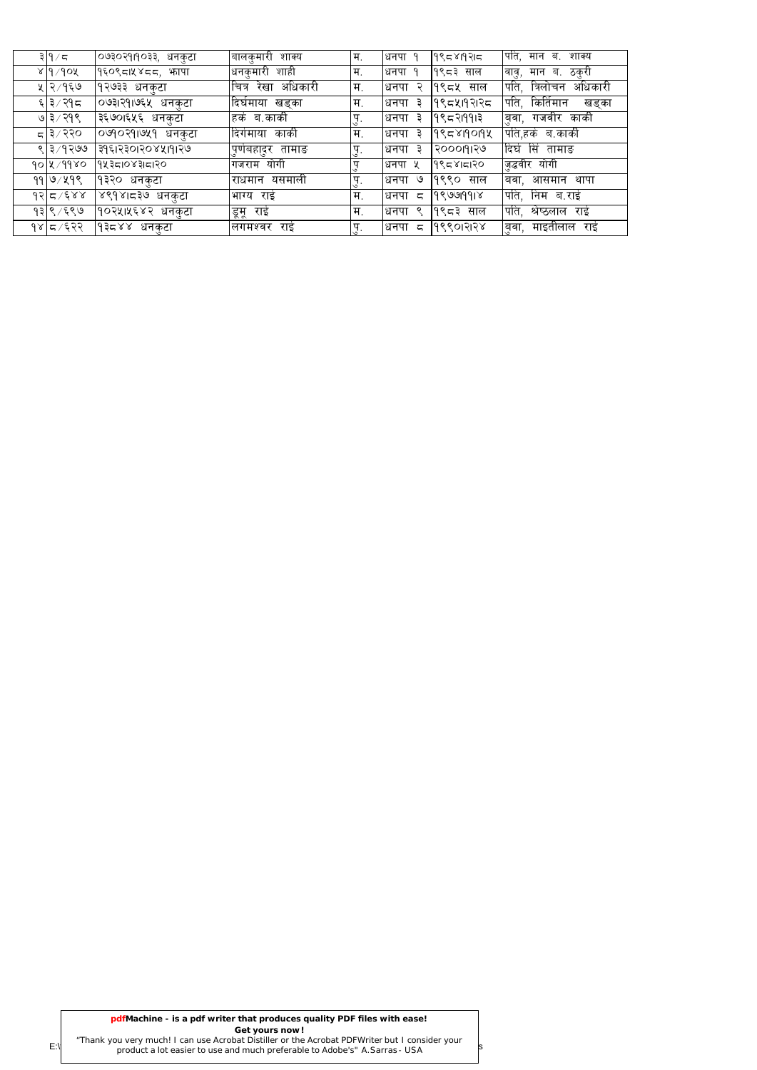| ३ | १/८ | ०७३०२१|१०३३, धनकुटा | बालकुमारी शाक्य | म. | धनपा १ | १९८४|१२|८ | पति, मान ब. शाक्य |
|---|---|---|---|---|---|---|---|
| ४ | १/१०५ | १६०९८|५४८८, झापा | धनकुमारी शाही | म. | धनपा १ | १९८३ साल | बावु, मान ब. ठकुरी |
| ५ | २/१६७ | १२७३३ धनकुटा | चित्र रेखा अधिकारी | म. | धनपा २ | १९८५ साल | पति, त्रिलोचन अधिकारी |
| ६ | ३/२१८ | ०७३|२१|७६५ धनकुटा | दिर्घमाया खड्का | म. | धनपा ३ | १९८५|१२|२८ | पति, किर्तिमान खड्का |
| ७ | ३/२१९ | ३६७०|६५६ धनकुटा | हर्क ब.कार्की | पु. | धनपा ३ | १९८२|११|३ | बुवा, गजवीर कार्की |
| ८ | ३/२२० | ०७|०२१|७५१ धनकुटा | दिर्गमाया कार्की | म. | धनपा ३ | १९८४|१०|१५ | पति,हर्क ब.कार्की |
| ९ | ३/१२७७ | ३१६|२३०|२०४५|१|२७ | पुर्णवहादुर तामाङ | पु. | धनपा ३ | २०००|१|२७ | दिर्घ सिं तामाङ |
| १० | ५/११४० | १५३८|०४३|८|२० | गजराम योगी | पु | धनपा ५ | १९८४|८|२० | जुद्धवीर योगी |
| ११ | ७/५१९ | १३२० धनकुटा | राधमान यसमाली | पु. | धनपा ७ | १९९० साल | बवा, आसमान थापा |
| १२ | ८/६४४ | ४९१४|८३७ धनकुटा | भाग्य राई | म. | धनपा ८ | १९७७|११|४ | पति, निम ब.राई |
| १३ | ९/६९७ | १०२५|५६४२ धनकुटा | डुमू राई | म. | धनपा ९ | १९८३ साल | पति, श्रेष्ठलाल राई |
| १४ | ८/६२२ | १३८४४ धनकुटा | लगमश्वर राई | पु. | धनपा ८ | १९९०|२|२४ | बुवा, माइतीलाल राई |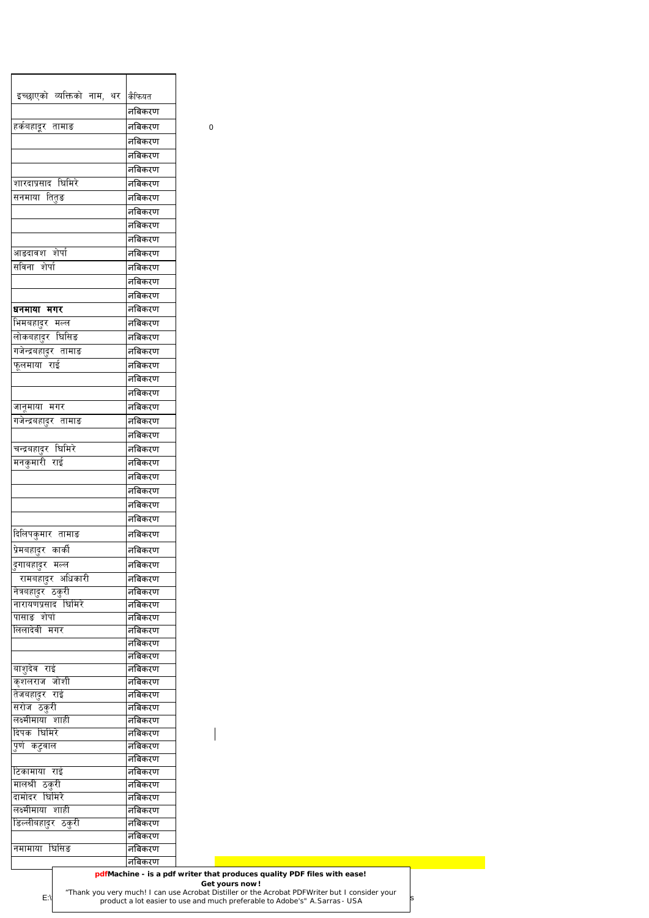| इच्छाएको व्यक्तिको नाम, थर | कैफियत |
| --- | --- |
| | नबिकरण |
| हर्कबहादुर तामाङ | नबिकरण |
| | नबिकरण |
| | नबिकरण |
| | नबिकरण |
| शारदाप्रसाद घिमिरे | नबिकरण |
| सनमाया तितुङ | नबिकरण |
| | नबिकरण |
| | नबिकरण |
| | नबिकरण |
| आङदावश शेर्पा | नबिकरण |
| सविना शेर्पा | नबिकरण |
| | नबिकरण |
| | नबिकरण |
| **धनमाया मगर** | नबिकरण |
| भिमबहादुर मल्ल | नबिकरण |
| लोकबहादुर घिसिङ | नबिकरण |
| गजेन्द्रबहादुर तामाङ | नबिकरण |
| फूलमाया राई | नबिकरण |
| | नबिकरण |
| | नबिकरण |
| जानुमाया मगर | नबिकरण |
| गजेन्द्रबहादुर तामाङ | नबिकरण |
| | नबिकरण |
| चन्द्रबहादुर घिमिरे | नबिकरण |
| मनकुमारी राई | नबिकरण |
| | नबिकरण |
| | नबिकरण |
| | नबिकरण |
| | नबिकरण |
| दिलिपकुमार तामाङ | नबिकरण |
| प्रेमबहादुर कार्की | नबिकरण |
| दुगाबहादुर मल्ल | नबिकरण |
| रामबहादुर अधिकारी | नबिकरण |
| नेत्रबहादुर ठकुरी | नबिकरण |
| नारायणप्रसाद घिमिरे | नबिकरण |
| पासाङ शेर्पा | नबिकरण |
| लिलादेवी मगर | नबिकरण |
| | नबिकरण |
| | नबिकरण |
| बाशुदेव राई | नबिकरण |
| कृशलराज जोशी | नबिकरण |
| तेजबहादुर राई | नबिकरण |
| सरोज ठकुरी | नबिकरण |
| लक्ष्मीमाया शाही | नबिकरण |
| दिपक घिमिरे | नबिकरण |
| पुर्ण कटुवाल | नबिकरण |
| | नबिकरण |
| टिकामाया राई | नबिकरण |
| मालश्री ठकुरी | नबिकरण |
| दामोदर घिमिरे | नबिकरण |
| लक्ष्मीमाया शाही | नबिकरण |
| डिल्लीबहादुर ठकुरी | नबिकरण |
| | नबिकरण |
| नमामाया घिसिङ | नबिकरण |
| | नबिकरण |

0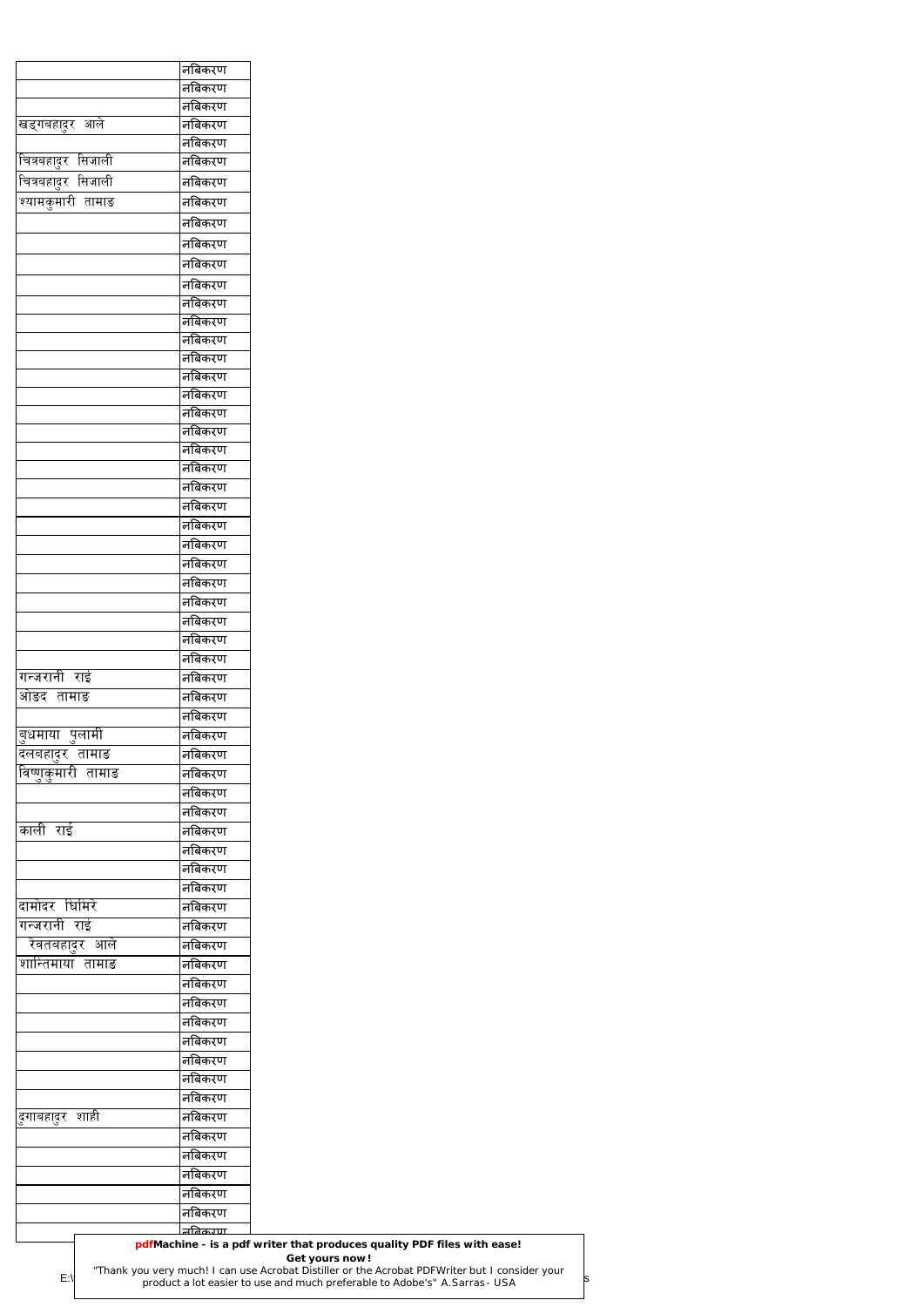| | |
|---|---|
| | नबिकरण |
| | नबिकरण |
| | नबिकरण |
| खड्गबहादुर आले | नबिकरण |
| | नबिकरण |
| चित्रबहादुर सिजाली | नबिकरण |
| चित्रबहादुर सिजाली | नबिकरण |
| श्यामकुमारी तामाङ | नबिकरण |
| | नबिकरण |
| | नबिकरण |
| | नबिकरण |
| | नबिकरण |
| | नबिकरण |
| | नबिकरण |
| | नबिकरण |
| | नबिकरण |
| | नबिकरण |
| | नबिकरण |
| | नबिकरण |
| | नबिकरण |
| | नबिकरण |
| | नबिकरण |
| | नबिकरण |
| | नबिकरण |
| | नबिकरण |
| | नबिकरण |
| | नबिकरण |
| | नबिकरण |
| | नबिकरण |
| | नबिकरण |
| | नबिकरण |
| | नबिकरण |
| गन्जरानी राई | नबिकरण |
| ओडद तामाङ | नबिकरण |
| | नबिकरण |
| बुधमाया पुलामी | नबिकरण |
| दलबहादुर तामाङ | नबिकरण |
| विष्णुकुमारी तामाङ | नबिकरण |
| | नबिकरण |
| | नबिकरण |
| काली राई | नबिकरण |
| | नबिकरण |
| | नबिकरण |
| | नबिकरण |
| दामोदर घिमिरे | नबिकरण |
| गन्जरानी राई | नबिकरण |
| रेवतबहादुर आले | नबिकरण |
| शान्तिमाया तामाङ | नबिकरण |
| | नबिकरण |
| | नबिकरण |
| | नबिकरण |
| | नबिकरण |
| | नबिकरण |
| | नबिकरण |
| | नबिकरण |
| दुर्गाबहादुर शाही | नबिकरण |
| | नबिकरण |
| | नबिकरण |
| | नबिकरण |
| | नबिकरण |
| | नबिकरण |
| | नबिकरण |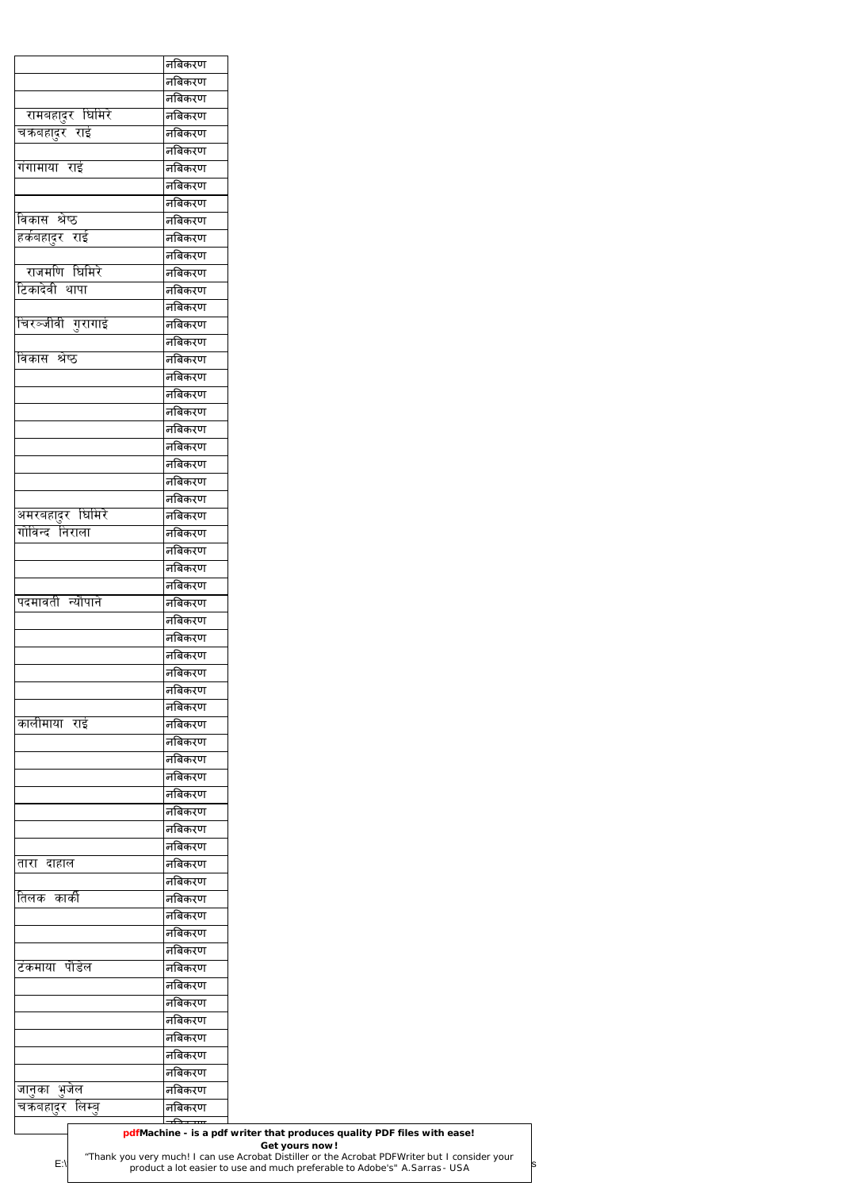| | |
|---|---|
| | नबिकरण |
| | नबिकरण |
| | नबिकरण |
| रामबहादुर घिमिरे | नबिकरण |
| चक्रबहादुर राई | नबिकरण |
| | नबिकरण |
| गंगामाया राई | नबिकरण |
| | नबिकरण |
| | नबिकरण |
| विकास श्रेष्ठ | नबिकरण |
| हर्कबहादुर राई | नबिकरण |
| | नबिकरण |
| राजमणि घिमिरे | नबिकरण |
| टिकादेवी थापा | नबिकरण |
| | नबिकरण |
| चिरञ्जीवी गुरागाई | नबिकरण |
| | नबिकरण |
| विकास श्रेष्ठ | नबिकरण |
| | नबिकरण |
| | नबिकरण |
| | नबिकरण |
| | नबिकरण |
| | नबिकरण |
| | नबिकरण |
| | नबिकरण |
| | नबिकरण |
| अमरबहादुर घिमिरे | नबिकरण |
| गोविन्द निराला | नबिकरण |
| | नबिकरण |
| | नबिकरण |
| | नबिकरण |
| पदमावती न्यौपाने | नबिकरण |
| | नबिकरण |
| | नबिकरण |
| | नबिकरण |
| | नबिकरण |
| | नबिकरण |
| | नबिकरण |
| कालीमाया राई | नबिकरण |
| | नबिकरण |
| | नबिकरण |
| | नबिकरण |
| | नबिकरण |
| | नबिकरण |
| | नबिकरण |
| | नबिकरण |
| तारा दाहाल | नबिकरण |
| | नबिकरण |
| तिलक कार्की | नबिकरण |
| | नबिकरण |
| | नबिकरण |
| | नबिकरण |
| टंकमाया पौडेल | नबिकरण |
| | नबिकरण |
| | नबिकरण |
| | नबिकरण |
| | नबिकरण |
| | नबिकरण |
| | नबिकरण |
| जानुका भुजेल | नबिकरण |
| चक्रबहादुर लिम्बु | नबिकरण |
| | नबिकरण |

**pdfMachine - is a pdf writer that produces quality PDF files with ease!**
**Get yours now!**
"Thank you very much! I can use Acrobat Distiller or the Acrobat PDFWriter but I consider your product a lot easier to use and much preferable to Adobe's" A.Sarras - USA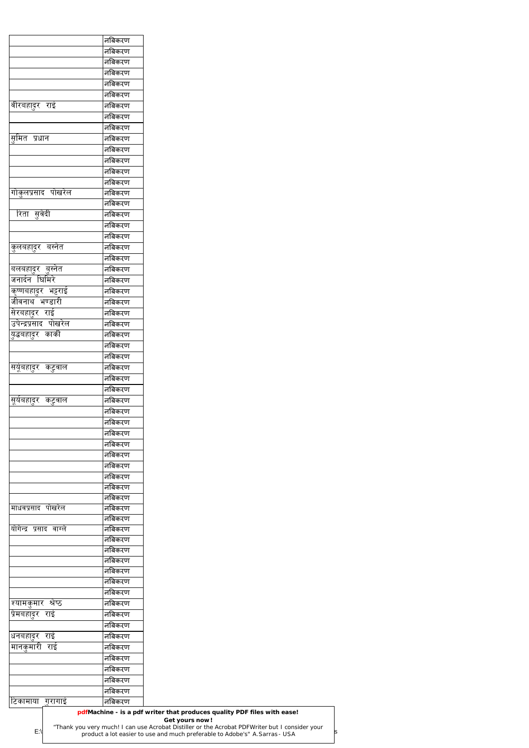| | |
|---|---|
| | नबिकरण |
| | नबिकरण |
| | नबिकरण |
| | नबिकरण |
| | नबिकरण |
| | नबिकरण |
| वीरबहादुर राई | नबिकरण |
| | नबिकरण |
| | नबिकरण |
| सुमित प्रधान | नबिकरण |
| | नबिकरण |
| | नबिकरण |
| | नबिकरण |
| | नबिकरण |
| गोकुलप्रसाद पोखरेल | नबिकरण |
| | नबिकरण |
| रिता सुवेदी | नबिकरण |
| | नबिकरण |
| | नबिकरण |
| कुलबहादुर बस्नेत | नबिकरण |
| | नबिकरण |
| बलबहादुर बुस्नेत | नबिकरण |
| जनार्दन घिमिरे | नबिकरण |
| कृष्णबहादुर भट्टराई | नबिकरण |
| जीवनाथ भण्डारी | नबिकरण |
| सेरबहादुर राई | नबिकरण |
| उपेन्द्रप्रसाद पोखरेल | नबिकरण |
| युद्धबहादुर कार्की | नबिकरण |
| | नबिकरण |
| | नबिकरण |
| सर्यूबहादुर कटुवाल | नबिकरण |
| | नबिकरण |
| | नबिकरण |
| सूर्यबहादुर कटुवाल | नबिकरण |
| | नबिकरण |
| | नबिकरण |
| | नबिकरण |
| | नबिकरण |
| | नबिकरण |
| | नबिकरण |
| | नबिकरण |
| | नबिकरण |
| | नबिकरण |
| माधवप्रसाद पोखरेल | नबिकरण |
| | नबिकरण |
| योगेन्द्र प्रसाद वाग्ले | नबिकरण |
| | नबिकरण |
| | नबिकरण |
| | नबिकरण |
| | नबिकरण |
| | नबिकरण |
| | नबिकरण |
| श्यामकुमार श्रेष्ठ | नबिकरण |
| प्रेमबहादुर राई | नबिकरण |
| | नबिकरण |
| धनबहादुर राई | नबिकरण |
| मानकुमारी राई | नबिकरण |
| | नबिकरण |
| | नबिकरण |
| | नबिकरण |
| | नबिकरण |
| टिकामाया गुरागाई | नबिकरण |

**pdfMachine - is a pdf writer that produces quality PDF files with ease!**
**Get yours now!**
"Thank you very much! I can use Acrobat Distiller or the Acrobat PDFWriter but I consider your product a lot easier to use and much preferable to Adobe's" A.Sarras - USA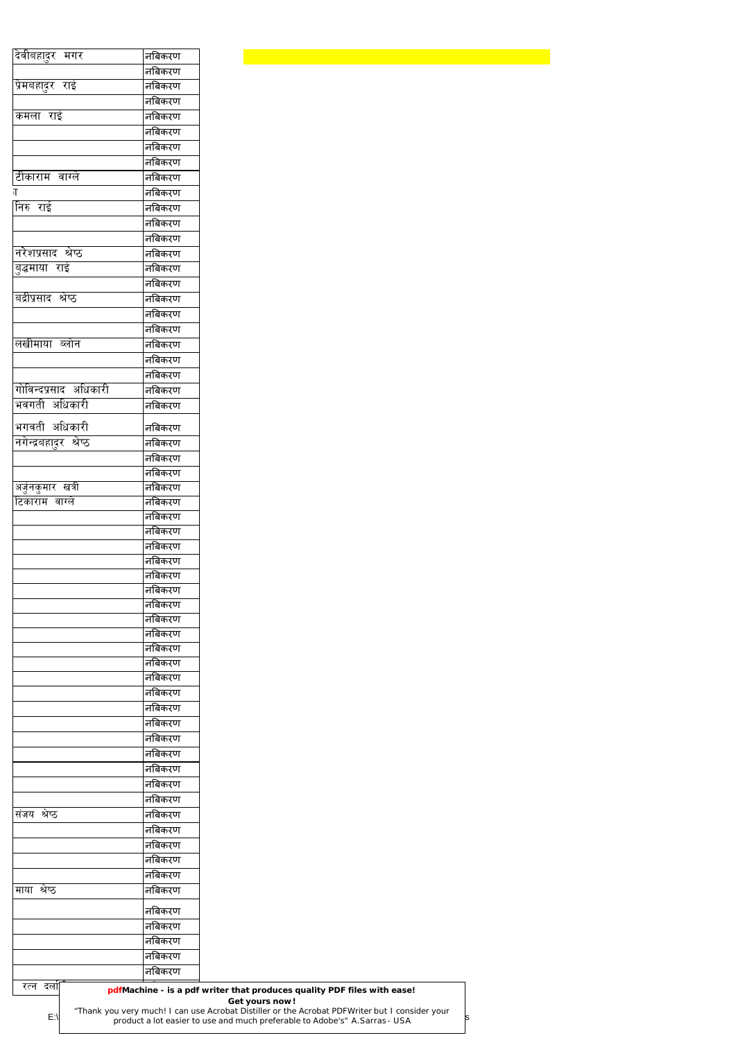| | |
|---|---|
| देवीबहादुर मगर | नबिकरण |
| | नबिकरण |
| प्रेमबहादुर राई | नबिकरण |
| | नबिकरण |
| कमला राई | नबिकरण |
| | नबिकरण |
| | नबिकरण |
| | नबिकरण |
| टीकाराम वाग्ले | नबिकरण |
| ा | नबिकरण |
| निरु राई | नबिकरण |
| | नबिकरण |
| | नबिकरण |
| नरेशप्रसाद श्रेष्ठ | नबिकरण |
| बुद्धमाया राई | नबिकरण |
| | नबिकरण |
| बद्रीप्रसाद श्रेष्ठ | नबिकरण |
| | नबिकरण |
| | नबिकरण |
| लखीमाया व्लोन | नबिकरण |
| | नबिकरण |
| | नबिकरण |
| गोविन्दप्रसाद अधिकारी | नबिकरण |
| भवगती अधिकारी | नबिकरण |
| भगवती अधिकारी | नबिकरण |
| नगेन्द्रबहादुर श्रेष्ठ | नबिकरण |
| | नबिकरण |
| | नबिकरण |
| अर्जुनकुमार खत्री | नबिकरण |
| टिकाराम वाग्ले | नबिकरण |
| | नबिकरण |
| | नबिकरण |
| | नबिकरण |
| | नबिकरण |
| | नबिकरण |
| | नबिकरण |
| | नबिकरण |
| | नबिकरण |
| | नबिकरण |
| | नबिकरण |
| | नबिकरण |
| | नबिकरण |
| | नबिकरण |
| | नबिकरण |
| | नबिकरण |
| | नबिकरण |
| | नबिकरण |
| | नबिकरण |
| | नबिकरण |
| | नबिकरण |
| संजय श्रेष्ठ | नबिकरण |
| | नबिकरण |
| | नबिकरण |
| | नबिकरण |
| | नबिकरण |
| माया श्रेष्ठ | नबिकरण |
| | नबिकरण |
| | नबिकरण |
| | नबिकरण |
| | नबिकरण |
| | नबिकरण |
| रत्न दला | |

**pdfMachine - is a pdf writer that produces quality PDF files with ease!**
**Get yours now!**
"Thank you very much! I can use Acrobat Distiller or the Acrobat PDFWriter but I consider your product a lot easier to use and much preferable to Adobe's" A.Sarras - USA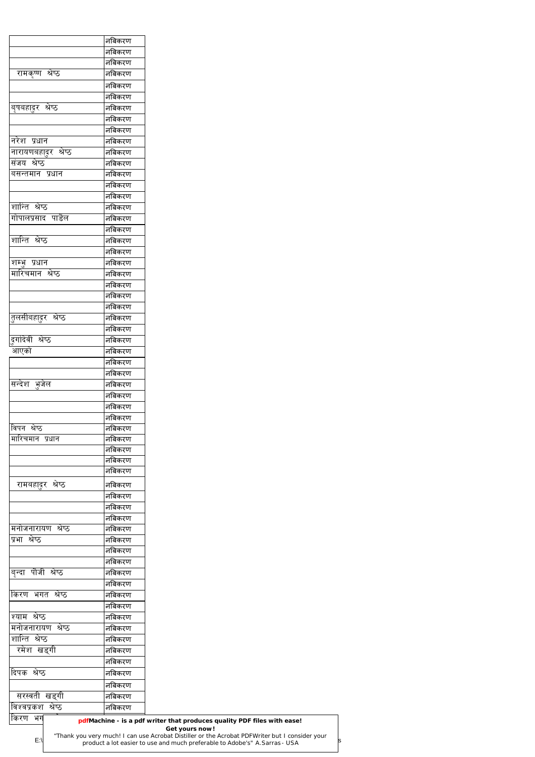| | |
|---|---|
| | नबिकरण |
| | नबिकरण |
| | नबिकरण |
| रामकृष्ण श्रेष्ठ | नबिकरण |
| | नबिकरण |
| | नबिकरण |
| बृषबहादुर श्रेष्ठ | नबिकरण |
| | नबिकरण |
| | नबिकरण |
| नरेश प्रधान | नबिकरण |
| नारायणबहादुर श्रेष्ठ | नबिकरण |
| संजय श्रेष्ठ | नबिकरण |
| बसन्तमान प्रधान | नबिकरण |
| | नबिकरण |
| | नबिकरण |
| शान्ति श्रेष्ठ | नबिकरण |
| गोपालप्रसाद पाडेल | नबिकरण |
| | नबिकरण |
| शान्ति श्रेष्ठ | नबिकरण |
| | नबिकरण |
| शम्भु प्रधान | नबिकरण |
| मारिचमान श्रेष्ठ | नबिकरण |
| | नबिकरण |
| | नबिकरण |
| | नबिकरण |
| तुलसीबहादुर श्रेष्ठ | नबिकरण |
| | नबिकरण |
| दुर्गादेवी श्रेष्ठ | नबिकरण |
| आएको | नबिकरण |
| | नबिकरण |
| | नबिकरण |
| सन्देश भुजेल | नबिकरण |
| | नबिकरण |
| | नबिकरण |
| | नबिकरण |
| बिपन श्रेष्ठ | नबिकरण |
| मारिचमान प्रधान | नबिकरण |
| | नबिकरण |
| | नबिकरण |
| | नबिकरण |
| रामबहादुर श्रेष्ठ | नबिकरण |
| | नबिकरण |
| | नबिकरण |
| | नबिकरण |
| मनोजनारायण श्रेष्ठ | नबिकरण |
| प्रभा श्रेष्ठ | नबिकरण |
| | नबिकरण |
| | नबिकरण |
| बृन्दा पौजी श्रेष्ठ | नबिकरण |
| | नबिकरण |
| किरण भगत श्रेष्ठ | नबिकरण |
| | नबिकरण |
| श्याम श्रेष्ठ | नबिकरण |
| मनोजनारायण श्रेष्ठ | नबिकरण |
| शान्ति श्रेष्ठ | नबिकरण |
| रमेश खड्गी | नबिकरण |
| | नबिकरण |
| दिपक श्रेष्ठ | नबिकरण |
| | नबिकरण |
| सरस्वती खड्गी | नबिकरण |
| विश्वप्रकश श्रेष्ठ | नबिकरण |
| किरण भग | |

**pdfMachine - is a pdf writer that produces quality PDF files with ease!**
**Get yours now!**
"Thank you very much! I can use Acrobat Distiller or the Acrobat PDFWriter but I consider your product a lot easier to use and much preferable to Adobe's" A.Sarras - USA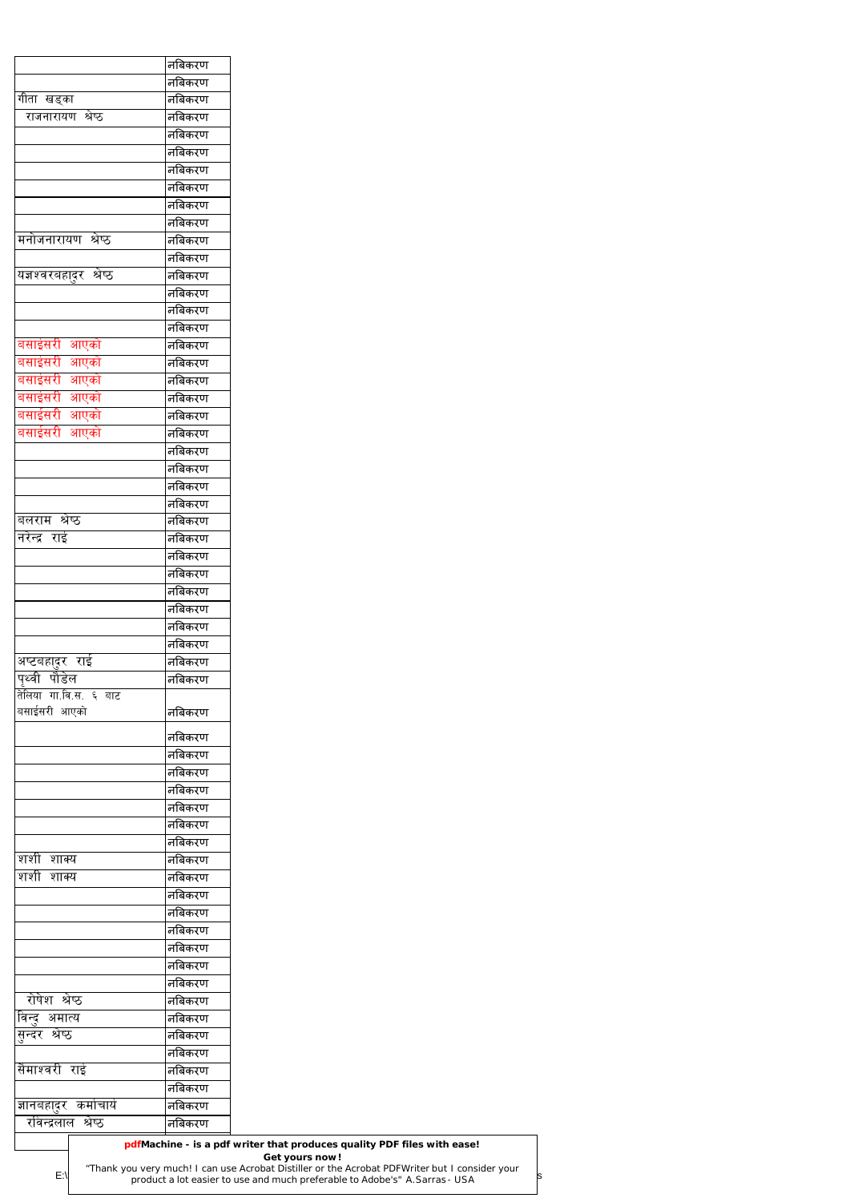| | |
|---|---|
| | नबिकरण |
| | नबिकरण |
| गीता खड्का | नबिकरण |
| राजनारायण श्रेष्ठ | नबिकरण |
| | नबिकरण |
| | नबिकरण |
| | नबिकरण |
| | नबिकरण |
| | नबिकरण |
| | नबिकरण |
| मनोजनारायण श्रेष्ठ | नबिकरण |
| | नबिकरण |
| यज्ञश्वरबहादुर श्रेष्ठ | नबिकरण |
| | नबिकरण |
| | नबिकरण |
| | नबिकरण |
| बसाईसरी आएको | नबिकरण |
| बसाईसरी आएको | नबिकरण |
| बसाईसरी आएको | नबिकरण |
| बसाईसरी आएको | नबिकरण |
| बसाईसरी आएको | नबिकरण |
| बसाईसरी आएको | नबिकरण |
| | नबिकरण |
| | नबिकरण |
| | नबिकरण |
| | नबिकरण |
| बलराम श्रेष्ठ | नबिकरण |
| नरेन्द्र राई | नबिकरण |
| | नबिकरण |
| | नबिकरण |
| | नबिकरण |
| | नबिकरण |
| | नबिकरण |
| | नबिकरण |
| अष्टबहादुर राई | नबिकरण |
| पृथ्वी पौडेल | नबिकरण |
| तेलिया गा.वि.स. ६ बाट बसाईसरी आएको | नबिकरण |
| | नबिकरण |
| | नबिकरण |
| | नबिकरण |
| | नबिकरण |
| | नबिकरण |
| | नबिकरण |
| | नबिकरण |
| शशी शाक्य | नबिकरण |
| शशी शाक्य | नबिकरण |
| | नबिकरण |
| | नबिकरण |
| | नबिकरण |
| | नबिकरण |
| | नबिकरण |
| | नबिकरण |
| रोषेश श्रेष्ठ | नबिकरण |
| विन्दु अमात्य | नबिकरण |
| सुन्दर श्रेष्ठ | नबिकरण |
| | नबिकरण |
| सैमाश्वरी राई | नबिकरण |
| | नबिकरण |
| ज्ञानबहादुर कर्माचार्य | नबिकरण |
| रविन्द्रलाल श्रेष्ठ | नबिकरण |
| | |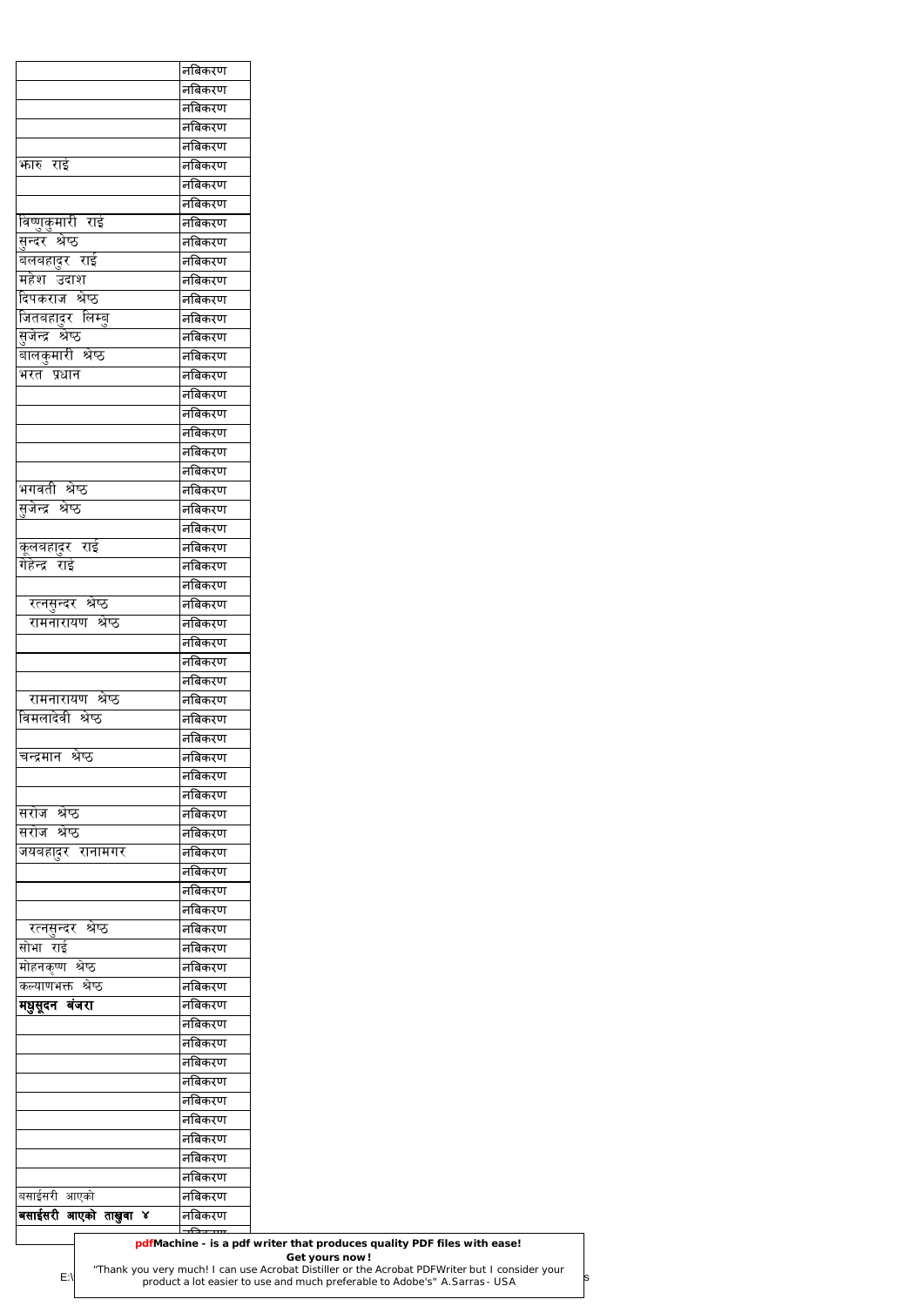| | |
|---|---|
| | नबिकरण |
| | नबिकरण |
| | नबिकरण |
| | नबिकरण |
| | नबिकरण |
| भारु राई | नबिकरण |
| | नबिकरण |
| | नबिकरण |
| विष्णुकुमारी राई | नबिकरण |
| सुन्दर श्रेष्ठ | नबिकरण |
| बलबहादुर राई | नबिकरण |
| महेश उदाश | नबिकरण |
| दिपकराज श्रेष्ठ | नबिकरण |
| जितबहादुर लिम्बु | नबिकरण |
| सुजेन्द्र श्रेष्ठ | नबिकरण |
| बालकुमारी श्रेष्ठ | नबिकरण |
| भरत प्रधान | नबिकरण |
| | नबिकरण |
| | नबिकरण |
| | नबिकरण |
| | नबिकरण |
| | नबिकरण |
| भगवती श्रेष्ठ | नबिकरण |
| सुजेन्द्र श्रेष्ठ | नबिकरण |
| | नबिकरण |
| कूलबहादुर राई | नबिकरण |
| गेहेन्द्र राई | नबिकरण |
| | नबिकरण |
| रत्नसुन्दर श्रेष्ठ | नबिकरण |
| रामनारायण श्रेष्ठ | नबिकरण |
| | नबिकरण |
| | नबिकरण |
| | नबिकरण |
| रामनारायण श्रेष्ठ | नबिकरण |
| विमलादेवी श्रेष्ठ | नबिकरण |
| | नबिकरण |
| चन्द्रमान श्रेष्ठ | नबिकरण |
| | नबिकरण |
| | नबिकरण |
| सरोज श्रेष्ठ | नबिकरण |
| सरोज श्रेष्ठ | नबिकरण |
| जयबहादुर रानामगर | नबिकरण |
| | नबिकरण |
| | नबिकरण |
| | नबिकरण |
| रत्नसुन्दर श्रेष्ठ | नबिकरण |
| सोभा राई | नबिकरण |
| मोहनकृष्ण श्रेष्ठ | नबिकरण |
| कल्याणभक्त श्रेष्ठ | नबिकरण |
| **मधुसूदन बंजरा** | नबिकरण |
| | नबिकरण |
| | नबिकरण |
| | नबिकरण |
| | नबिकरण |
| | नबिकरण |
| | नबिकरण |
| | नबिकरण |
| | नबिकरण |
| | नबिकरण |
| बसाईसरी आएको | नबिकरण |
| **बसाईसरी आएको ताखुवा ४** | नबिकरण |
| | नबिकरण |

**pdfMachine - is a pdf writer that produces quality PDF files with ease!**
**Get yours now!**
"Thank you very much! I can use Acrobat Distiller or the Acrobat PDFWriter but I consider your product a lot easier to use and much preferable to Adobe's" A.Sarras - USA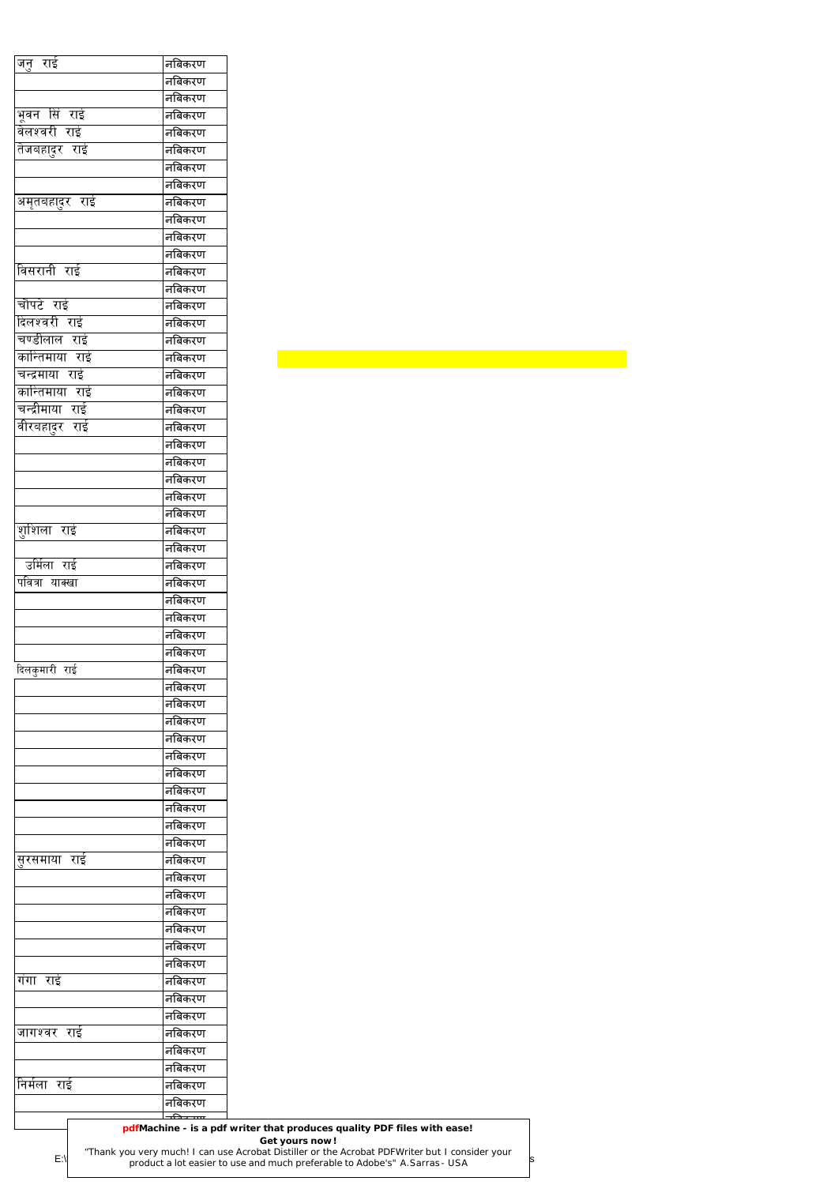| | |
|---|---|
| जनु राई | नबिकरण |
| | नबिकरण |
| | नबिकरण |
| भुवन सिं राई | नबिकरण |
| वेलश्वरी राई | नबिकरण |
| तेजबहादुर राई | नबिकरण |
| | नबिकरण |
| | नबिकरण |
| अमृतबहादुर राई | नबिकरण |
| | नबिकरण |
| | नबिकरण |
| | नबिकरण |
| विसरानी राई | नबिकरण |
| | नबिकरण |
| चौपटे राई | नबिकरण |
| दिलश्वरी राई | नबिकरण |
| चण्डीलाल राई | नबिकरण |
| कान्तिमाया राई | नबिकरण |
| चन्द्रमाया राई | नबिकरण |
| कान्तिमाया राई | नबिकरण |
| चन्द्रीमाया राई | नबिकरण |
| वीरबहादुर राई | नबिकरण |
| | नबिकरण |
| | नबिकरण |
| | नबिकरण |
| | नबिकरण |
| | नबिकरण |
| शुशिला राई | नबिकरण |
| | नबिकरण |
| उर्मिला राई | नबिकरण |
| पवित्रा याक्खा | नबिकरण |
| | नबिकरण |
| | नबिकरण |
| | नबिकरण |
| | नबिकरण |
| दिलकुमारी राई | नबिकरण |
| | नबिकरण |
| | नबिकरण |
| | नबिकरण |
| | नबिकरण |
| | नबिकरण |
| | नबिकरण |
| | नबिकरण |
| | नबिकरण |
| | नबिकरण |
| | नबिकरण |
| सुरसमाया राई | नबिकरण |
| | नबिकरण |
| | नबिकरण |
| | नबिकरण |
| | नबिकरण |
| | नबिकरण |
| | नबिकरण |
| गंगा राई | नबिकरण |
| | नबिकरण |
| | नबिकरण |
| जागश्वर राई | नबिकरण |
| | नबिकरण |
| | नबिकरण |
| निर्मला राई | नबिकरण |
| | नबिकरण |
| | नबिकरण |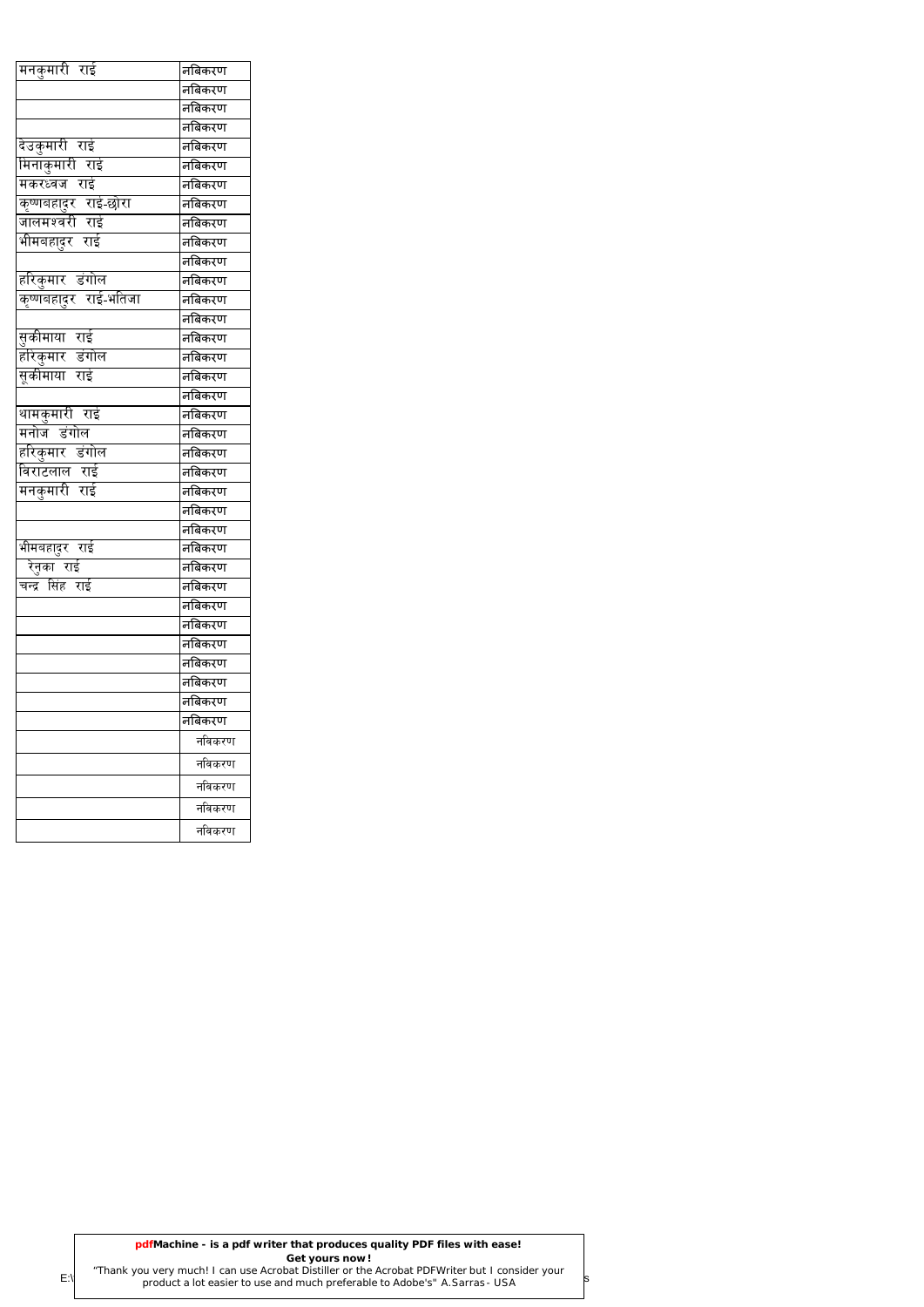| | |
|---|---|
| मनकुमारी राई | नबिकरण |
| | नबिकरण |
| | नबिकरण |
| | नबिकरण |
| देउकुमारी राई | नबिकरण |
| मिनाकुमारी राई | नबिकरण |
| मकरध्वज राई | नबिकरण |
| कृष्णबहादुर राई-छोरा | नबिकरण |
| जालमश्वरी राई | नबिकरण |
| भीमबहादुर राई | नबिकरण |
| | नबिकरण |
| हरिकुमार डंगोल | नबिकरण |
| कृष्णबहादुर राई-भतिजा | नबिकरण |
| | नबिकरण |
| सुकीमाया राई | नबिकरण |
| हरिकुमार डंगोल | नबिकरण |
| सुकीमाया राई | नबिकरण |
| | नबिकरण |
| थामकुमारी राई | नबिकरण |
| मनोज डंगोल | नबिकरण |
| हरिकुमार डंगोल | नबिकरण |
| विराटलाल राई | नबिकरण |
| मनकुमारी राई | नबिकरण |
| | नबिकरण |
| | नबिकरण |
| भीमबहादुर राई | नबिकरण |
| रेनुका राई | नबिकरण |
| चन्द्र सिंह राई | नबिकरण |
| | नबिकरण |
| | नबिकरण |
| | नबिकरण |
| | नबिकरण |
| | नबिकरण |
| | नबिकरण |
| | नबिकरण |
| | नविकरण |
| | नविकरण |
| | नविकरण |
| | नविकरण |
| | नविकरण |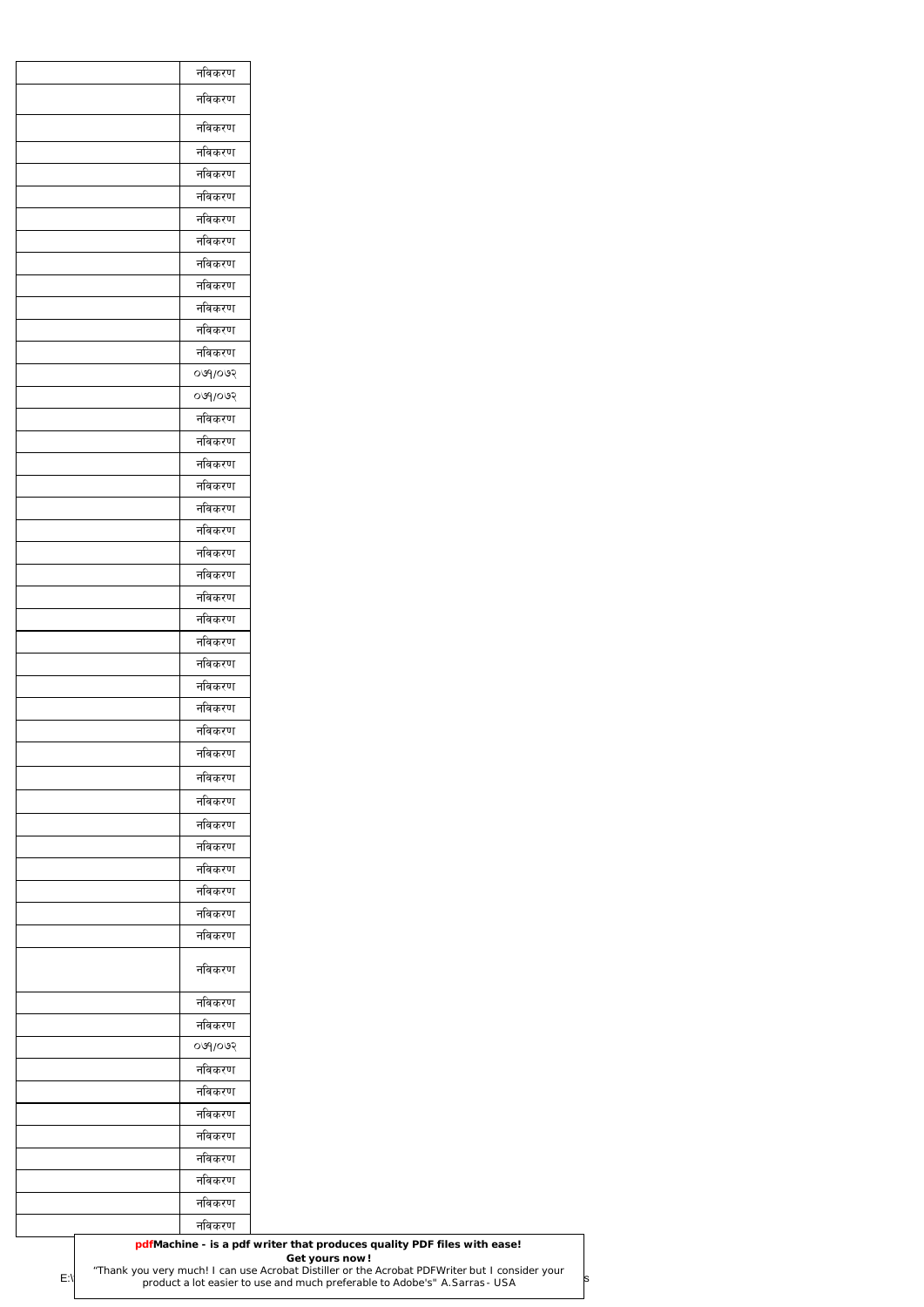| | |
|---|---|
| | नविकरण |
| | नविकरण |
| | नविकरण |
| | नविकरण |
| | नविकरण |
| | नविकरण |
| | नविकरण |
| | नविकरण |
| | नविकरण |
| | नविकरण |
| | नविकरण |
| | नविकरण |
| | नविकरण |
| | ०७१/०७२ |
| | ०७१/०७२ |
| | नविकरण |
| | नविकरण |
| | नविकरण |
| | नविकरण |
| | नविकरण |
| | नविकरण |
| | नविकरण |
| | नविकरण |
| | नविकरण |
| | नविकरण |
| | नविकरण |
| | नविकरण |
| | नविकरण |
| | नविकरण |
| | नविकरण |
| | नविकरण |
| | नविकरण |
| | नविकरण |
| | नविकरण |
| | नविकरण |
| | नविकरण |
| | नविकरण |
| | नविकरण |
| | नविकरण |
| | नविकरण |
| | नविकरण |
| | नविकरण |
| | ०७१/०७२ |
| | नविकरण |
| | नविकरण |
| | नविकरण |
| | नविकरण |
| | नविकरण |
| | नविकरण |
| | नविकरण |
| | नविकरण |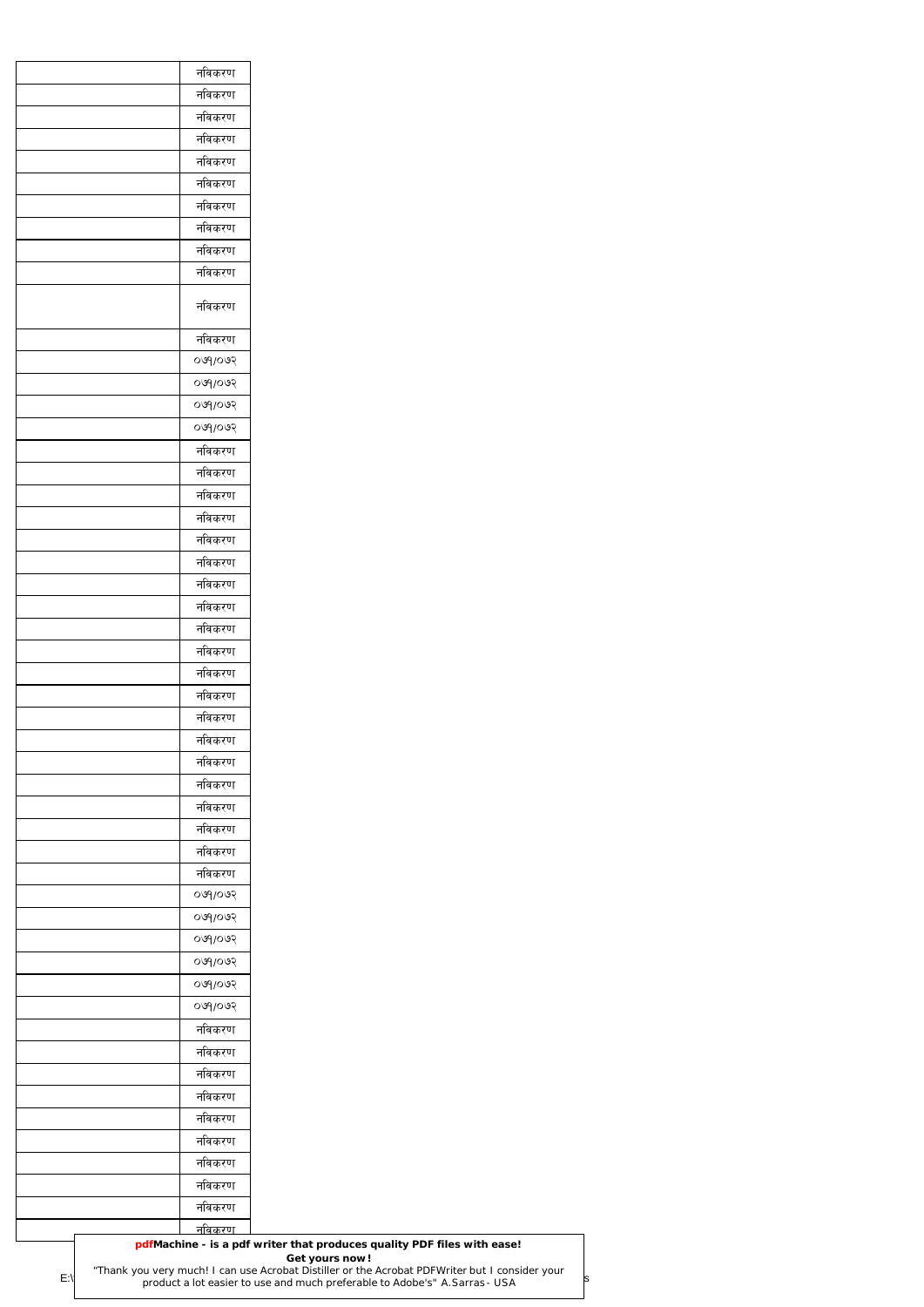| | नविकरण |
|---|---|
| | नविकरण |
| | नविकरण |
| | नविकरण |
| | नविकरण |
| | नविकरण |
| | नविकरण |
| | नविकरण |
| | नविकरण |
| | नविकरण |
| | नविकरण |
| | नविकरण |
| | ०७१/०७२ |
| | ०७१/०७२ |
| | ०७१/०७२ |
| | ०७१/०७२ |
| | नविकरण |
| | नविकरण |
| | नविकरण |
| | नविकरण |
| | नविकरण |
| | नविकरण |
| | नविकरण |
| | नविकरण |
| | नविकरण |
| | नविकरण |
| | नविकरण |
| | नविकरण |
| | नविकरण |
| | नविकरण |
| | नविकरण |
| | नविकरण |
| | नविकरण |
| | नविकरण |
| | नविकरण |
| | नविकरण |
| | ०७१/०७२ |
| | ०७१/०७२ |
| | ०७१/०७२ |
| | ०७१/०७२ |
| | ०७१/०७२ |
| | ०७१/०७२ |
| | नविकरण |
| | नविकरण |
| | नविकरण |
| | नविकरण |
| | नविकरण |
| | नविकरण |
| | नविकरण |
| | नविकरण |
| | नविकरण |
| | नविकरण |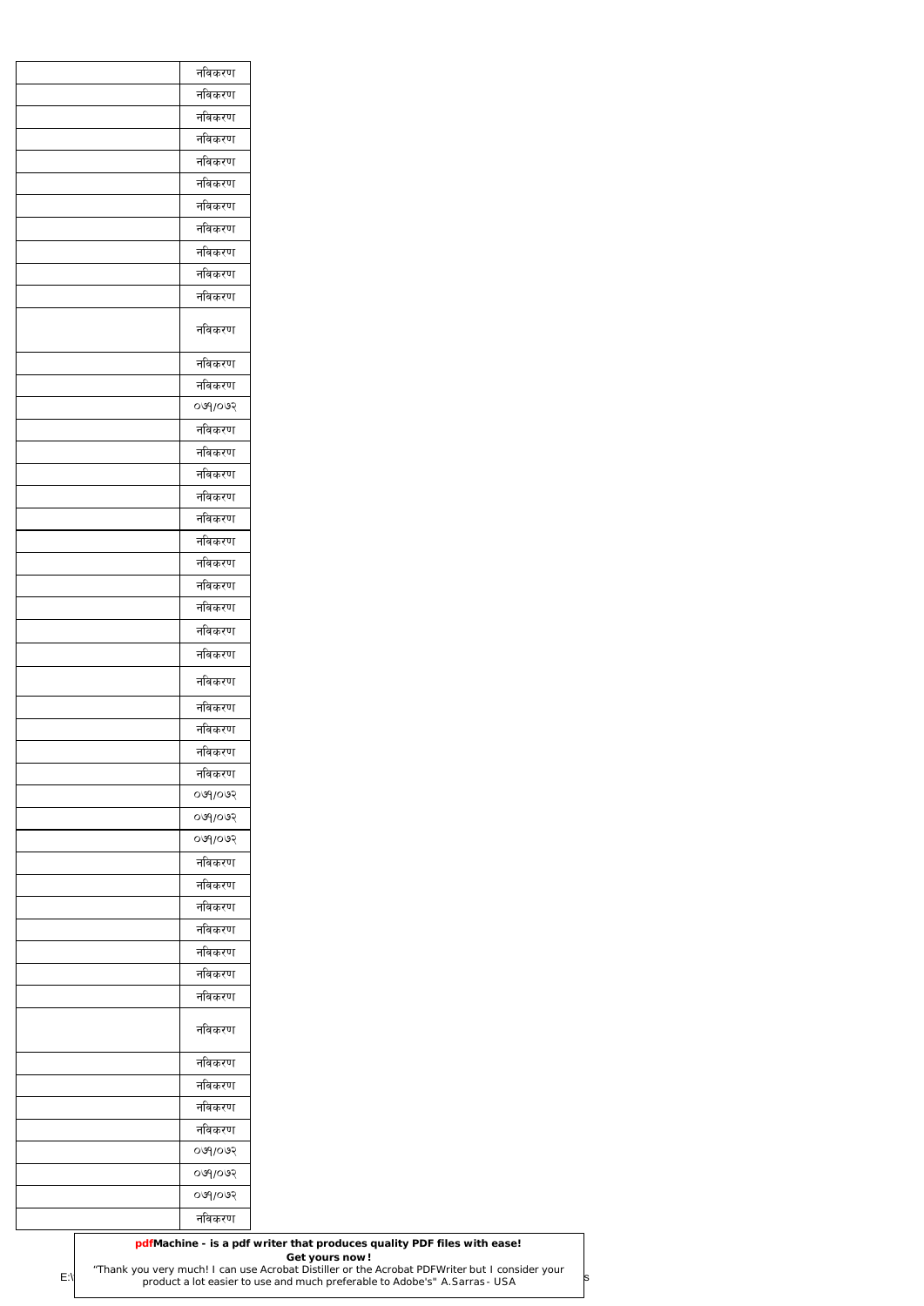| | |
|---|---|
| | नविकरण |
| | नविकरण |
| | नविकरण |
| | नविकरण |
| | नविकरण |
| | नविकरण |
| | नविकरण |
| | नविकरण |
| | नविकरण |
| | नविकरण |
| | नविकरण |
| | नविकरण |
| | नविकरण |
| | नविकरण |
| | ०७१/०७२ |
| | नविकरण |
| | नविकरण |
| | नविकरण |
| | नविकरण |
| | नविकरण |
| | नविकरण |
| | नविकरण |
| | नविकरण |
| | नविकरण |
| | नविकरण |
| | नविकरण |
| | नविकरण |
| | नविकरण |
| | नविकरण |
| | नविकरण |
| | नविकरण |
| | ०७१/०७२ |
| | ०७१/०७२ |
| | ०७१/०७२ |
| | नविकरण |
| | नविकरण |
| | नविकरण |
| | नविकरण |
| | नविकरण |
| | नविकरण |
| | नविकरण |
| | नविकरण |
| | नविकरण |
| | नविकरण |
| | नविकरण |
| | नविकरण |
| | ०७१/०७२ |
| | ०७१/०७२ |
| | ०७१/०७२ |
| | नविकरण |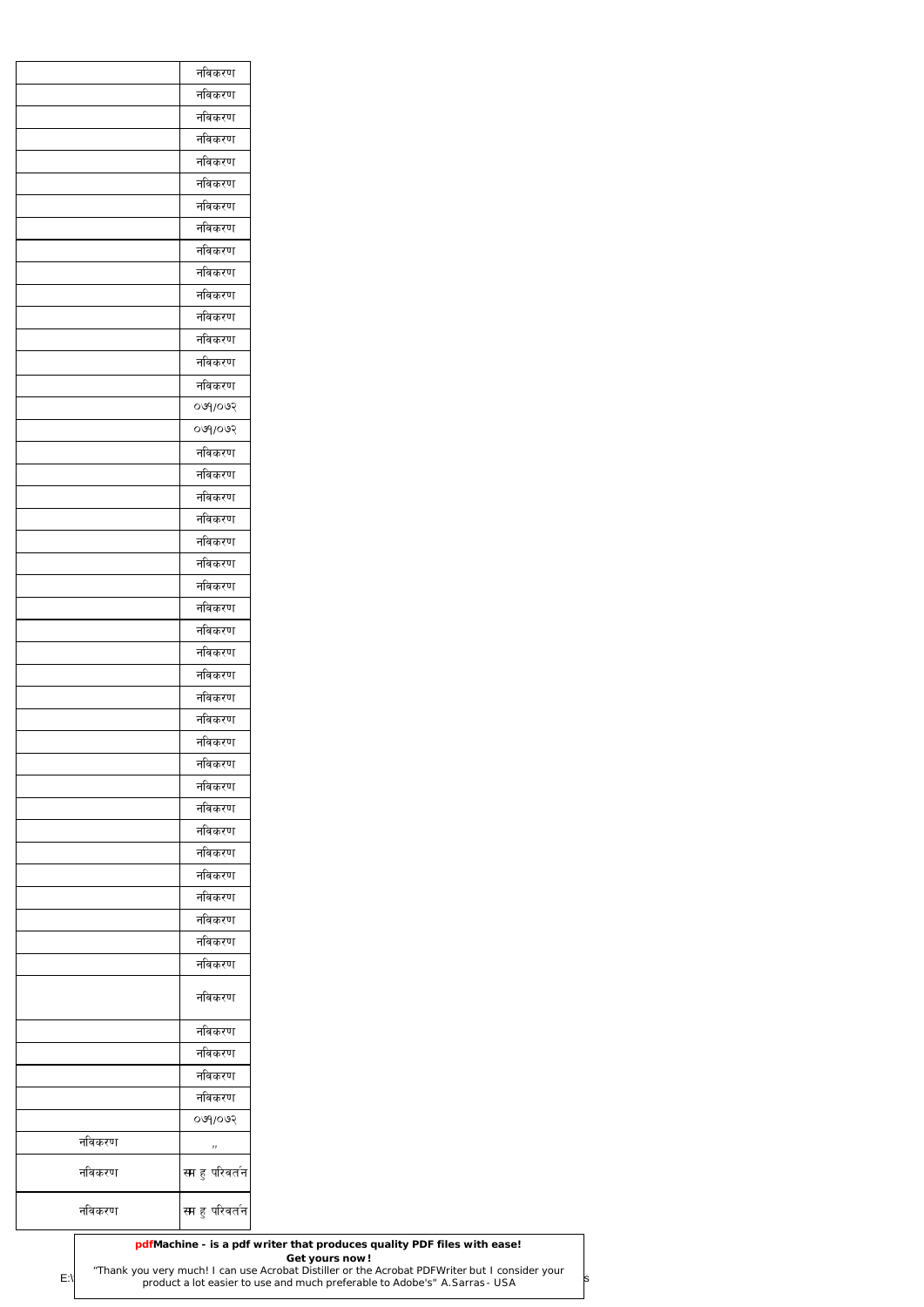| | |
|---|---|
| | नविकरण |
| | नविकरण |
| | नविकरण |
| | नविकरण |
| | नविकरण |
| | नविकरण |
| | नविकरण |
| | नविकरण |
| | नविकरण |
| | नविकरण |
| | नविकरण |
| | नविकरण |
| | नविकरण |
| | नविकरण |
| | नविकरण |
| | ०७१/०७२ |
| | ०७१/०७२ |
| | नविकरण |
| | नविकरण |
| | नविकरण |
| | नविकरण |
| | नविकरण |
| | नविकरण |
| | नविकरण |
| | नविकरण |
| | नविकरण |
| | नविकरण |
| | नविकरण |
| | नविकरण |
| | नविकरण |
| | नविकरण |
| | नविकरण |
| | नविकरण |
| | नविकरण |
| | नविकरण |
| | नविकरण |
| | नविकरण |
| | नविकरण |
| | नविकरण |
| | नविकरण |
| | नविकरण |
| | नविकरण |
| | नविकरण |
| | नविकरण |
| | नविकरण |
| | नविकरण |
| | ०७१/०७२ |
| नविकरण | ,, |
| नविकरण | स्म हु परिवर्तन |
| नविकरण | स्म हु परिवर्तन |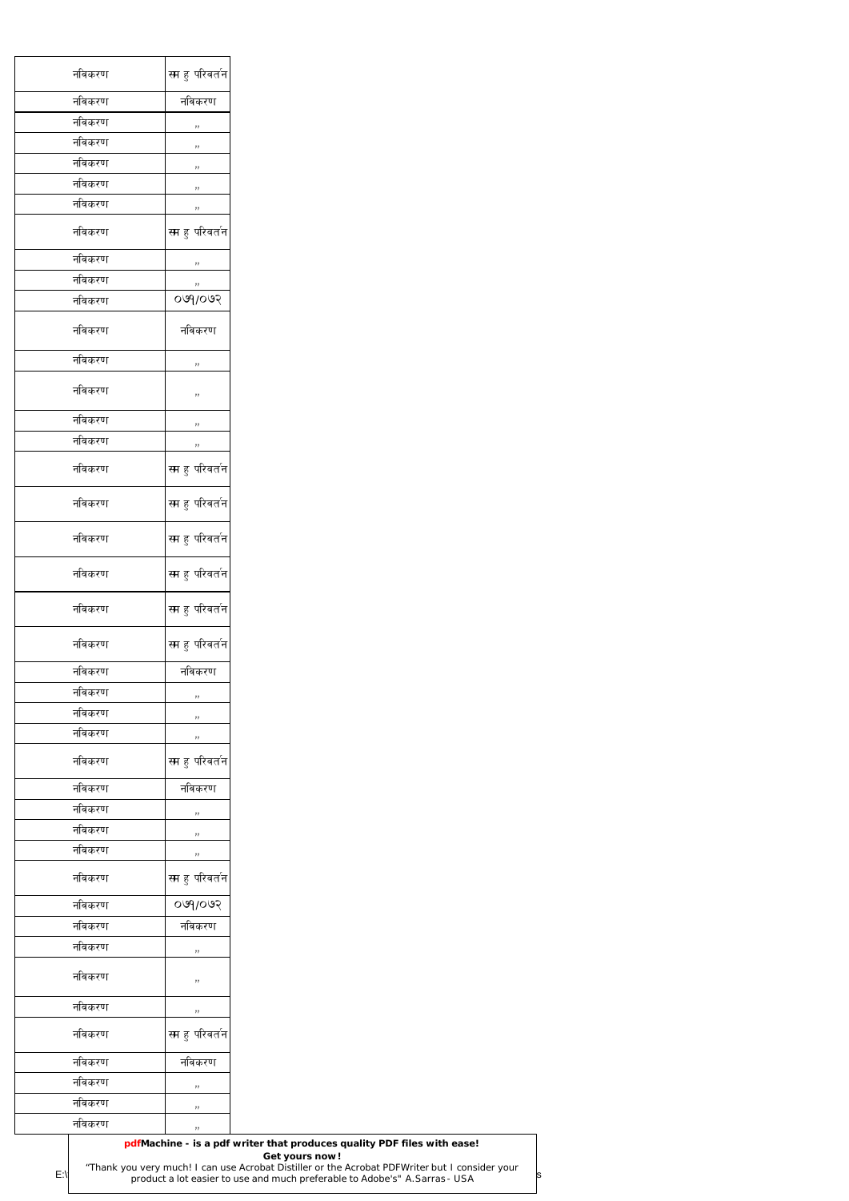| | |
|---|---|
| नविकरण | स्म हु परिवर्तन |
| नविकरण | नविकरण |
| नविकरण | ,, |
| नविकरण | ,, |
| नविकरण | ,, |
| नविकरण | ,, |
| नविकरण | ,, |
| नविकरण | स्म हु परिवर्तन |
| नविकरण | ,, |
| नविकरण | ,, |
| नविकरण | ०७१/०७२ |
| नविकरण | नविकरण |
| नविकरण | ,, |
| नविकरण | ,, |
| नविकरण | ,, |
| नविकरण | ,, |
| नविकरण | स्म हु परिवर्तन |
| नविकरण | स्म हु परिवर्तन |
| नविकरण | स्म हु परिवर्तन |
| नविकरण | स्म हु परिवर्तन |
| नविकरण | स्म हु परिवर्तन |
| नविकरण | स्म हु परिवर्तन |
| नविकरण | नविकरण |
| नविकरण | ,, |
| नविकरण | ,, |
| नविकरण | ,, |
| नविकरण | स्म हु परिवर्तन |
| नविकरण | नविकरण |
| नविकरण | ,, |
| नविकरण | ,, |
| नविकरण | ,, |
| नविकरण | स्म हु परिवर्तन |
| नविकरण | ०७१/०७२ |
| नविकरण | नविकरण |
| नविकरण | ,, |
| नविकरण | ,, |
| नविकरण | ,, |
| नविकरण | स्म हु परिवर्तन |
| नविकरण | नविकरण |
| नविकरण | ,, |
| नविकरण | ,, |
| नविकरण | ,, |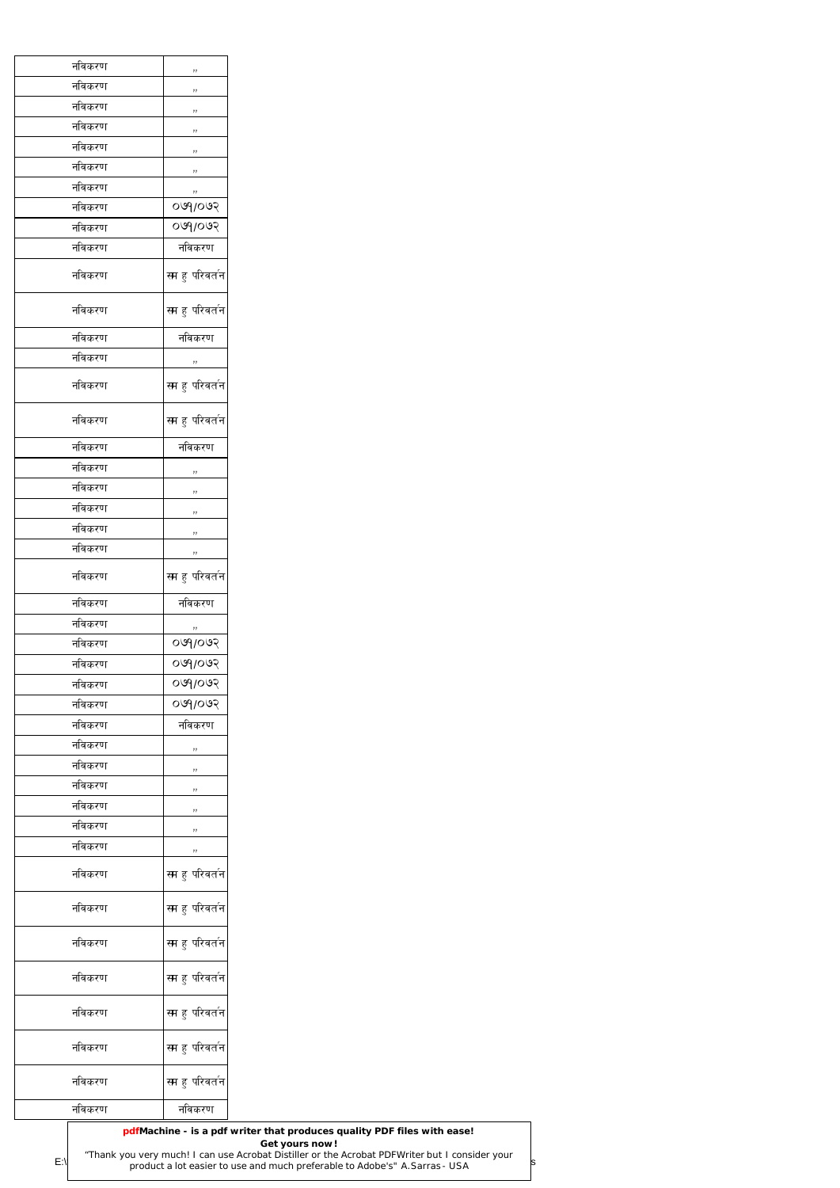| नविकरण | ,, |
|---|---|
| नविकरण | ,, |
| नविकरण | ,, |
| नविकरण | ,, |
| नविकरण | ,, |
| नविकरण | ,, |
| नविकरण | ,, |
| नविकरण | ०७१/०७२ |
| नविकरण | ०७१/०७२ |
| नविकरण | नविकरण |
| नविकरण | स्म हु परिवर्तन |
| नविकरण | स्म हु परिवर्तन |
| नविकरण | नविकरण |
| नविकरण | ,, |
| नविकरण | स्म हु परिवर्तन |
| नविकरण | स्म हु परिवर्तन |
| नविकरण | नविकरण |
| नविकरण | ,, |
| नविकरण | ,, |
| नविकरण | ,, |
| नविकरण | ,, |
| नविकरण | ,, |
| नविकरण | स्म हु परिवर्तन |
| नविकरण | नविकरण |
| नविकरण | ,, |
| नविकरण | ०७१/०७२ |
| नविकरण | ०७१/०७२ |
| नविकरण | ०७१/०७२ |
| नविकरण | ०७१/०७२ |
| नविकरण | नविकरण |
| नविकरण | ,, |
| नविकरण | ,, |
| नविकरण | ,, |
| नविकरण | ,, |
| नविकरण | ,, |
| नविकरण | ,, |
| नविकरण | स्म हु परिवर्तन |
| नविकरण | स्म हु परिवर्तन |
| नविकरण | स्म हु परिवर्तन |
| नविकरण | स्म हु परिवर्तन |
| नविकरण | स्म हु परिवर्तन |
| नविकरण | स्म हु परिवर्तन |
| नविकरण | स्म हु परिवर्तन |
| नविकरण | नविकरण |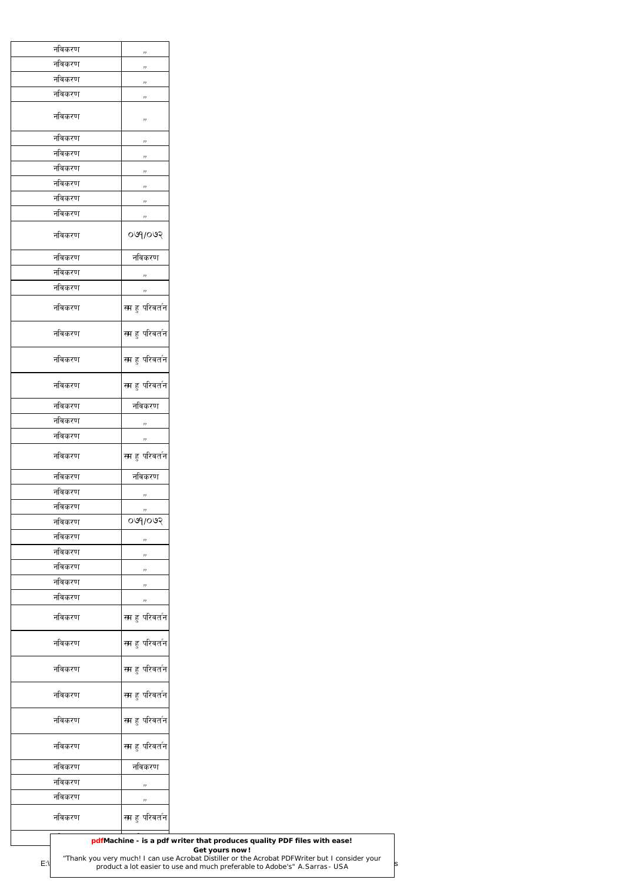| नविकरण | ,, |
|---|---|
| नविकरण | ,, |
| नविकरण | ,, |
| नविकरण | ,, |
| नविकरण | ,, |
| नविकरण | ,, |
| नविकरण | ,, |
| नविकरण | ,, |
| नविकरण | ,, |
| नविकरण | ,, |
| नविकरण | ,, |
| नविकरण | ०७१/०७२ |
| नविकरण | नविकरण |
| नविकरण | ,, |
| नविकरण | ,, |
| नविकरण | स्म हु परिवर्तन |
| नविकरण | स्म हु परिवर्तन |
| नविकरण | स्म हु परिवर्तन |
| नविकरण | स्म हु परिवर्तन |
| नविकरण | नविकरण |
| नविकरण | ,, |
| नविकरण | ,, |
| नविकरण | स्म हु परिवर्तन |
| नविकरण | नविकरण |
| नविकरण | ,, |
| नविकरण | ,, |
| नविकरण | ०७१/०७२ |
| नविकरण | ,, |
| नविकरण | ,, |
| नविकरण | ,, |
| नविकरण | ,, |
| नविकरण | ,, |
| नविकरण | स्म हु परिवर्तन |
| नविकरण | स्म हु परिवर्तन |
| नविकरण | स्म हु परिवर्तन |
| नविकरण | स्म हु परिवर्तन |
| नविकरण | स्म हु परिवर्तन |
| नविकरण | स्म हु परिवर्तन |
| नविकरण | नविकरण |
| नविकरण | ,, |
| नविकरण | ,, |
| नविकरण | स्म हु परिवर्तन |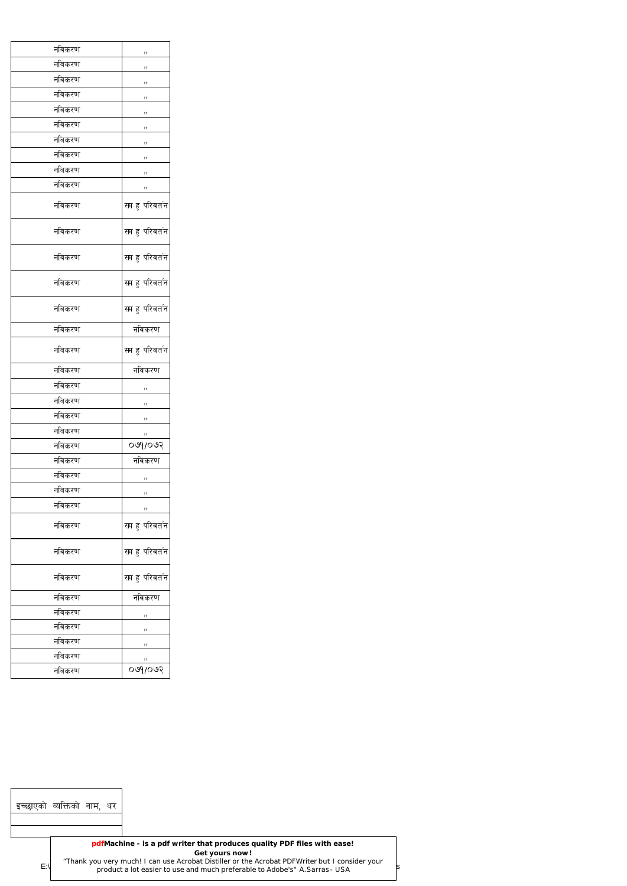| नविकरण | ,, |
| --- | --- |
| नविकरण | ,, |
| नविकरण | ,, |
| नविकरण | ,, |
| नविकरण | ,, |
| नविकरण | ,, |
| नविकरण | ,, |
| नविकरण | ,, |
| नविकरण | ,, |
| नविकरण | ,, |
| नविकरण | स्म हु परिवर्तन |
| नविकरण | स्म हु परिवर्तन |
| नविकरण | स्म हु परिवर्तन |
| नविकरण | स्म हु परिवर्तन |
| नविकरण | स्म हु परिवर्तन |
| नविकरण | नविकरण |
| नविकरण | स्म हु परिवर्तन |
| नविकरण | नविकरण |
| नविकरण | ,, |
| नविकरण | ,, |
| नविकरण | ,, |
| नविकरण | ,, |
| नविकरण | ०७१/०७२ |
| नविकरण | नविकरण |
| नविकरण | ,, |
| नविकरण | ,, |
| नविकरण | ,, |
| नविकरण | स्म हु परिवर्तन |
| नविकरण | स्म हु परिवर्तन |
| नविकरण | स्म हु परिवर्तन |
| नविकरण | नविकरण |
| नविकरण | ,, |
| नविकरण | ,, |
| नविकरण | ,, |
| नविकरण | ,, |
| नविकरण | ०७१/०७२ |

| इच्छाएको व्यक्तिको नाम, थर |
| --- |
| |
| |

**pdfMachine - is a pdf writer that produces quality PDF files with ease!**
**Get yours now!**
"Thank you very much! I can use Acrobat Distiller or the Acrobat PDFWriter but I consider your product a lot easier to use and much preferable to Adobe's" A.Sarras - USA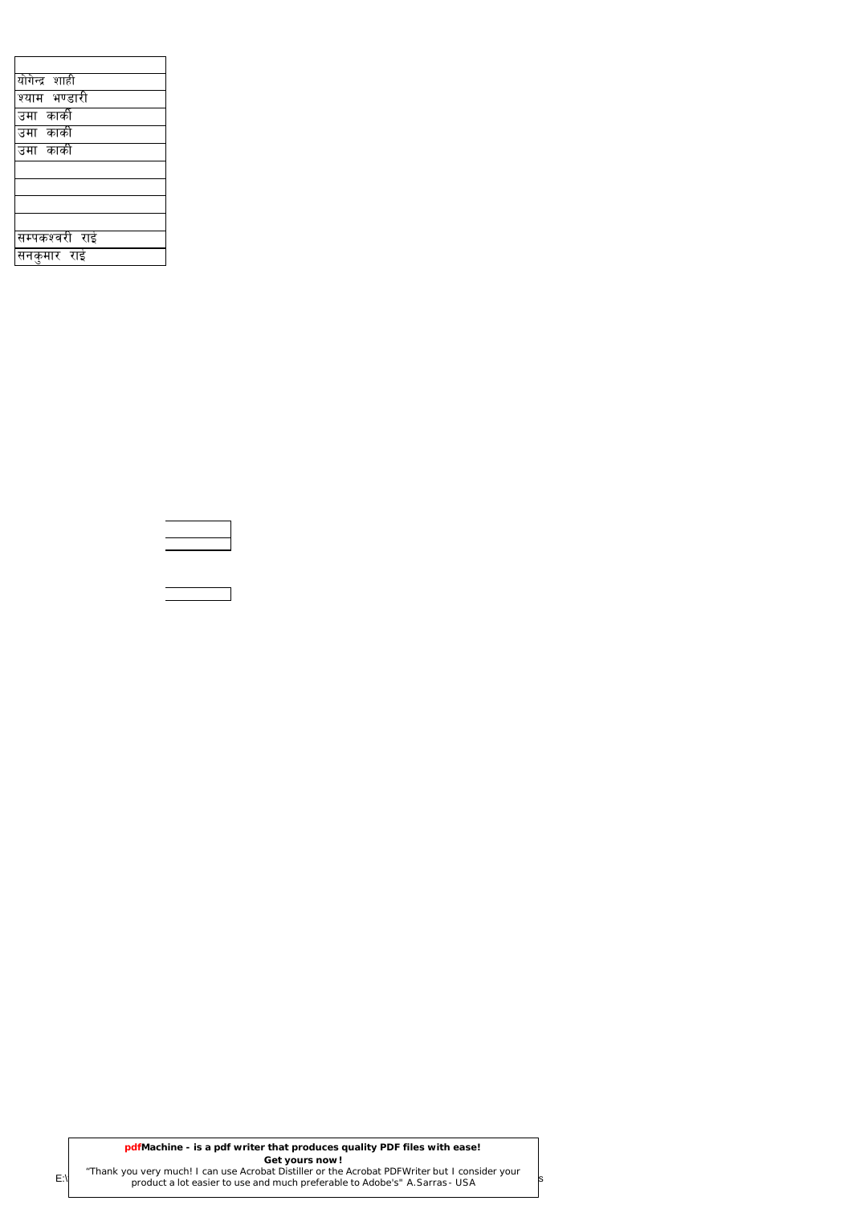| |
|---|
| योगेन्द्र शाही |
| श्याम भण्डारी |
| उमा कार्की |
| उमा कार्की |
| उमा कार्की |
| |
| |
| |
| |
| सम्पकश्वरी राई |
| सनकुमार राई |

pdfMachine - is a pdf writer that produces quality PDF files with ease!
Get yours now!
"Thank you very much! I can use Acrobat Distiller or the Acrobat PDFWriter but I consider your product a lot easier to use and much preferable to Adobe's" A.Sarras - USA